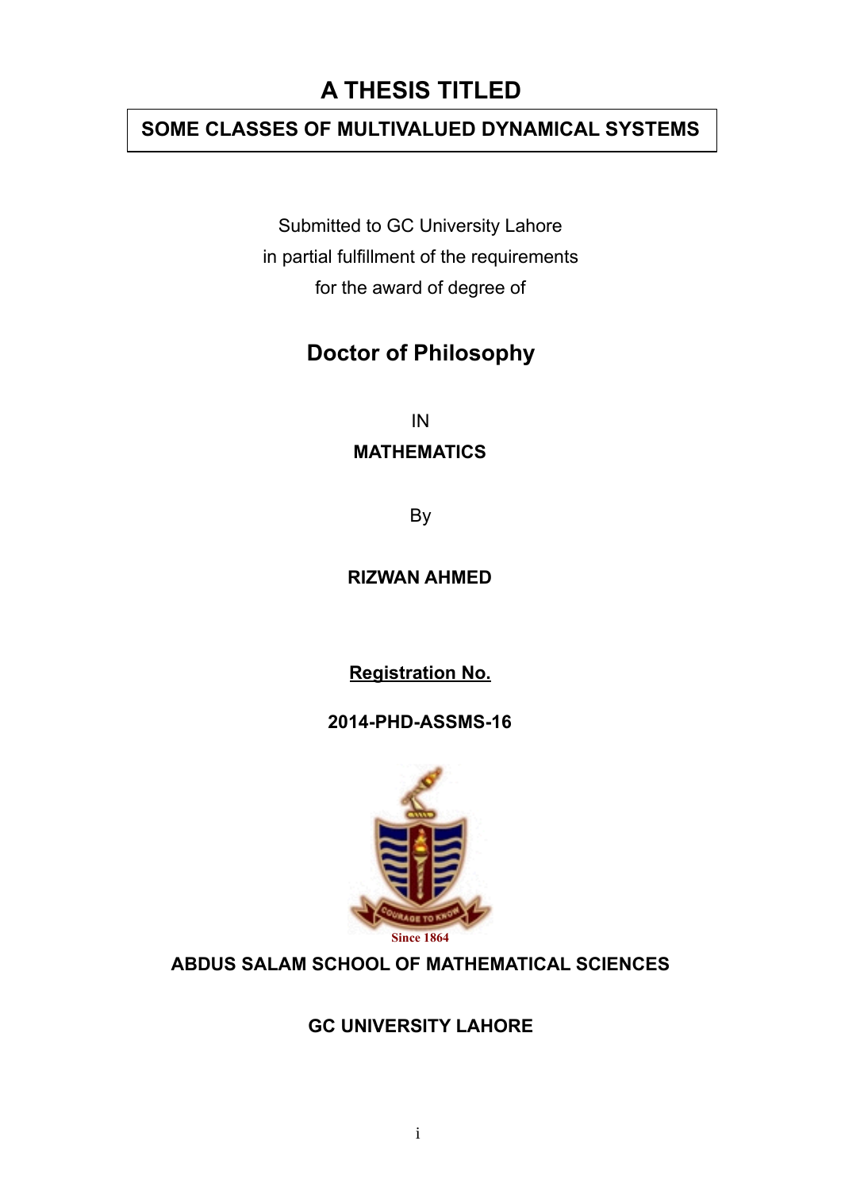# A THESIS TITLED

## SOME CLASSES OF MULTIVALUED DYNAMICAL SYSTEMS

Submitted to GC University Lahore
in partial fulfillment of the requirements
for the award of degree of

## Doctor of Philosophy

IN

**MATHEMATICS**

By

**RIZWAN AHMED**

**Registration No.**

**2014-PHD-ASSMS-16**

COURAGE TO KNOW

Since 1864

**ABDUS SALAM SCHOOL OF MATHEMATICAL SCIENCES**

**GC UNIVERSITY LAHORE**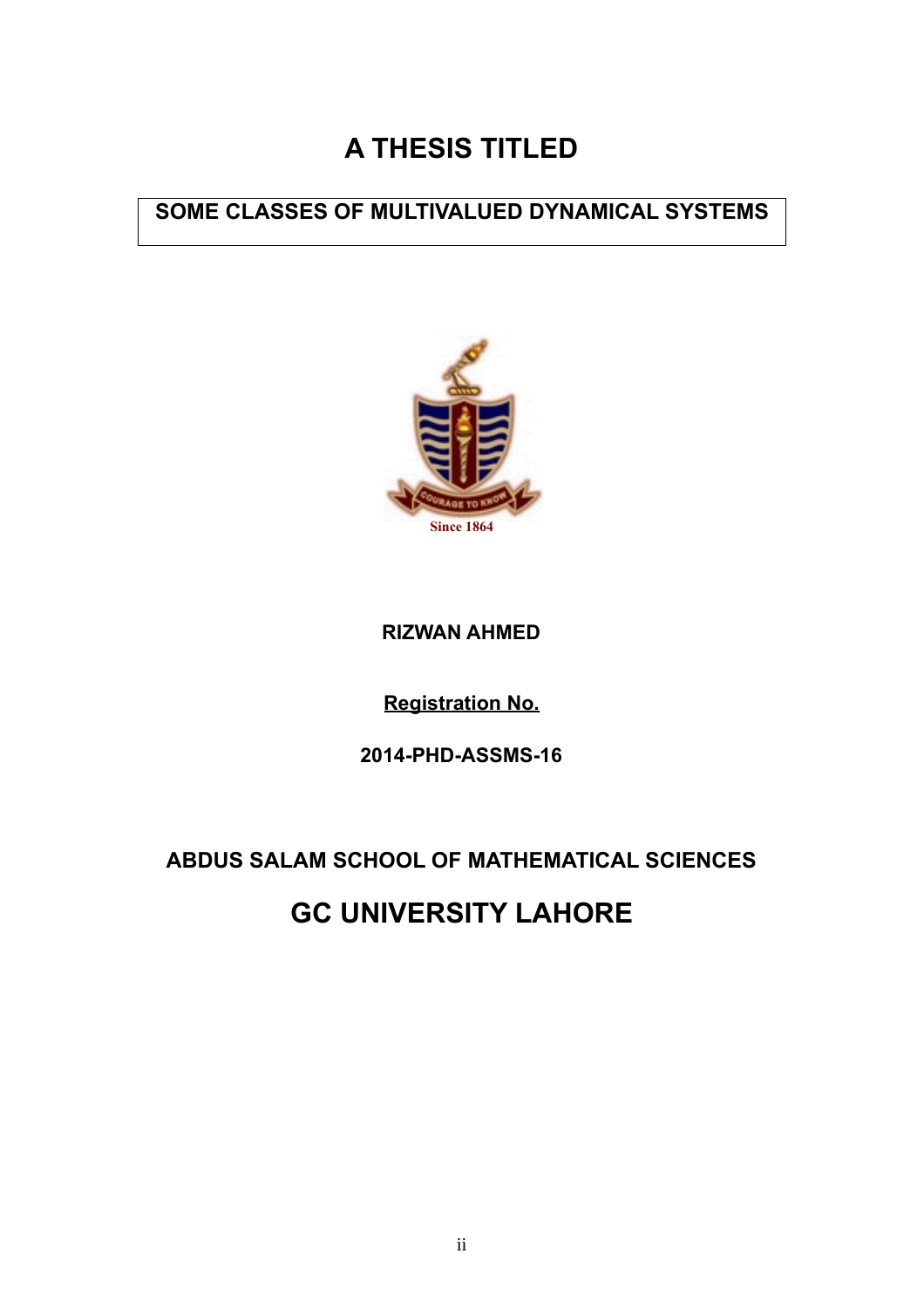# A THESIS TITLED

**SOME CLASSES OF MULTIVALUED DYNAMICAL SYSTEMS**

**RIZWAN AHMED**

**Registration No.**

**2014-PHD-ASSMS-16**

**ABDUS SALAM SCHOOL OF MATHEMATICAL SCIENCES**

## GC UNIVERSITY LAHORE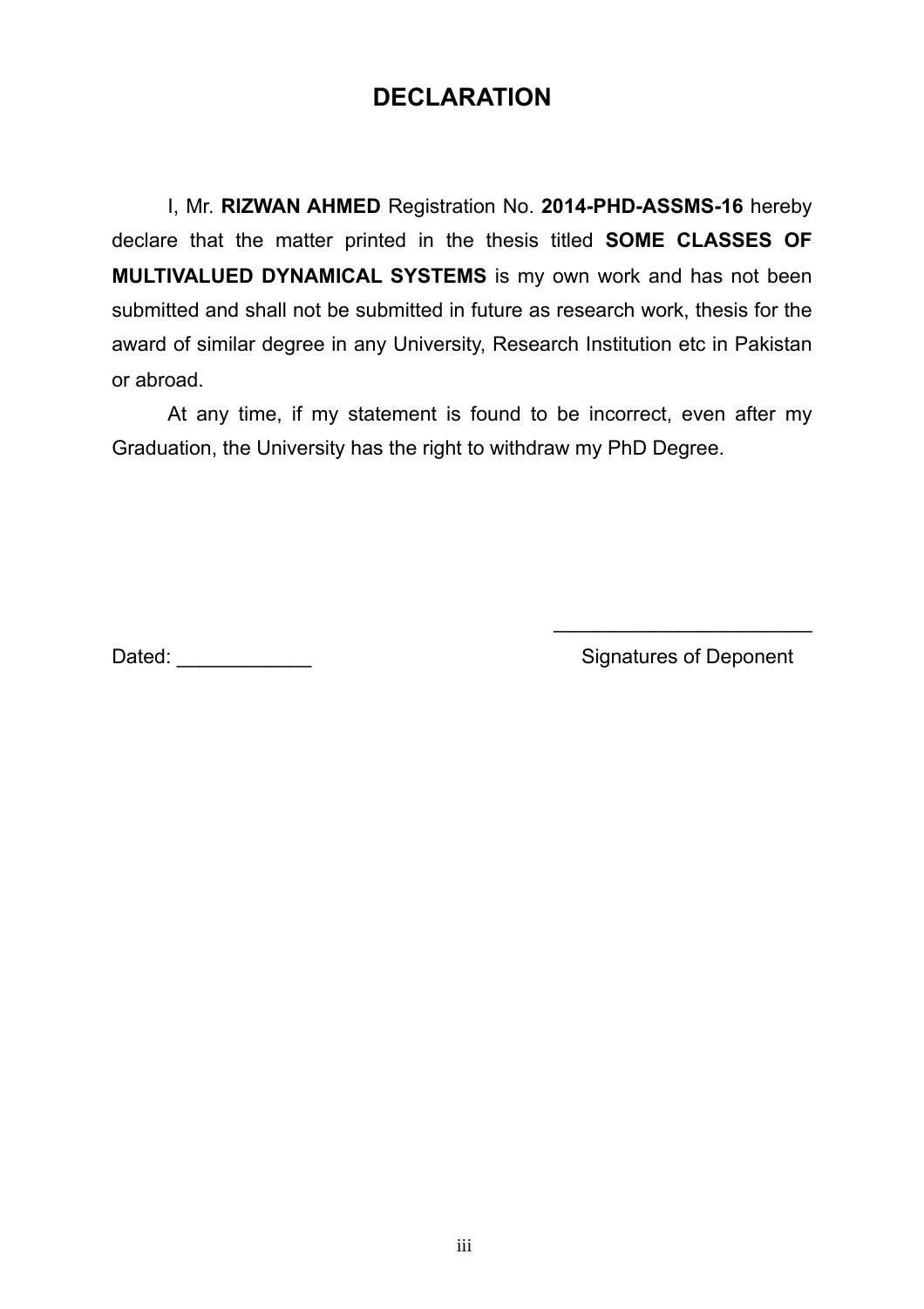# DECLARATION

I, Mr. **RIZWAN AHMED** Registration No. **2014-PHD-ASSMS-16** hereby declare that the matter printed in the thesis titled **SOME CLASSES OF MULTIVALUED DYNAMICAL SYSTEMS** is my own work and has not been submitted and shall not be submitted in future as research work, thesis for the award of similar degree in any University, Research Institution etc in Pakistan or abroad.

At any time, if my statement is found to be incorrect, even after my Graduation, the University has the right to withdraw my PhD Degree.

Dated: ____________

________________________

Signatures of Deponent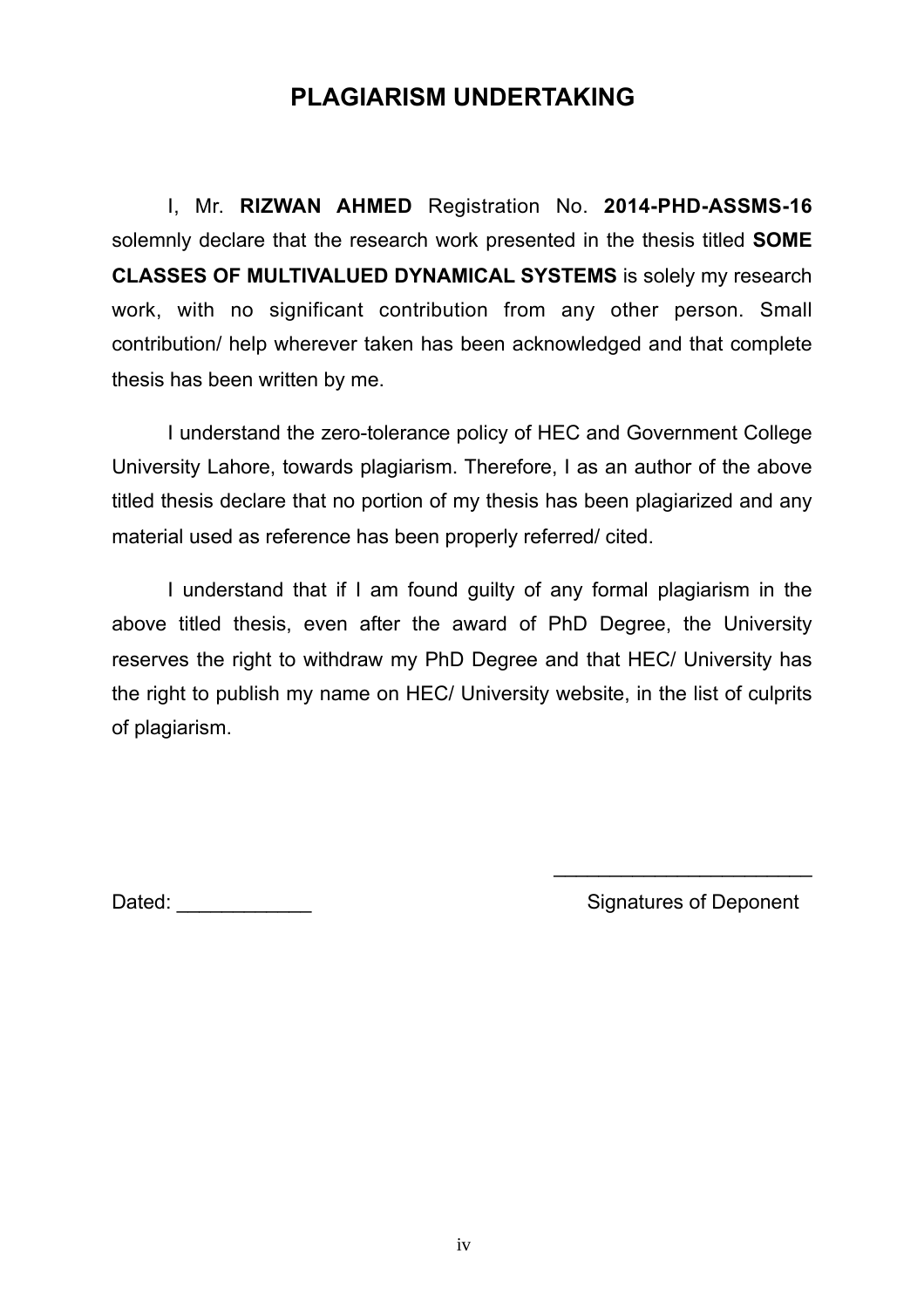# PLAGIARISM UNDERTAKING

I, Mr. **RIZWAN AHMED** Registration No. **2014-PHD-ASSMS-16** solemnly declare that the research work presented in the thesis titled **SOME CLASSES OF MULTIVALUED DYNAMICAL SYSTEMS** is solely my research work, with no significant contribution from any other person. Small contribution/ help wherever taken has been acknowledged and that complete thesis has been written by me.

I understand the zero-tolerance policy of HEC and Government College University Lahore, towards plagiarism. Therefore, I as an author of the above titled thesis declare that no portion of my thesis has been plagiarized and any material used as reference has been properly referred/ cited.

I understand that if I am found guilty of any formal plagiarism in the above titled thesis, even after the award of PhD Degree, the University reserves the right to withdraw my PhD Degree and that HEC/ University has the right to publish my name on HEC/ University website, in the list of culprits of plagiarism.

Dated: ____________

________________________

Signatures of Deponent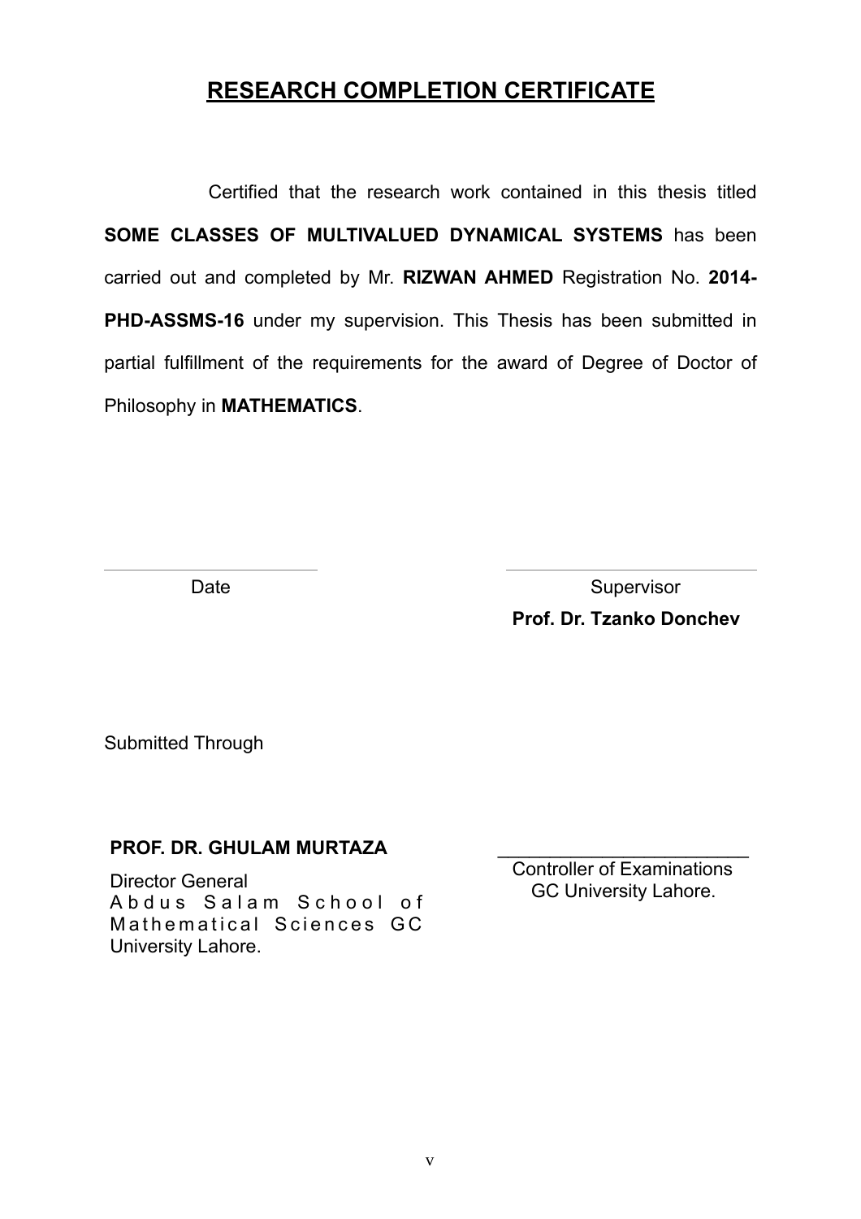# RESEARCH COMPLETION CERTIFICATE

Certified that the research work contained in this thesis titled **SOME CLASSES OF MULTIVALUED DYNAMICAL SYSTEMS** has been carried out and completed by Mr. **RIZWAN AHMED** Registration No. **2014-PHD-ASSMS-16** under my supervision. This Thesis has been submitted in partial fulfillment of the requirements for the award of Degree of Doctor of Philosophy in **MATHEMATICS**.

Date

Supervisor

**Prof. Dr. Tzanko Donchev**

Submitted Through

**PROF. DR. GHULAM MURTAZA**

Director General

Abdus Salam School of Mathematical Sciences GC University Lahore.

Controller of Examinations

GC University Lahore.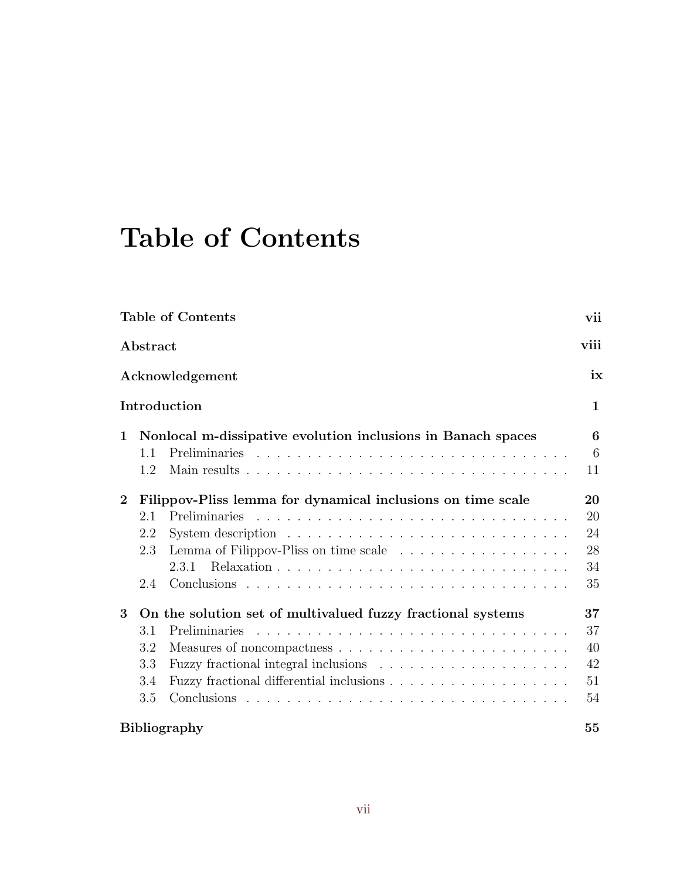# Table of Contents

**Table of Contents** **vii**

**Abstract** **viii**

**Acknowledgement** **ix**

**Introduction** **1**

**1 Nonlocal m-dissipative evolution inclusions in Banach spaces** **6**

- 1.1 Preliminaries . . . . . . . . . . . . . . . . . . . . . . . . . . . . . . . 6
- 1.2 Main results . . . . . . . . . . . . . . . . . . . . . . . . . . . . . . . 11

**2 Filippov-Pliss lemma for dynamical inclusions on time scale** **20**

- 2.1 Preliminaries . . . . . . . . . . . . . . . . . . . . . . . . . . . . . . . 20
- 2.2 System description . . . . . . . . . . . . . . . . . . . . . . . . . . . . 24
- 2.3 Lemma of Filippov-Pliss on time scale . . . . . . . . . . . . . . . . . 28
  - 2.3.1 Relaxation . . . . . . . . . . . . . . . . . . . . . . . . . . . . 34
- 2.4 Conclusions . . . . . . . . . . . . . . . . . . . . . . . . . . . . . . . . 35

**3 On the solution set of multivalued fuzzy fractional systems** **37**

- 3.1 Preliminaries . . . . . . . . . . . . . . . . . . . . . . . . . . . . . . . 37
- 3.2 Measures of noncompactness . . . . . . . . . . . . . . . . . . . . . . . 40
- 3.3 Fuzzy fractional integral inclusions . . . . . . . . . . . . . . . . . . . 42
- 3.4 Fuzzy fractional differential inclusions . . . . . . . . . . . . . . . . . . 51
- 3.5 Conclusions . . . . . . . . . . . . . . . . . . . . . . . . . . . . . . . . 54

**Bibliography** **55**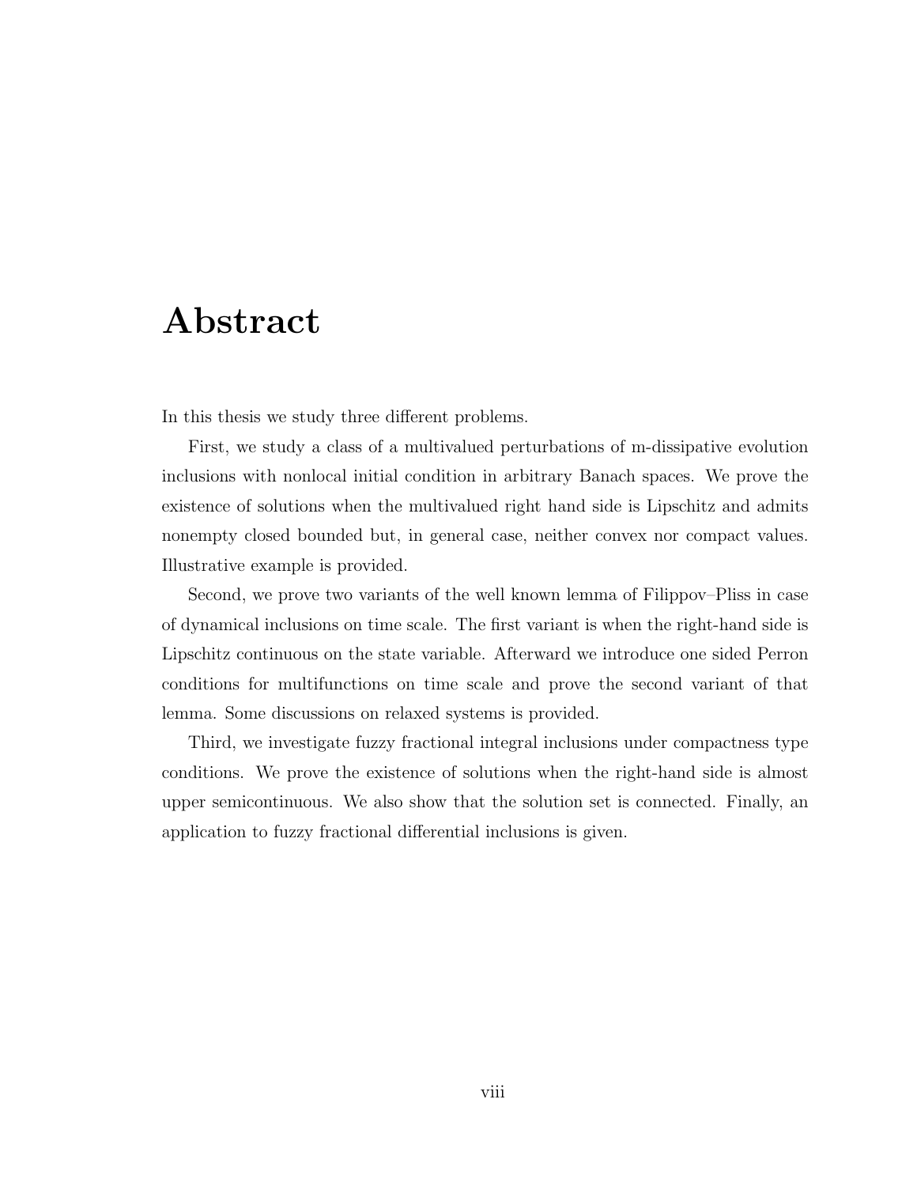# Abstract

In this thesis we study three different problems.

First, we study a class of a multivalued perturbations of m-dissipative evolution inclusions with nonlocal initial condition in arbitrary Banach spaces. We prove the existence of solutions when the multivalued right hand side is Lipschitz and admits nonempty closed bounded but, in general case, neither convex nor compact values. Illustrative example is provided.

Second, we prove two variants of the well known lemma of Filippov–Pliss in case of dynamical inclusions on time scale. The first variant is when the right-hand side is Lipschitz continuous on the state variable. Afterward we introduce one sided Perron conditions for multifunctions on time scale and prove the second variant of that lemma. Some discussions on relaxed systems is provided.

Third, we investigate fuzzy fractional integral inclusions under compactness type conditions. We prove the existence of solutions when the right-hand side is almost upper semicontinuous. We also show that the solution set is connected. Finally, an application to fuzzy fractional differential inclusions is given.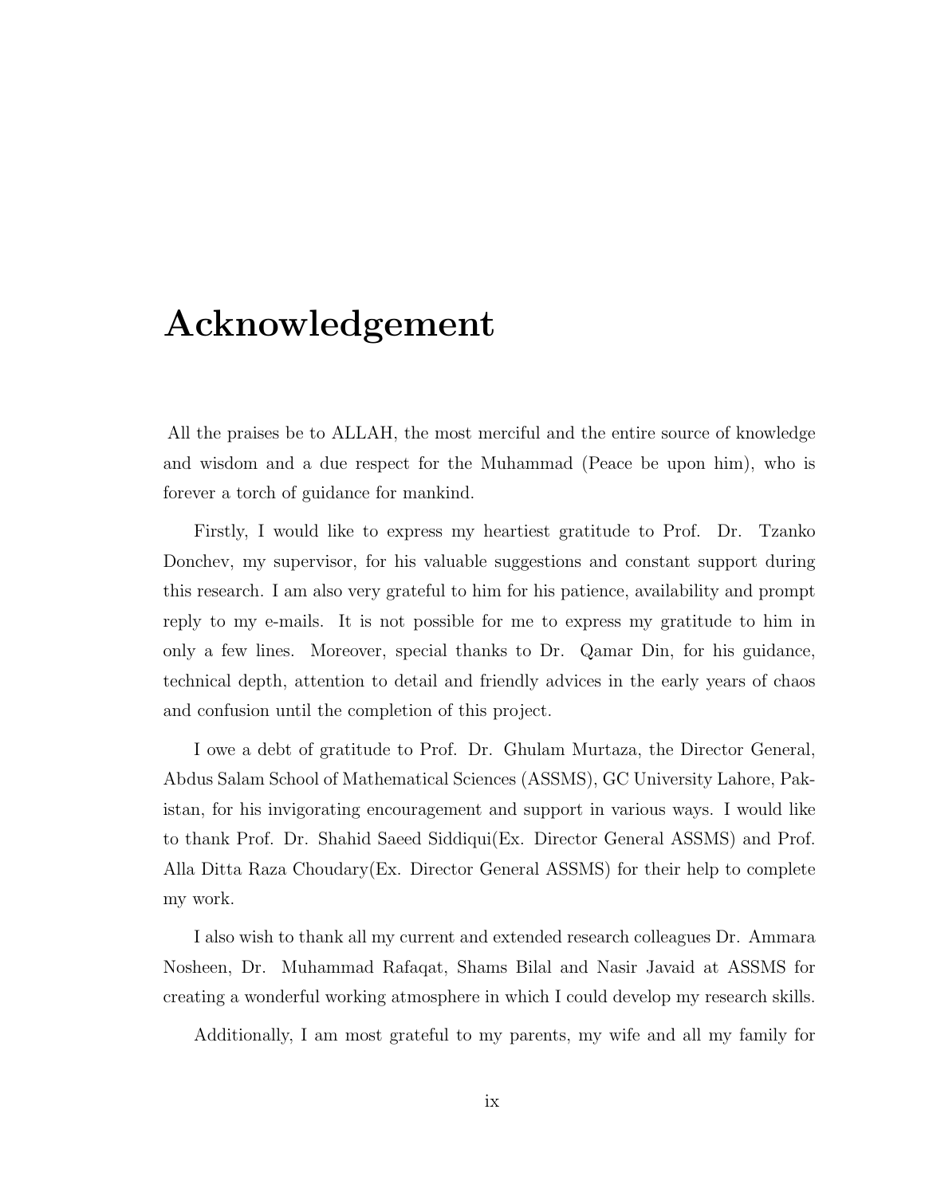# Acknowledgement

All the praises be to ALLAH, the most merciful and the entire source of knowledge and wisdom and a due respect for the Muhammad (Peace be upon him), who is forever a torch of guidance for mankind.

Firstly, I would like to express my heartiest gratitude to Prof. Dr. Tzanko Donchev, my supervisor, for his valuable suggestions and constant support during this research. I am also very grateful to him for his patience, availability and prompt reply to my e-mails. It is not possible for me to express my gratitude to him in only a few lines. Moreover, special thanks to Dr. Qamar Din, for his guidance, technical depth, attention to detail and friendly advices in the early years of chaos and confusion until the completion of this project.

I owe a debt of gratitude to Prof. Dr. Ghulam Murtaza, the Director General, Abdus Salam School of Mathematical Sciences (ASSMS), GC University Lahore, Pakistan, for his invigorating encouragement and support in various ways. I would like to thank Prof. Dr. Shahid Saeed Siddiqui(Ex. Director General ASSMS) and Prof. Alla Ditta Raza Choudary(Ex. Director General ASSMS) for their help to complete my work.

I also wish to thank all my current and extended research colleagues Dr. Ammara Nosheen, Dr. Muhammad Rafaqat, Shams Bilal and Nasir Javaid at ASSMS for creating a wonderful working atmosphere in which I could develop my research skills.

Additionally, I am most grateful to my parents, my wife and all my family for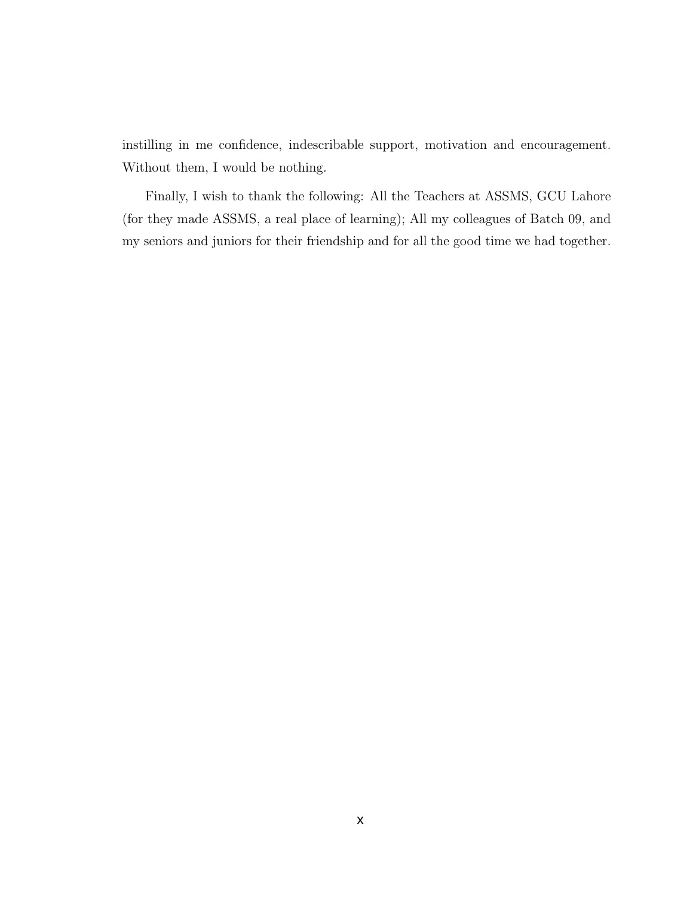instilling in me confidence, indescribable support, motivation and encouragement. Without them, I would be nothing.

Finally, I wish to thank the following: All the Teachers at ASSMS, GCU Lahore (for they made ASSMS, a real place of learning); All my colleagues of Batch 09, and my seniors and juniors for their friendship and for all the good time we had together.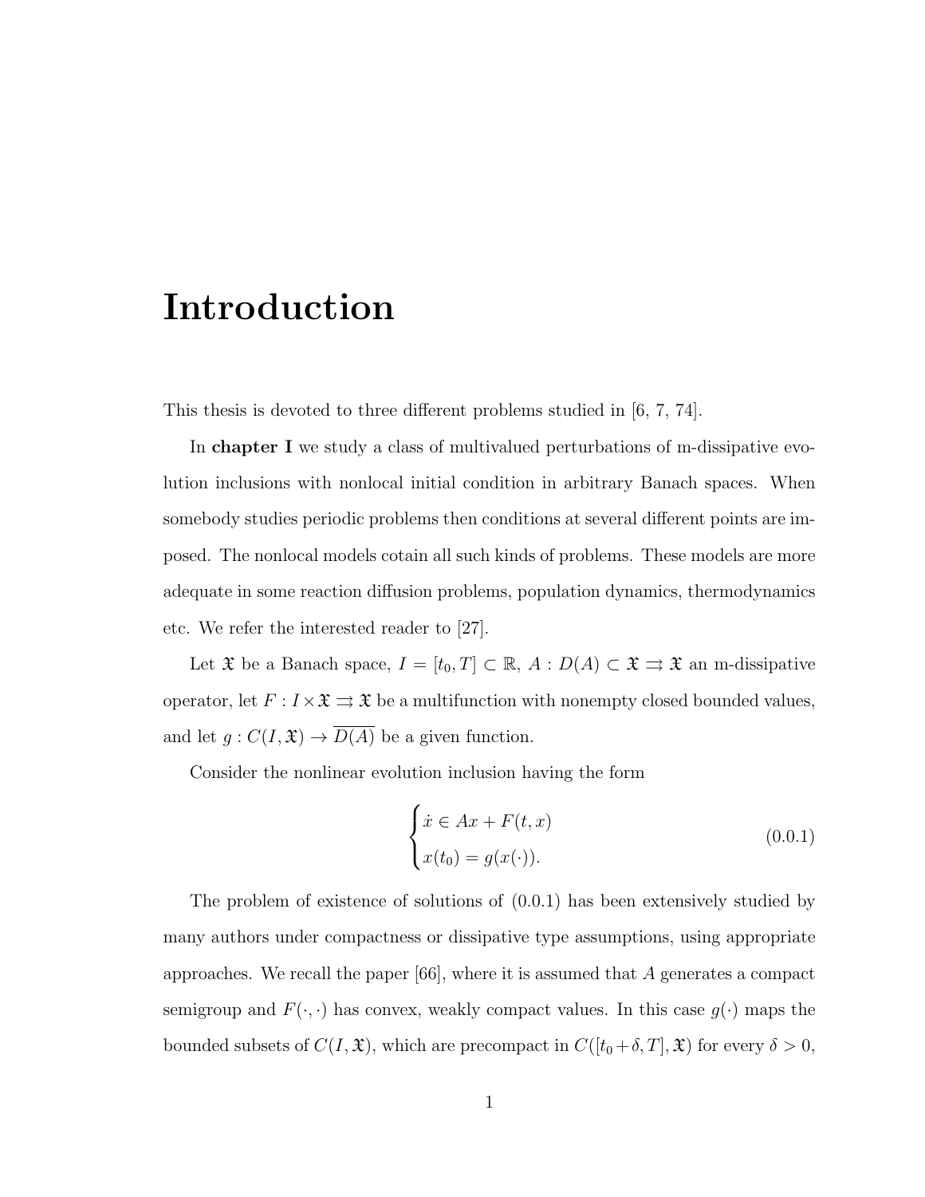# Introduction

This thesis is devoted to three different problems studied in [6, 7, 74].

In **chapter I** we study a class of multivalued perturbations of m-dissipative evolution inclusions with nonlocal initial condition in arbitrary Banach spaces. When somebody studies periodic problems then conditions at several different points are imposed. The nonlocal models cotain all such kinds of problems. These models are more adequate in some reaction diffusion problems, population dynamics, thermodynamics etc. We refer the interested reader to [27].

Let $\mathfrak{X}$ be a Banach space, $I = [t_0, T] \subset \mathbb{R}$, $A : D(A) \subset \mathfrak{X} \rightrightarrows \mathfrak{X}$ an m-dissipative operator, let $F : I \times \mathfrak{X} \rightrightarrows \mathfrak{X}$ be a multifunction with nonempty closed bounded values, and let $g : C(I, \mathfrak{X}) \to \overline{D(A)}$ be a given function.

Consider the nonlinear evolution inclusion having the form

$$\begin{cases} \dot{x} \in Ax + F(t, x) \\ x(t_0) = g(x(\cdot)). \end{cases} \tag{0.0.1}$$

The problem of existence of solutions of (0.0.1) has been extensively studied by many authors under compactness or dissipative type assumptions, using appropriate approaches. We recall the paper [66], where it is assumed that $A$ generates a compact semigroup and $F(\cdot, \cdot)$ has convex, weakly compact values. In this case $g(\cdot)$ maps the bounded subsets of $C(I, \mathfrak{X})$, which are precompact in $C([t_0+\delta, T], \mathfrak{X})$ for every $\delta > 0$,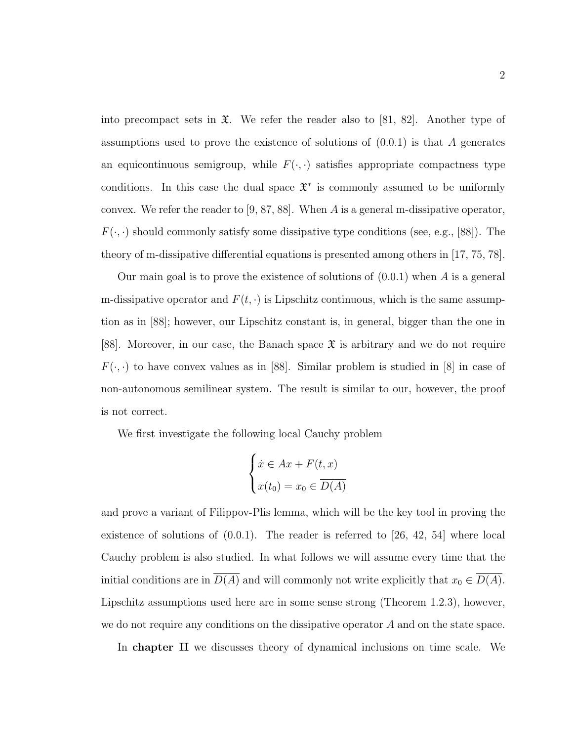into precompact sets in $\mathfrak{X}$. We refer the reader also to [81, 82]. Another type of assumptions used to prove the existence of solutions of (0.0.1) is that $A$ generates an equicontinuous semigroup, while $F(\cdot,\cdot)$ satisfies appropriate compactness type conditions. In this case the dual space $\mathfrak{X}^*$ is commonly assumed to be uniformly convex. We refer the reader to [9, 87, 88]. When $A$ is a general m-dissipative operator, $F(\cdot,\cdot)$ should commonly satisfy some dissipative type conditions (see, e.g., [88]). The theory of m-dissipative differential equations is presented among others in [17, 75, 78].

Our main goal is to prove the existence of solutions of (0.0.1) when $A$ is a general m-dissipative operator and $F(t,\cdot)$ is Lipschitz continuous, which is the same assumption as in [88]; however, our Lipschitz constant is, in general, bigger than the one in [88]. Moreover, in our case, the Banach space $\mathfrak{X}$ is arbitrary and we do not require $F(\cdot,\cdot)$ to have convex values as in [88]. Similar problem is studied in [8] in case of non-autonomous semilinear system. The result is similar to our, however, the proof is not correct.

We first investigate the following local Cauchy problem

$$\begin{cases} \dot{x} \in Ax + F(t,x) \\ x(t_0) = x_0 \in \overline{D(A)} \end{cases}$$

and prove a variant of Filippov-Plis lemma, which will be the key tool in proving the existence of solutions of (0.0.1). The reader is referred to [26, 42, 54] where local Cauchy problem is also studied. In what follows we will assume every time that the initial conditions are in $\overline{D(A)}$ and will commonly not write explicitly that $x_0 \in \overline{D(A)}$. Lipschitz assumptions used here are in some sense strong (Theorem 1.2.3), however, we do not require any conditions on the dissipative operator $A$ and on the state space.

In **chapter II** we discusses theory of dynamical inclusions on time scale. We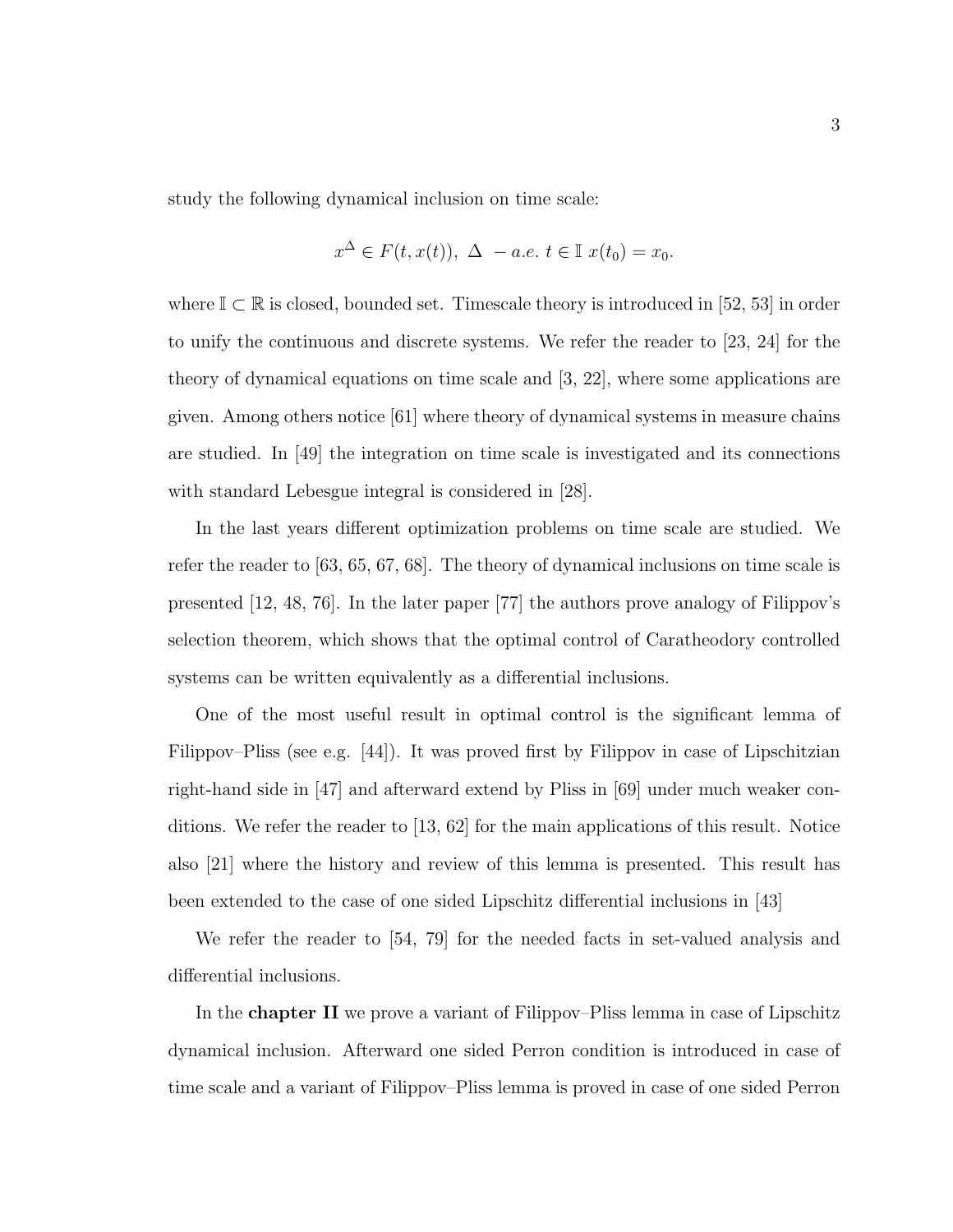study the following dynamical inclusion on time scale:

$$x^{\Delta} \in F(t, x(t)),\ \Delta\ -a.e.\ t \in \mathbb{I}\ x(t_0) = x_0.$$

where $\mathbb{I} \subset \mathbb{R}$ is closed, bounded set. Timescale theory is introduced in [52, 53] in order to unify the continuous and discrete systems. We refer the reader to [23, 24] for the theory of dynamical equations on time scale and [3, 22], where some applications are given. Among others notice [61] where theory of dynamical systems in measure chains are studied. In [49] the integration on time scale is investigated and its connections with standard Lebesgue integral is considered in [28].

In the last years different optimization problems on time scale are studied. We refer the reader to [63, 65, 67, 68]. The theory of dynamical inclusions on time scale is presented [12, 48, 76]. In the later paper [77] the authors prove analogy of Filippov's selection theorem, which shows that the optimal control of Caratheodory controlled systems can be written equivalently as a differential inclusions.

One of the most useful result in optimal control is the significant lemma of Filippov–Pliss (see e.g. [44]). It was proved first by Filippov in case of Lipschitzian right-hand side in [47] and afterward extend by Pliss in [69] under much weaker conditions. We refer the reader to [13, 62] for the main applications of this result. Notice also [21] where the history and review of this lemma is presented. This result has been extended to the case of one sided Lipschitz differential inclusions in [43]

We refer the reader to [54, 79] for the needed facts in set-valued analysis and differential inclusions.

In the **chapter II** we prove a variant of Filippov–Pliss lemma in case of Lipschitz dynamical inclusion. Afterward one sided Perron condition is introduced in case of time scale and a variant of Filippov–Pliss lemma is proved in case of one sided Perron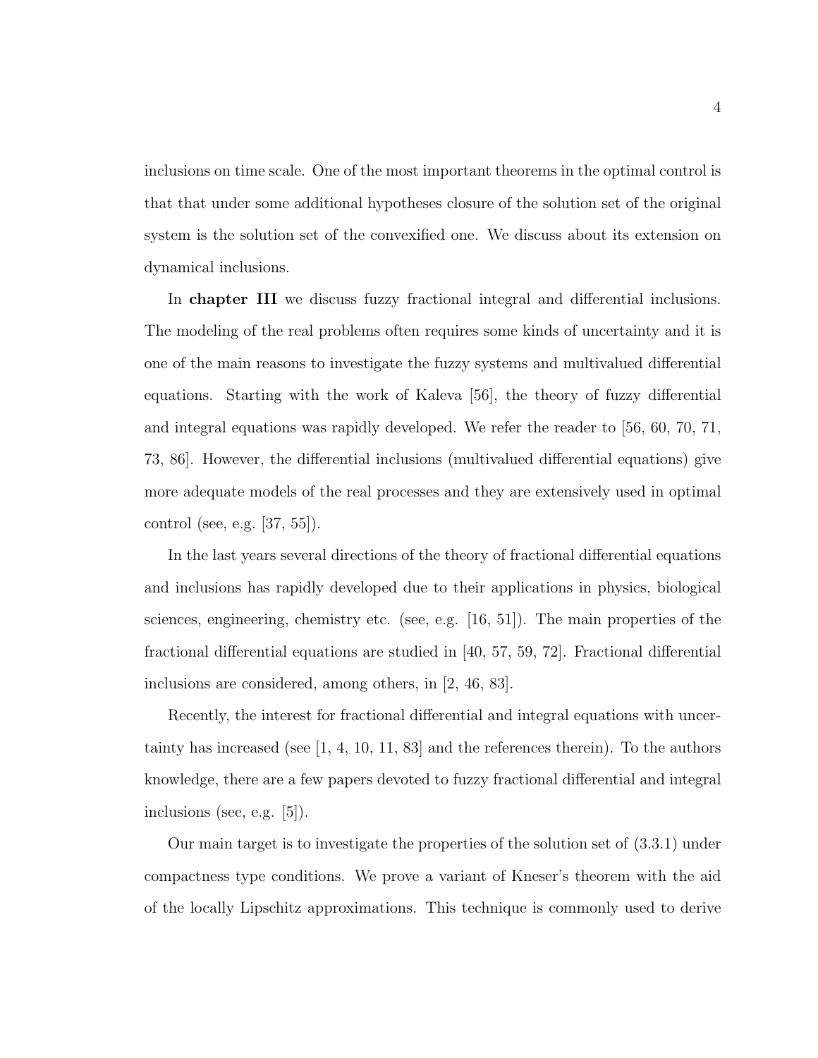inclusions on time scale. One of the most important theorems in the optimal control is that that under some additional hypotheses closure of the solution set of the original system is the solution set of the convexified one. We discuss about its extension on dynamical inclusions.

In **chapter III** we discuss fuzzy fractional integral and differential inclusions. The modeling of the real problems often requires some kinds of uncertainty and it is one of the main reasons to investigate the fuzzy systems and multivalued differential equations. Starting with the work of Kaleva [56], the theory of fuzzy differential and integral equations was rapidly developed. We refer the reader to [56, 60, 70, 71, 73, 86]. However, the differential inclusions (multivalued differential equations) give more adequate models of the real processes and they are extensively used in optimal control (see, e.g. [37, 55]).

In the last years several directions of the theory of fractional differential equations and inclusions has rapidly developed due to their applications in physics, biological sciences, engineering, chemistry etc. (see, e.g. [16, 51]). The main properties of the fractional differential equations are studied in [40, 57, 59, 72]. Fractional differential inclusions are considered, among others, in [2, 46, 83].

Recently, the interest for fractional differential and integral equations with uncertainty has increased (see [1, 4, 10, 11, 83] and the references therein). To the authors knowledge, there are a few papers devoted to fuzzy fractional differential and integral inclusions (see, e.g. [5]).

Our main target is to investigate the properties of the solution set of (3.3.1) under compactness type conditions. We prove a variant of Kneser's theorem with the aid of the locally Lipschitz approximations. This technique is commonly used to derive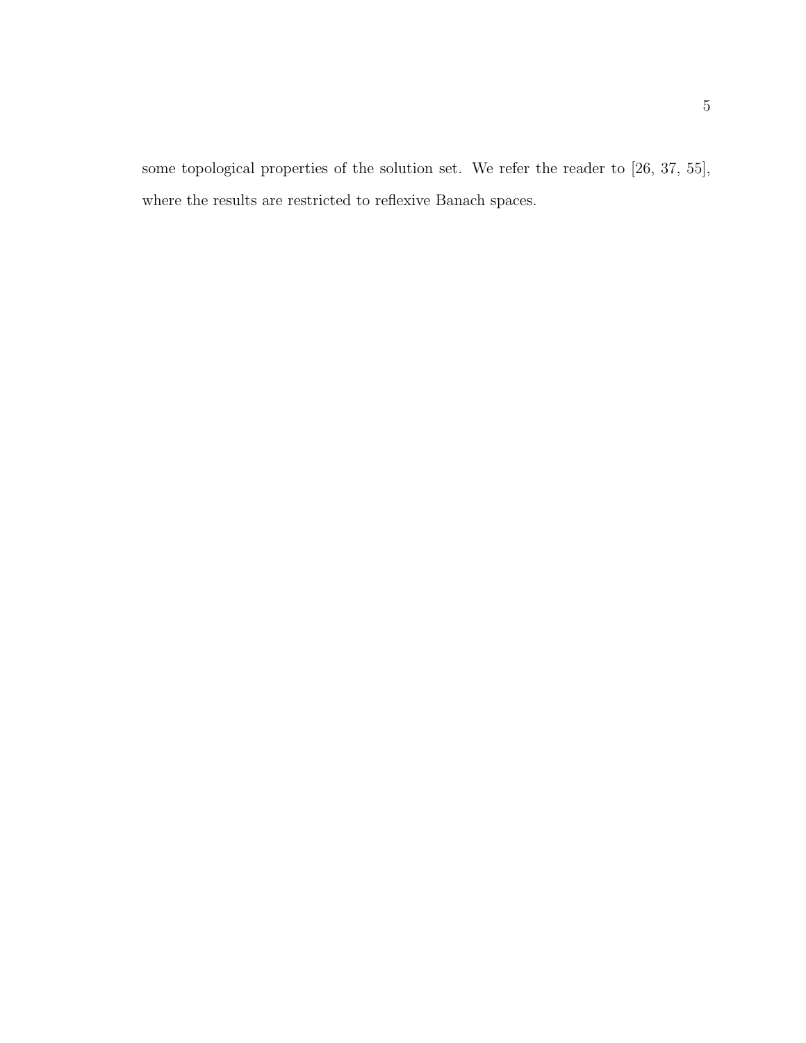some topological properties of the solution set. We refer the reader to [26, 37, 55], where the results are restricted to reflexive Banach spaces.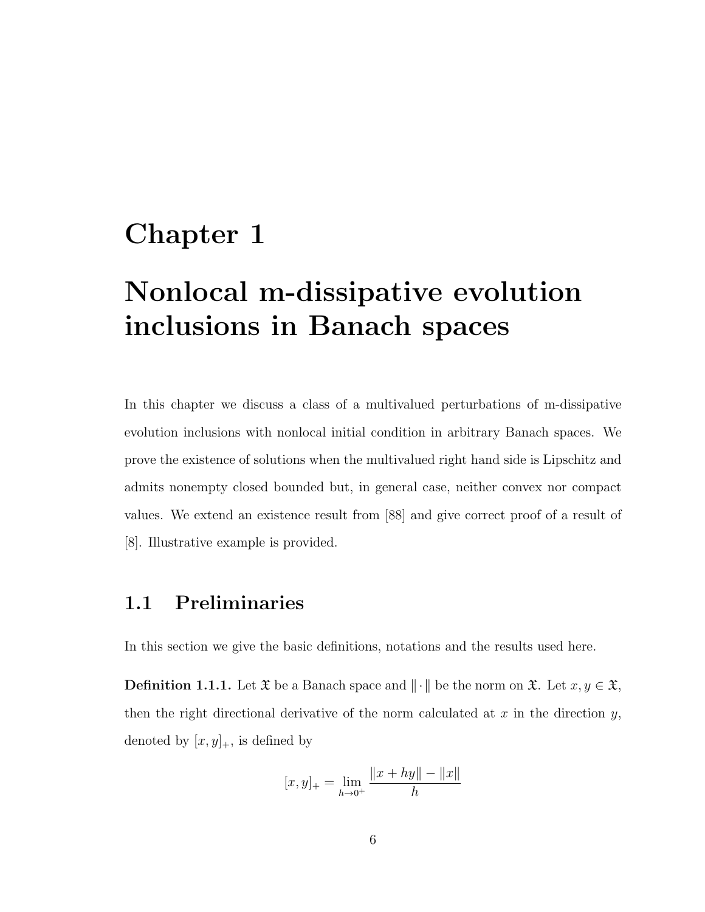# Chapter 1

# Nonlocal m-dissipative evolution inclusions in Banach spaces

In this chapter we discuss a class of a multivalued perturbations of m-dissipative evolution inclusions with nonlocal initial condition in arbitrary Banach spaces. We prove the existence of solutions when the multivalued right hand side is Lipschitz and admits nonempty closed bounded but, in general case, neither convex nor compact values. We extend an existence result from [88] and give correct proof of a result of [8]. Illustrative example is provided.

## 1.1 Preliminaries

In this section we give the basic definitions, notations and the results used here.

**Definition 1.1.1.** Let $\mathfrak{X}$ be a Banach space and $\|\cdot\|$ be the norm on $\mathfrak{X}$. Let $x, y \in \mathfrak{X}$, then the right directional derivative of the norm calculated at $x$ in the direction $y$, denoted by $[x, y]_+$, is defined by

$$[x, y]_+ = \lim_{h \to 0^+} \frac{\|x + hy\| - \|x\|}{h}$$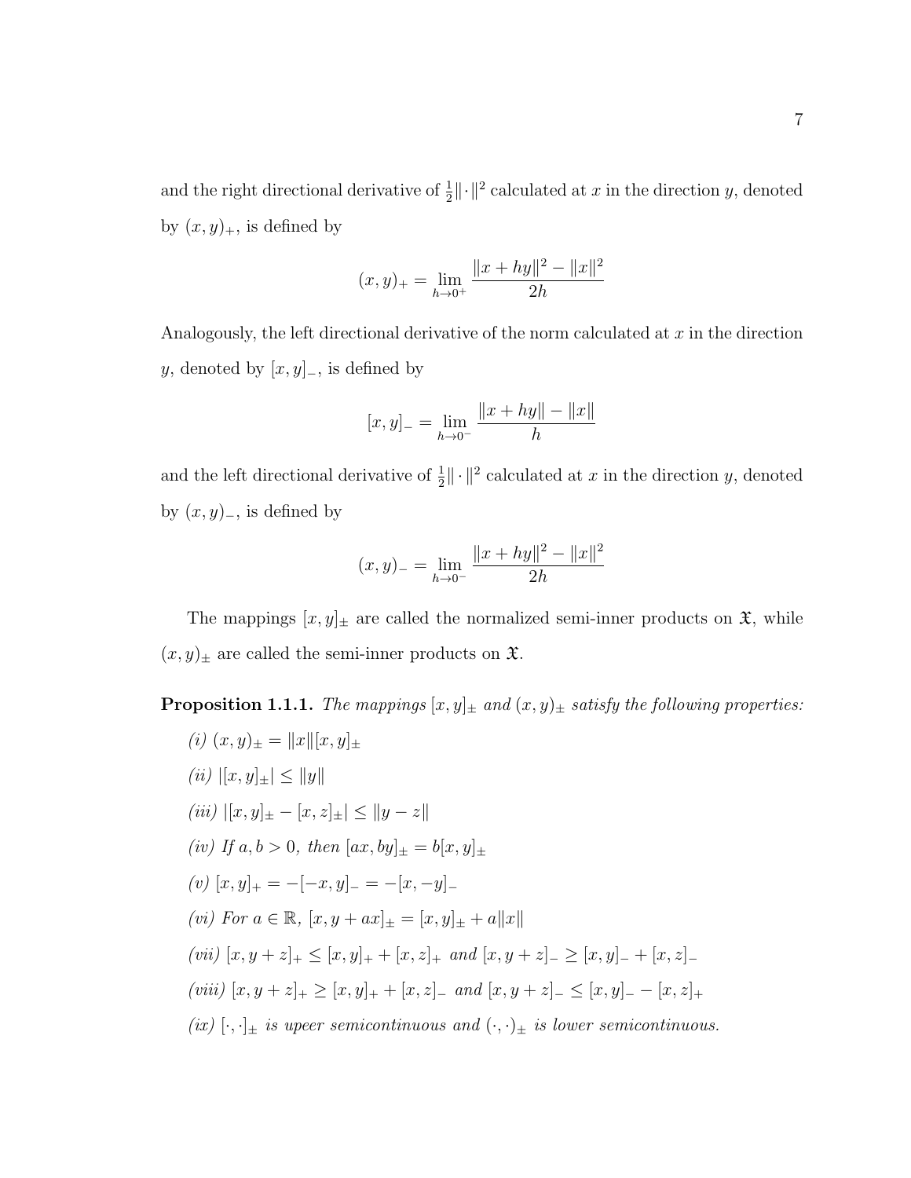and the right directional derivative of $\frac{1}{2}\|\cdot\|^2$ calculated at $x$ in the direction $y$, denoted by $(x, y)_+$, is defined by

$$(x, y)_+ = \lim_{h \to 0^+} \frac{\|x + hy\|^2 - \|x\|^2}{2h}$$

Analogously, the left directional derivative of the norm calculated at $x$ in the direction $y$, denoted by $[x, y]_-$, is defined by

$$[x, y]_- = \lim_{h \to 0^-} \frac{\|x + hy\| - \|x\|}{h}$$

and the left directional derivative of $\frac{1}{2}\|\cdot\|^2$ calculated at $x$ in the direction $y$, denoted by $(x, y)_-$, is defined by

$$(x, y)_- = \lim_{h \to 0^-} \frac{\|x + hy\|^2 - \|x\|^2}{2h}$$

The mappings $[x, y]_\pm$ are called the normalized semi-inner products on $\mathfrak{X}$, while $(x, y)_\pm$ are called the semi-inner products on $\mathfrak{X}$.

**Proposition 1.1.1.** *The mappings $[x, y]_\pm$ and $(x, y)_\pm$ satisfy the following properties:*

*(i)* $(x, y)_\pm = \|x\|[x, y]_\pm$

*(ii)* $|[x, y]_\pm| \leq \|y\|$

*(iii)* $|[x, y]_\pm - [x, z]_\pm| \leq \|y - z\|$

*(iv) If $a, b > 0$, then* $[ax, by]_\pm = b[x, y]_\pm$

*(v)* $[x, y]_+ = -[-x, y]_- = -[x, -y]_-$

*(vi) For $a \in \mathbb{R}$,* $[x, y + ax]_\pm = [x, y]_\pm + a\|x\|$

*(vii)* $[x, y + z]_+ \leq [x, y]_+ + [x, z]_+$ *and* $[x, y + z]_- \geq [x, y]_- + [x, z]_-$

*(viii)* $[x, y + z]_+ \geq [x, y]_+ + [x, z]_-$ *and* $[x, y + z]_- \leq [x, y]_- - [x, z]_+$

*(ix) $[\cdot, \cdot]_\pm$ is upeer semicontinuous and $(\cdot, \cdot)_\pm$ is lower semicontinuous.*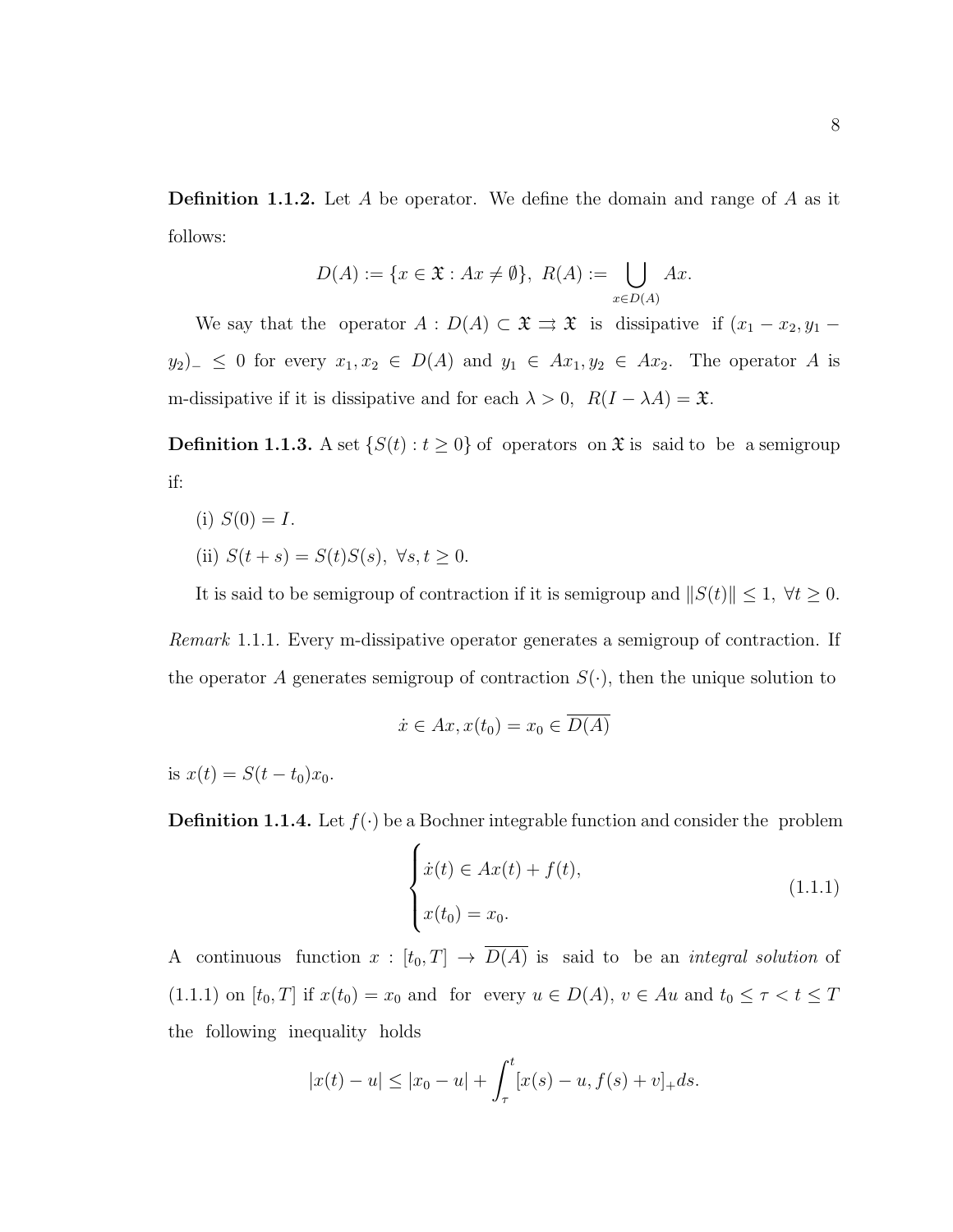**Definition 1.1.2.** Let $A$ be operator. We define the domain and range of $A$ as it follows:

$$D(A) := \{x \in \mathfrak{X} : Ax \neq \emptyset\},\ R(A) := \bigcup_{x \in D(A)} Ax.$$

We say that the operator $A : D(A) \subset \mathfrak{X} \rightrightarrows \mathfrak{X}$ is dissipative if $(x_1 - x_2, y_1 - y_2)_- \leq 0$ for every $x_1, x_2 \in D(A)$ and $y_1 \in Ax_1, y_2 \in Ax_2$. The operator $A$ is m-dissipative if it is dissipative and for each $\lambda > 0,\ R(I - \lambda A) = \mathfrak{X}$.

**Definition 1.1.3.** A set $\{S(t) : t \geq 0\}$ of operators on $\mathfrak{X}$ is said to be a semigroup if:

(i) $S(0) = I$.

(ii) $S(t + s) = S(t)S(s),\ \forall s, t \geq 0$.

It is said to be semigroup of contraction if it is semigroup and $\|S(t)\| \leq 1,\ \forall t \geq 0$.

*Remark* 1.1.1. Every m-dissipative operator generates a semigroup of contraction. If the operator $A$ generates semigroup of contraction $S(\cdot)$, then the unique solution to

$$\dot{x} \in Ax, x(t_0) = x_0 \in \overline{D(A)}$$

is $x(t) = S(t - t_0)x_0$.

**Definition 1.1.4.** Let $f(\cdot)$ be a Bochner integrable function and consider the problem

$$\begin{cases} \dot{x}(t) \in Ax(t) + f(t), \\ x(t_0) = x_0. \end{cases} \tag{1.1.1}$$

A continuous function $x : [t_0, T] \to \overline{D(A)}$ is said to be an *integral solution* of (1.1.1) on $[t_0, T]$ if $x(t_0) = x_0$ and for every $u \in D(A)$, $v \in Au$ and $t_0 \leq \tau < t \leq T$ the following inequality holds

$$|x(t) - u| \leq |x_0 - u| + \int_\tau^t [x(s) - u, f(s) + v]_+ ds.$$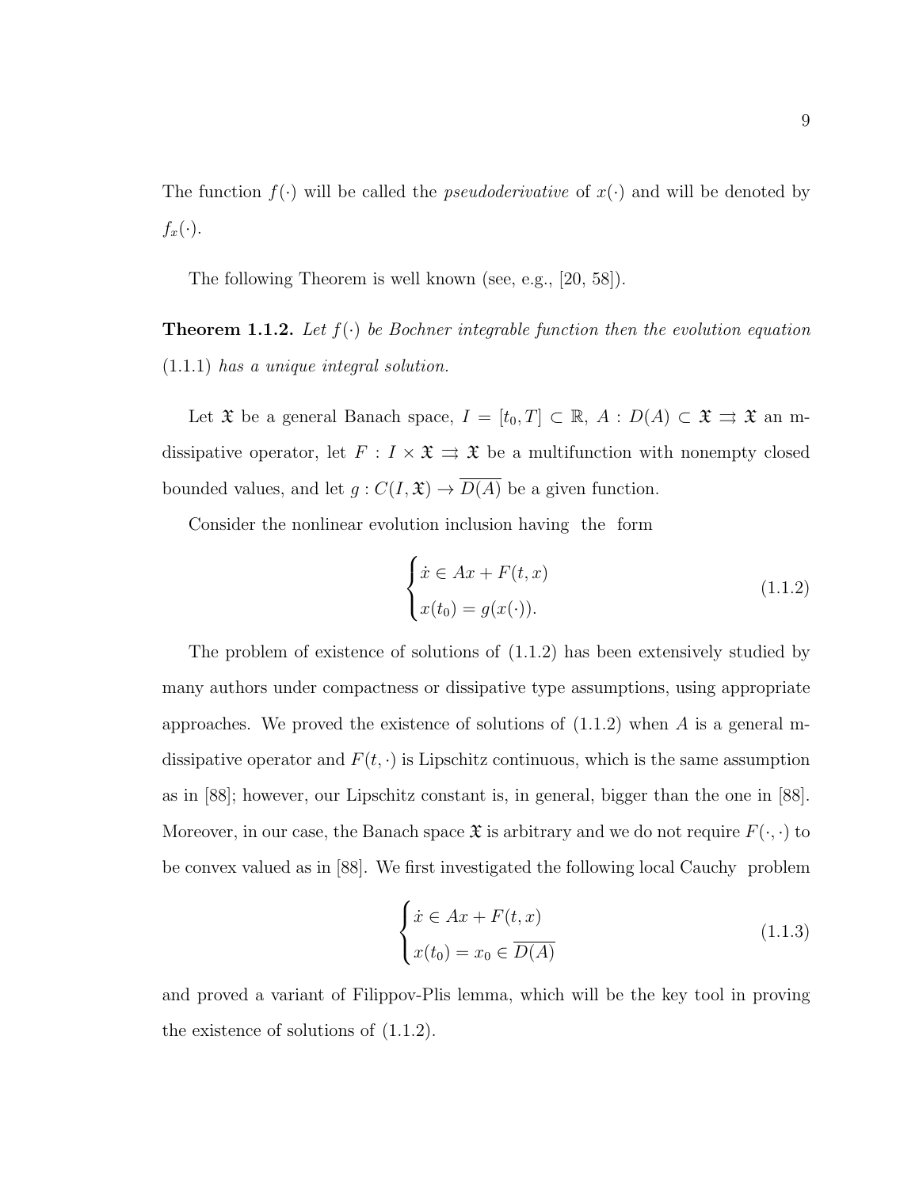The function $f(\cdot)$ will be called the *pseudoderivative* of $x(\cdot)$ and will be denoted by $f_x(\cdot)$.

The following Theorem is well known (see, e.g., [20, 58]).

**Theorem 1.1.2.** *Let $f(\cdot)$ be Bochner integrable function then the evolution equation* (1.1.1) *has a unique integral solution.*

Let $\mathfrak{X}$ be a general Banach space, $I = [t_0, T] \subset \mathbb{R}$, $A : D(A) \subset \mathfrak{X} \rightrightarrows \mathfrak{X}$ an m-dissipative operator, let $F : I \times \mathfrak{X} \rightrightarrows \mathfrak{X}$ be a multifunction with nonempty closed bounded values, and let $g : C(I, \mathfrak{X}) \to \overline{D(A)}$ be a given function.

Consider the nonlinear evolution inclusion having the form

$$
\begin{cases} \dot{x} \in Ax + F(t, x) \\ x(t_0) = g(x(\cdot)). \end{cases} \tag{1.1.2}
$$

The problem of existence of solutions of (1.1.2) has been extensively studied by many authors under compactness or dissipative type assumptions, using appropriate approaches. We proved the existence of solutions of (1.1.2) when $A$ is a general m-dissipative operator and $F(t, \cdot)$ is Lipschitz continuous, which is the same assumption as in [88]; however, our Lipschitz constant is, in general, bigger than the one in [88]. Moreover, in our case, the Banach space $\mathfrak{X}$ is arbitrary and we do not require $F(\cdot, \cdot)$ to be convex valued as in [88]. We first investigated the following local Cauchy problem

$$
\begin{cases} \dot{x} \in Ax + F(t, x) \\ x(t_0) = x_0 \in \overline{D(A)} \end{cases} \tag{1.1.3}
$$

and proved a variant of Filippov-Plis lemma, which will be the key tool in proving the existence of solutions of (1.1.2).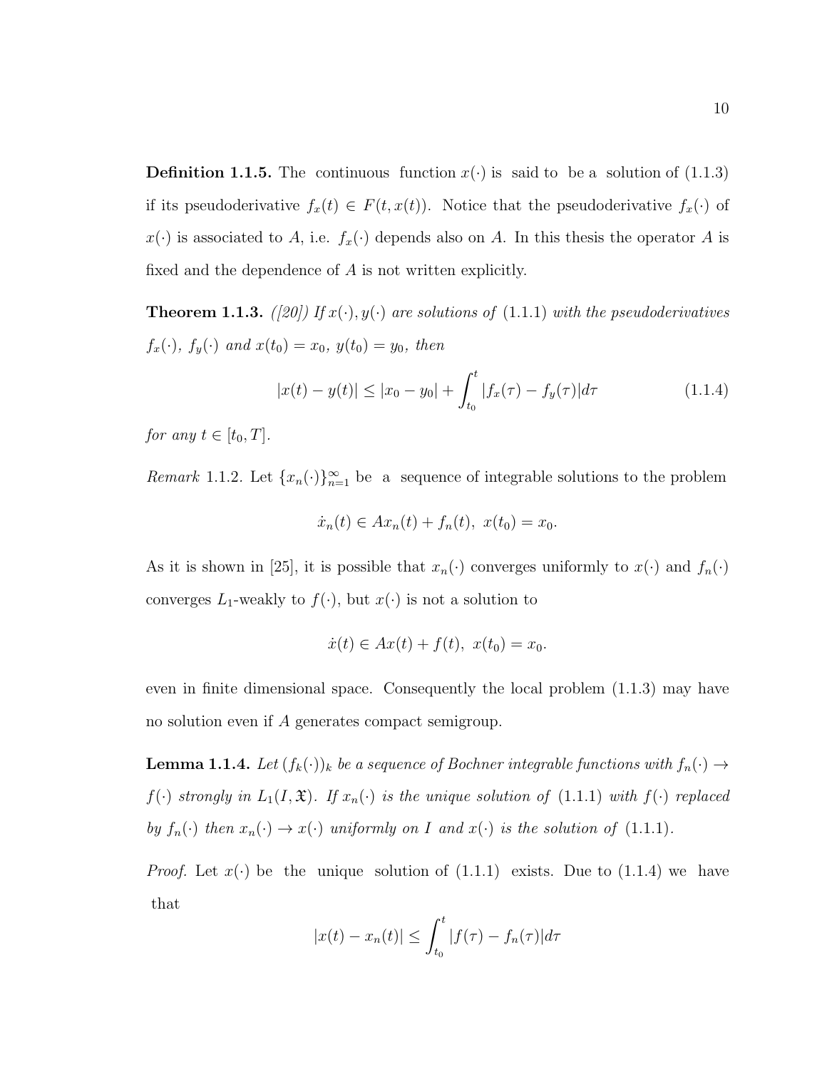**Definition 1.1.5.** The continuous function $x(\cdot)$ is said to be a solution of (1.1.3) if its pseudoderivative $f_x(t) \in F(t, x(t))$. Notice that the pseudoderivative $f_x(\cdot)$ of $x(\cdot)$ is associated to $A$, i.e. $f_x(\cdot)$ depends also on $A$. In this thesis the operator $A$ is fixed and the dependence of $A$ is not written explicitly.

**Theorem 1.1.3.** *([20]) If $x(\cdot), y(\cdot)$ are solutions of (1.1.1) with the pseudoderivatives $f_x(\cdot)$, $f_y(\cdot)$ and $x(t_0) = x_0$, $y(t_0) = y_0$, then*

$$|x(t) - y(t)| \leq |x_0 - y_0| + \int_{t_0}^{t} |f_x(\tau) - f_y(\tau)| d\tau \tag{1.1.4}$$

*for any $t \in [t_0, T]$.*

*Remark* 1.1.2. Let $\{x_n(\cdot)\}_{n=1}^{\infty}$ be a sequence of integrable solutions to the problem

$$\dot{x}_n(t) \in Ax_n(t) + f_n(t), \ x(t_0) = x_0.$$

As it is shown in [25], it is possible that $x_n(\cdot)$ converges uniformly to $x(\cdot)$ and $f_n(\cdot)$ converges $L_1$-weakly to $f(\cdot)$, but $x(\cdot)$ is not a solution to

$$\dot{x}(t) \in Ax(t) + f(t), \ x(t_0) = x_0.$$

even in finite dimensional space. Consequently the local problem (1.1.3) may have no solution even if $A$ generates compact semigroup.

**Lemma 1.1.4.** *Let $(f_k(\cdot))_k$ be a sequence of Bochner integrable functions with $f_n(\cdot) \to f(\cdot)$ strongly in $L_1(I, \mathfrak{X})$. If $x_n(\cdot)$ is the unique solution of (1.1.1) with $f(\cdot)$ replaced by $f_n(\cdot)$ then $x_n(\cdot) \to x(\cdot)$ uniformly on $I$ and $x(\cdot)$ is the solution of (1.1.1).*

*Proof.* Let $x(\cdot)$ be the unique solution of (1.1.1) exists. Due to (1.1.4) we have that

$$|x(t) - x_n(t)| \leq \int_{t_0}^{t} |f(\tau) - f_n(\tau)| d\tau$$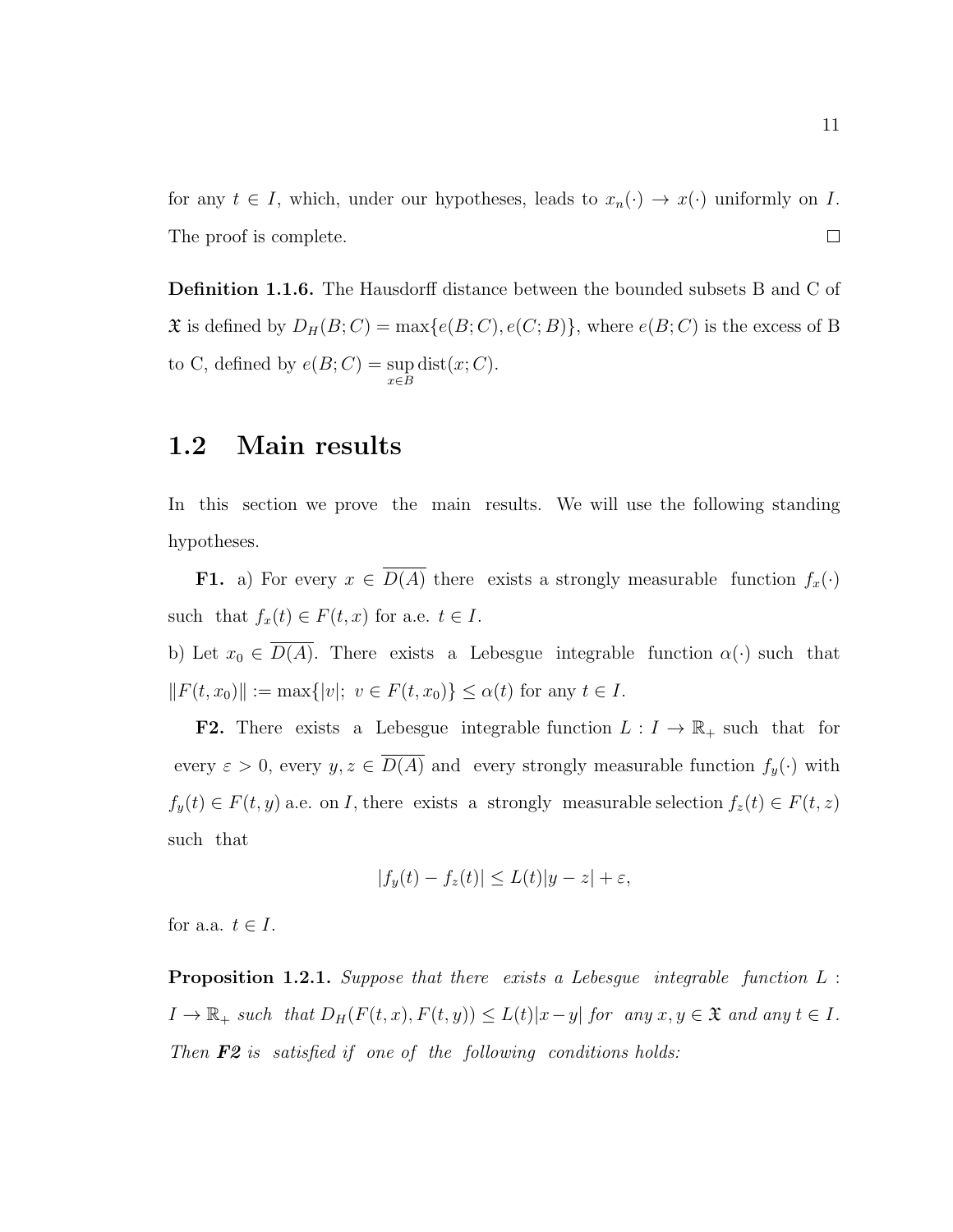for any $t \in I$, which, under our hypotheses, leads to $x_n(\cdot) \to x(\cdot)$ uniformly on $I$. The proof is complete. □

**Definition 1.1.6.** The Hausdorff distance between the bounded subsets B and C of $\mathfrak{X}$ is defined by $D_H(B;C) = \max\{e(B;C), e(C;B)\}$, where $e(B;C)$ is the excess of B to C, defined by $e(B;C) = \sup\limits_{x \in B} \operatorname{dist}(x;C)$.

## 1.2 Main results

In this section we prove the main results. We will use the following standing hypotheses.

**F1.** a) For every $x \in \overline{D(A)}$ there exists a strongly measurable function $f_x(\cdot)$ such that $f_x(t) \in F(t,x)$ for a.e. $t \in I$.

b) Let $x_0 \in \overline{D(A)}$. There exists a Lebesgue integrable function $\alpha(\cdot)$ such that $\|F(t,x_0)\| := \max\{|v|;\ v \in F(t,x_0)\} \leq \alpha(t)$ for any $t \in I$.

**F2.** There exists a Lebesgue integrable function $L : I \to \mathbb{R}_+$ such that for every $\varepsilon > 0$, every $y, z \in \overline{D(A)}$ and every strongly measurable function $f_y(\cdot)$ with $f_y(t) \in F(t,y)$ a.e. on $I$, there exists a strongly measurable selection $f_z(t) \in F(t,z)$ such that

$$|f_y(t) - f_z(t)| \leq L(t)|y - z| + \varepsilon,$$

for a.a. $t \in I$.

**Proposition 1.2.1.** *Suppose that there exists a Lebesgue integrable function $L : I \to \mathbb{R}_+$ such that $D_H(F(t,x), F(t,y)) \leq L(t)|x-y|$ for any $x, y \in \mathfrak{X}$ and any $t \in I$. Then* ***F2*** *is satisfied if one of the following conditions holds:*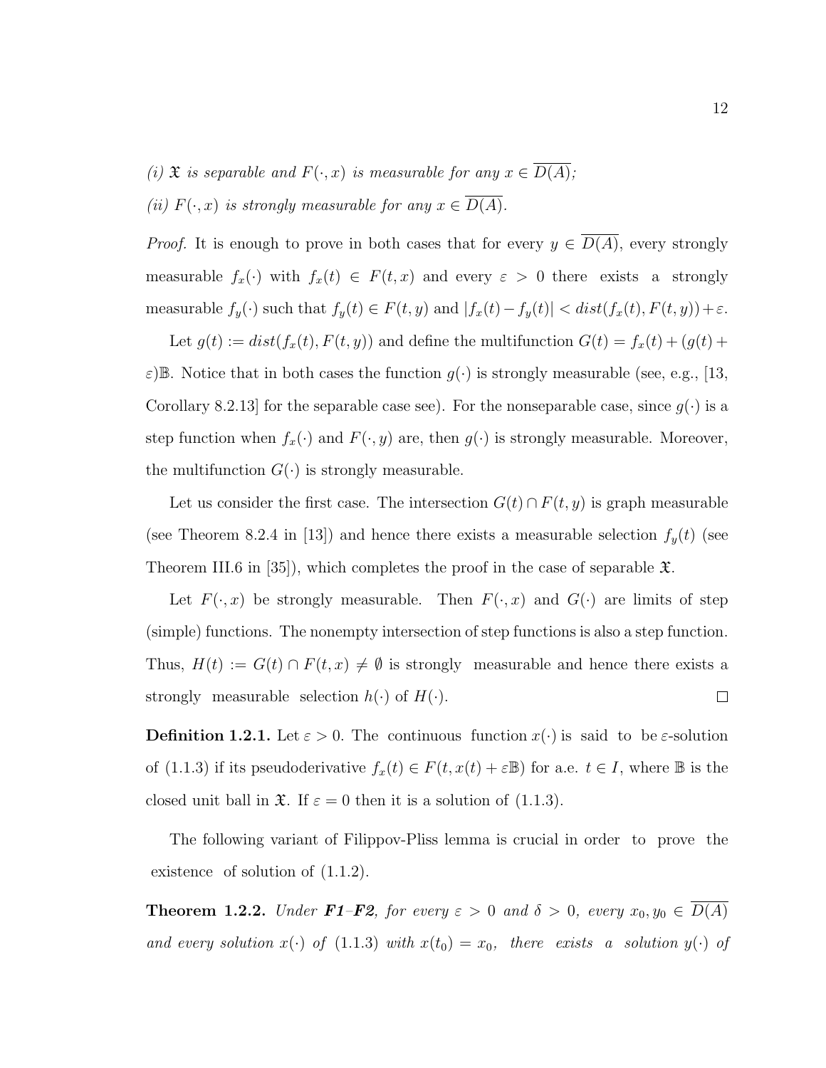*(i)* $\mathfrak{X}$ *is separable and* $F(\cdot, x)$ *is measurable for any* $x \in \overline{D(A)}$*;*

*(ii)* $F(\cdot, x)$ *is strongly measurable for any* $x \in \overline{D(A)}$*.*

*Proof.* It is enough to prove in both cases that for every $y \in \overline{D(A)}$, every strongly measurable $f_x(\cdot)$ with $f_x(t) \in F(t, x)$ and every $\varepsilon > 0$ there exists a strongly measurable $f_y(\cdot)$ such that $f_y(t) \in F(t, y)$ and $|f_x(t) - f_y(t)| < dist(f_x(t), F(t, y)) + \varepsilon$.

Let $g(t) := dist(f_x(t), F(t, y))$ and define the multifunction $G(t) = f_x(t) + (g(t) + \varepsilon)\mathbb{B}$. Notice that in both cases the function $g(\cdot)$ is strongly measurable (see, e.g., [13, Corollary 8.2.13] for the separable case see). For the nonseparable case, since $g(\cdot)$ is a step function when $f_x(\cdot)$ and $F(\cdot, y)$ are, then $g(\cdot)$ is strongly measurable. Moreover, the multifunction $G(\cdot)$ is strongly measurable.

Let us consider the first case. The intersection $G(t) \cap F(t, y)$ is graph measurable (see Theorem 8.2.4 in [13]) and hence there exists a measurable selection $f_y(t)$ (see Theorem III.6 in [35]), which completes the proof in the case of separable $\mathfrak{X}$.

Let $F(\cdot, x)$ be strongly measurable. Then $F(\cdot, x)$ and $G(\cdot)$ are limits of step (simple) functions. The nonempty intersection of step functions is also a step function. Thus, $H(t) := G(t) \cap F(t, x) \neq \emptyset$ is strongly measurable and hence there exists a strongly measurable selection $h(\cdot)$ of $H(\cdot)$. $\square$

**Definition 1.2.1.** Let $\varepsilon > 0$. The continuous function $x(\cdot)$ is said to be $\varepsilon$-solution of (1.1.3) if its pseudoderivative $f_x(t) \in F(t, x(t) + \varepsilon\mathbb{B})$ for a.e. $t \in I$, where $\mathbb{B}$ is the closed unit ball in $\mathfrak{X}$. If $\varepsilon = 0$ then it is a solution of (1.1.3).

The following variant of Filippov-Pliss lemma is crucial in order to prove the existence of solution of (1.1.2).

**Theorem 1.2.2.** *Under* ***F1*–*F2****, for every* $\varepsilon > 0$ *and* $\delta > 0$*, every* $x_0, y_0 \in \overline{D(A)}$ *and every solution* $x(\cdot)$ *of* (1.1.3) *with* $x(t_0) = x_0$*, there exists a solution* $y(\cdot)$ *of*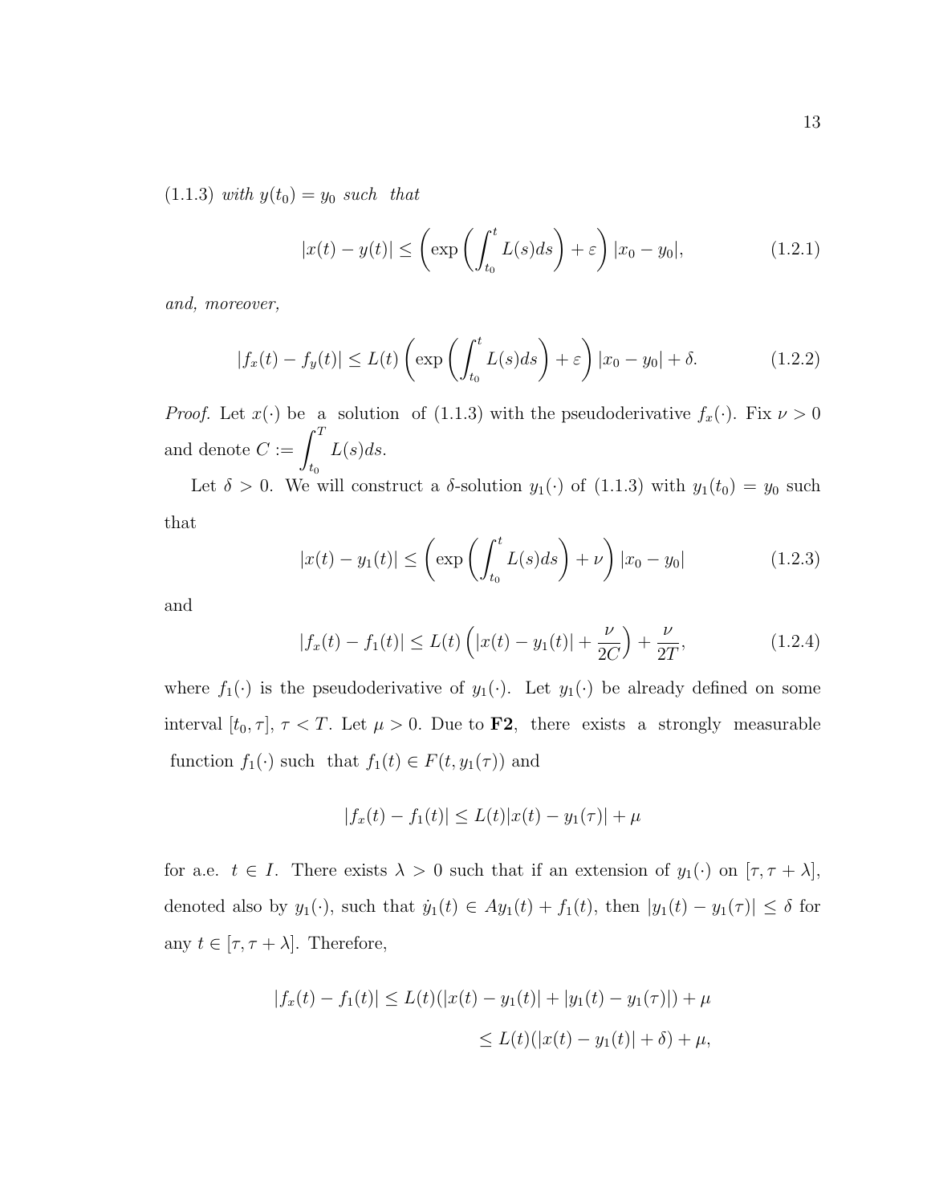(1.1.3) *with* $y(t_0) = y_0$ *such that*

$$|x(t) - y(t)| \leq \left( \exp\left( \int_{t_0}^{t} L(s)ds \right) + \varepsilon \right) |x_0 - y_0|, \tag{1.2.1}$$

*and, moreover,*

$$|f_x(t) - f_y(t)| \leq L(t) \left( \exp\left( \int_{t_0}^{t} L(s)ds \right) + \varepsilon \right) |x_0 - y_0| + \delta. \tag{1.2.2}$$

*Proof.* Let $x(\cdot)$ be a solution of (1.1.3) with the pseudoderivative $f_x(\cdot)$. Fix $\nu > 0$ and denote $C := \displaystyle\int_{t_0}^{T} L(s)ds$.

Let $\delta > 0$. We will construct a $\delta$-solution $y_1(\cdot)$ of (1.1.3) with $y_1(t_0) = y_0$ such that

$$|x(t) - y_1(t)| \leq \left( \exp\left( \int_{t_0}^{t} L(s)ds \right) + \nu \right) |x_0 - y_0| \tag{1.2.3}$$

and

$$|f_x(t) - f_1(t)| \leq L(t) \left( |x(t) - y_1(t)| + \frac{\nu}{2C} \right) + \frac{\nu}{2T}, \tag{1.2.4}$$

where $f_1(\cdot)$ is the pseudoderivative of $y_1(\cdot)$. Let $y_1(\cdot)$ be already defined on some interval $[t_0, \tau]$, $\tau < T$. Let $\mu > 0$. Due to **F2**, there exists a strongly measurable function $f_1(\cdot)$ such that $f_1(t) \in F(t, y_1(\tau))$ and

$$|f_x(t) - f_1(t)| \leq L(t)|x(t) - y_1(\tau)| + \mu$$

for a.e. $t \in I$. There exists $\lambda > 0$ such that if an extension of $y_1(\cdot)$ on $[\tau, \tau + \lambda]$, denoted also by $y_1(\cdot)$, such that $\dot{y}_1(t) \in Ay_1(t) + f_1(t)$, then $|y_1(t) - y_1(\tau)| \leq \delta$ for any $t \in [\tau, \tau + \lambda]$. Therefore,

$$\begin{aligned} |f_x(t) - f_1(t)| &\leq L(t)(|x(t) - y_1(t)| + |y_1(t) - y_1(\tau)|) + \mu \\ &\leq L(t)(|x(t) - y_1(t)| + \delta) + \mu, \end{aligned}$$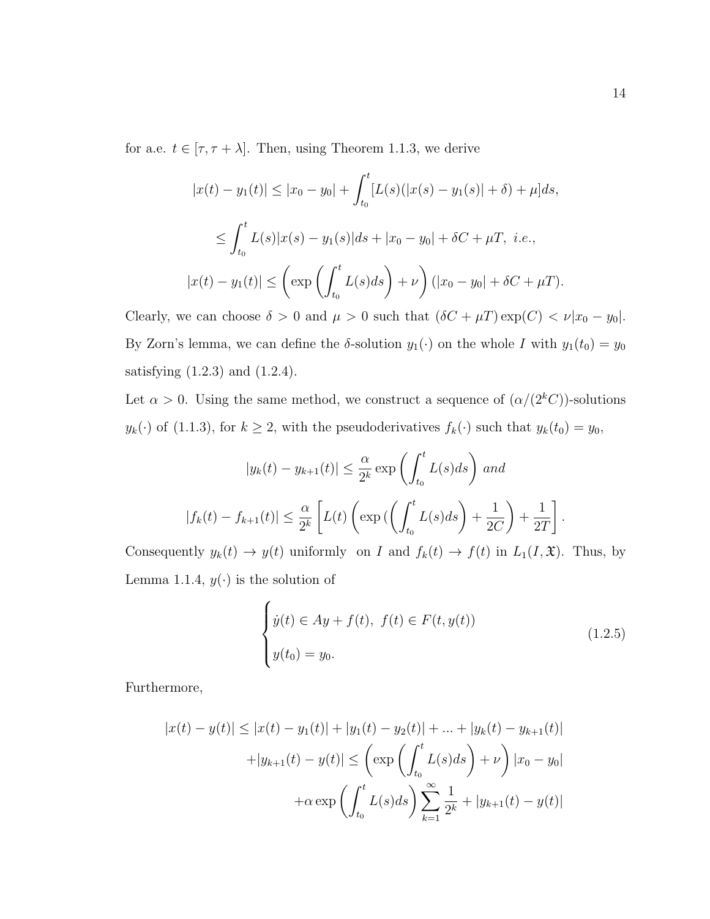for a.e. $t \in [\tau, \tau + \lambda]$. Then, using Theorem 1.1.3, we derive

$$|x(t) - y_1(t)| \leq |x_0 - y_0| + \int_{t_0}^{t} [L(s)(|x(s) - y_1(s)| + \delta) + \mu] ds,$$

$$\leq \int_{t_0}^{t} L(s)|x(s) - y_1(s)| ds + |x_0 - y_0| + \delta C + \mu T, \ i.e.,$$

$$|x(t) - y_1(t)| \leq \left( \exp\left( \int_{t_0}^{t} L(s) ds \right) + \nu \right) (|x_0 - y_0| + \delta C + \mu T).$$

Clearly, we can choose $\delta > 0$ and $\mu > 0$ such that $(\delta C + \mu T)\exp(C) < \nu|x_0 - y_0|$. By Zorn's lemma, we can define the $\delta$-solution $y_1(\cdot)$ on the whole $I$ with $y_1(t_0) = y_0$ satisfying (1.2.3) and (1.2.4).

Let $\alpha > 0$. Using the same method, we construct a sequence of $(\alpha/(2^k C))$-solutions $y_k(\cdot)$ of (1.1.3), for $k \geq 2$, with the pseudoderivatives $f_k(\cdot)$ such that $y_k(t_0) = y_0$,

$$|y_k(t) - y_{k+1}(t)| \leq \frac{\alpha}{2^k} \exp\left( \int_{t_0}^{t} L(s) ds \right) \ and$$

$$|f_k(t) - f_{k+1}(t)| \leq \frac{\alpha}{2^k} \left[ L(t) \left( \exp\left( \left( \int_{t_0}^{t} L(s) ds \right) + \frac{1}{2C} \right) + \frac{1}{2T} \right].$$

Consequently $y_k(t) \to y(t)$ uniformly on $I$ and $f_k(t) \to f(t)$ in $L_1(I, \mathfrak{X})$. Thus, by Lemma 1.1.4, $y(\cdot)$ is the solution of

$$\begin{cases} \dot{y}(t) \in Ay + f(t), \ f(t) \in F(t, y(t)) \\ y(t_0) = y_0. \end{cases} \tag{1.2.5}$$

Furthermore,

$$\begin{aligned} |x(t) - y(t)| &\leq |x(t) - y_1(t)| + |y_1(t) - y_2(t)| + ... + |y_k(t) - y_{k+1}(t)| \\ &+ |y_{k+1}(t) - y(t)| \leq \left( \exp\left( \int_{t_0}^{t} L(s) ds \right) + \nu \right) |x_0 - y_0| \\ &+ \alpha \exp\left( \int_{t_0}^{t} L(s) ds \right) \sum_{k=1}^{\infty} \frac{1}{2^k} + |y_{k+1}(t) - y(t)| \end{aligned}$$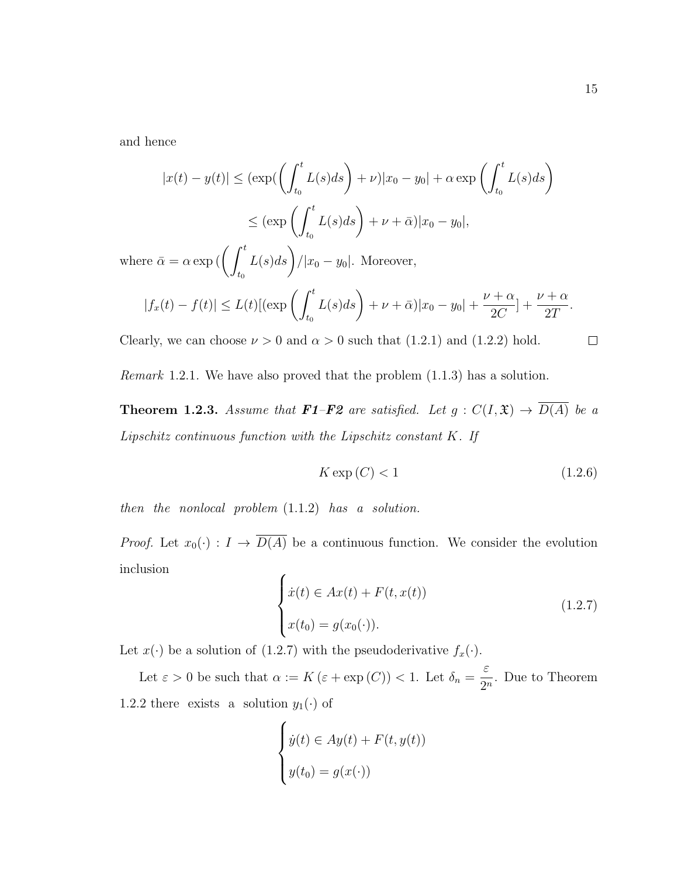and hence

$$|x(t) - y(t)| \leq (\exp(\left(\int_{t_0}^{t} L(s)ds\right) + \nu)|x_0 - y_0| + \alpha \exp\left(\int_{t_0}^{t} L(s)ds\right)$$

$$\leq (\exp\left(\int_{t_0}^{t} L(s)ds\right) + \nu + \bar{\alpha})|x_0 - y_0|,$$

where $\bar{\alpha} = \alpha \exp\left(\left(\int_{t_0}^{t} L(s)ds\right)/|x_0 - y_0|\right.$. Moreover,

$$|f_x(t) - f(t)| \leq L(t)[(\exp\left(\int_{t_0}^{t} L(s)ds\right) + \nu + \bar{\alpha})|x_0 - y_0| + \frac{\nu + \alpha}{2C}] + \frac{\nu + \alpha}{2T}.$$

Clearly, we can choose $\nu > 0$ and $\alpha > 0$ such that (1.2.1) and (1.2.2) hold. □

*Remark* 1.2.1. We have also proved that the problem (1.1.3) has a solution.

**Theorem 1.2.3.** *Assume that* ***F1–F2*** *are satisfied. Let* $g : C(I, \mathfrak{X}) \to \overline{D(A)}$ *be a Lipschitz continuous function with the Lipschitz constant* $K$*. If*

$$K \exp(C) < 1 \tag{1.2.6}$$

*then the nonlocal problem* (1.1.2) *has a solution.*

*Proof.* Let $x_0(\cdot) : I \to \overline{D(A)}$ be a continuous function. We consider the evolution inclusion

$$\begin{cases} \dot{x}(t) \in Ax(t) + F(t, x(t)) \\ x(t_0) = g(x_0(\cdot)). \end{cases} \tag{1.2.7}$$

Let $x(\cdot)$ be a solution of (1.2.7) with the pseudoderivative $f_x(\cdot)$.

Let $\varepsilon > 0$ be such that $\alpha := K(\varepsilon + \exp(C)) < 1$. Let $\delta_n = \dfrac{\varepsilon}{2^n}$. Due to Theorem 1.2.2 there exists a solution $y_1(\cdot)$ of

$$\begin{cases} \dot{y}(t) \in Ay(t) + F(t, y(t)) \\ y(t_0) = g(x(\cdot)) \end{cases}$$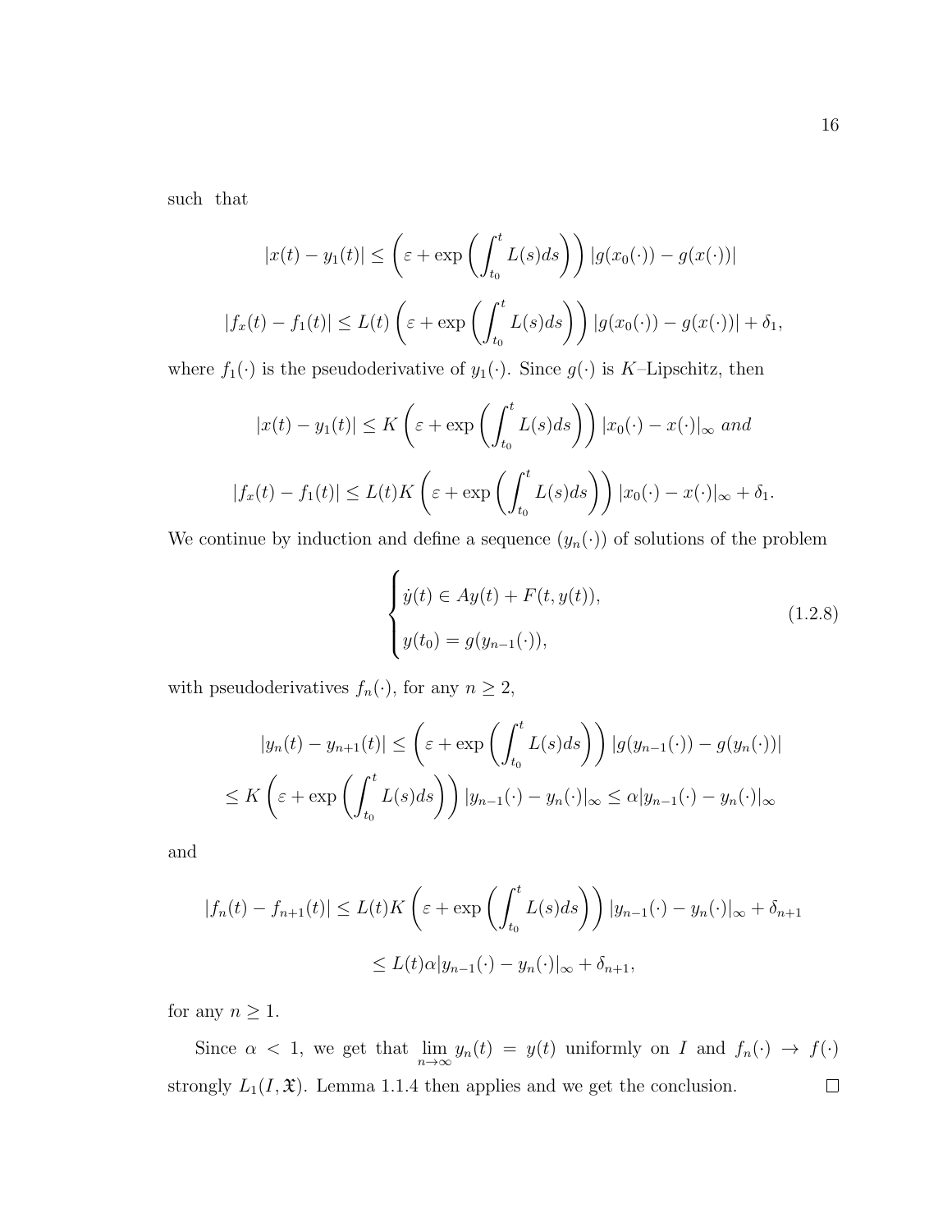such that

$$|x(t) - y_1(t)| \leq \left(\varepsilon + \exp\left(\int_{t_0}^{t} L(s)ds\right)\right) |g(x_0(\cdot)) - g(x(\cdot))|$$

$$|f_x(t) - f_1(t)| \leq L(t) \left(\varepsilon + \exp\left(\int_{t_0}^{t} L(s)ds\right)\right) |g(x_0(\cdot)) - g(x(\cdot))| + \delta_1,$$

where $f_1(\cdot)$ is the pseudoderivative of $y_1(\cdot)$. Since $g(\cdot)$ is $K$–Lipschitz, then

$$|x(t) - y_1(t)| \leq K \left(\varepsilon + \exp\left(\int_{t_0}^{t} L(s)ds\right)\right) |x_0(\cdot) - x(\cdot)|_\infty \text{ and}$$

$$|f_x(t) - f_1(t)| \leq L(t) K \left(\varepsilon + \exp\left(\int_{t_0}^{t} L(s)ds\right)\right) |x_0(\cdot) - x(\cdot)|_\infty + \delta_1.$$

We continue by induction and define a sequence $(y_n(\cdot))$ of solutions of the problem

$$\begin{cases} \dot{y}(t) \in Ay(t) + F(t, y(t)), \\ y(t_0) = g(y_{n-1}(\cdot)), \end{cases} \tag{1.2.8}$$

with pseudoderivatives $f_n(\cdot)$, for any $n \geq 2$,

$$|y_n(t) - y_{n+1}(t)| \leq \left(\varepsilon + \exp\left(\int_{t_0}^{t} L(s)ds\right)\right) |g(y_{n-1}(\cdot)) - g(y_n(\cdot))|$$

$$\leq K \left(\varepsilon + \exp\left(\int_{t_0}^{t} L(s)ds\right)\right) |y_{n-1}(\cdot) - y_n(\cdot)|_\infty \leq \alpha |y_{n-1}(\cdot) - y_n(\cdot)|_\infty$$

and

$$|f_n(t) - f_{n+1}(t)| \leq L(t) K \left(\varepsilon + \exp\left(\int_{t_0}^{t} L(s)ds\right)\right) |y_{n-1}(\cdot) - y_n(\cdot)|_\infty + \delta_{n+1}$$

$$\leq L(t) \alpha |y_{n-1}(\cdot) - y_n(\cdot)|_\infty + \delta_{n+1},$$

for any $n \geq 1$.

Since $\alpha < 1$, we get that $\lim_{n\to\infty} y_n(t) = y(t)$ uniformly on $I$ and $f_n(\cdot) \to f(\cdot)$ strongly $L_1(I, \mathfrak{X})$. Lemma 1.1.4 then applies and we get the conclusion. □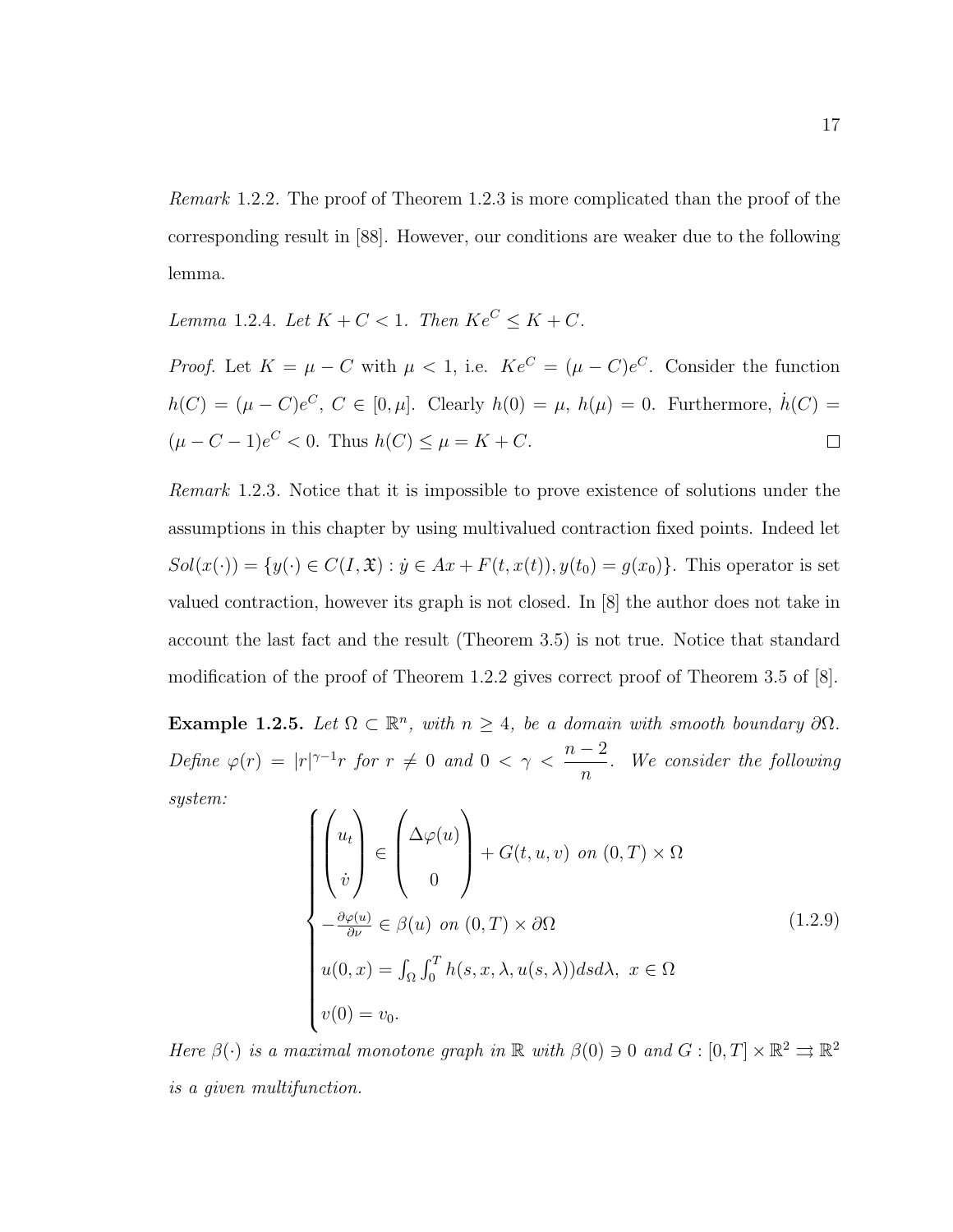*Remark* 1.2.2. The proof of Theorem 1.2.3 is more complicated than the proof of the corresponding result in [88]. However, our conditions are weaker due to the following lemma.

*Lemma* 1.2.4. *Let $K + C < 1$. Then $Ke^C \leq K + C$.*

*Proof.* Let $K = \mu - C$ with $\mu < 1$, i.e. $Ke^C = (\mu - C)e^C$. Consider the function $h(C) = (\mu - C)e^C$, $C \in [0, \mu]$. Clearly $h(0) = \mu$, $h(\mu) = 0$. Furthermore, $\dot{h}(C) = (\mu - C - 1)e^C < 0$. Thus $h(C) \leq \mu = K + C$. $\square$

*Remark* 1.2.3. Notice that it is impossible to prove existence of solutions under the assumptions in this chapter by using multivalued contraction fixed points. Indeed let $Sol(x(\cdot)) = \{y(\cdot) \in C(I, \mathfrak{X}) : \dot{y} \in Ax + F(t, x(t)), y(t_0) = g(x_0)\}$. This operator is set valued contraction, however its graph is not closed. In [8] the author does not take in account the last fact and the result (Theorem 3.5) is not true. Notice that standard modification of the proof of Theorem 1.2.2 gives correct proof of Theorem 3.5 of [8].

**Example 1.2.5.** *Let $\Omega \subset \mathbb{R}^n$, with $n \geq 4$, be a domain with smooth boundary $\partial\Omega$. Define $\varphi(r) = |r|^{\gamma-1}r$ for $r \neq 0$ and $0 < \gamma < \dfrac{n-2}{n}$. We consider the following system:*

$$
\begin{cases}
\begin{pmatrix} u_t \\ \\ \dot{v} \end{pmatrix} \in \begin{pmatrix} \Delta\varphi(u) \\ \\ 0 \end{pmatrix} + G(t, u, v) \text{ on } (0, T) \times \Omega \\
-\frac{\partial \varphi(u)}{\partial \nu} \in \beta(u) \text{ on } (0, T) \times \partial\Omega \\
u(0, x) = \int_\Omega \int_0^T h(s, x, \lambda, u(s, \lambda)) ds d\lambda, \ x \in \Omega \\
v(0) = v_0.
\end{cases}
\tag{1.2.9}
$$

*Here $\beta(\cdot)$ is a maximal monotone graph in $\mathbb{R}$ with $\beta(0) \ni 0$ and $G : [0, T] \times \mathbb{R}^2 \rightrightarrows \mathbb{R}^2$ is a given multifunction.*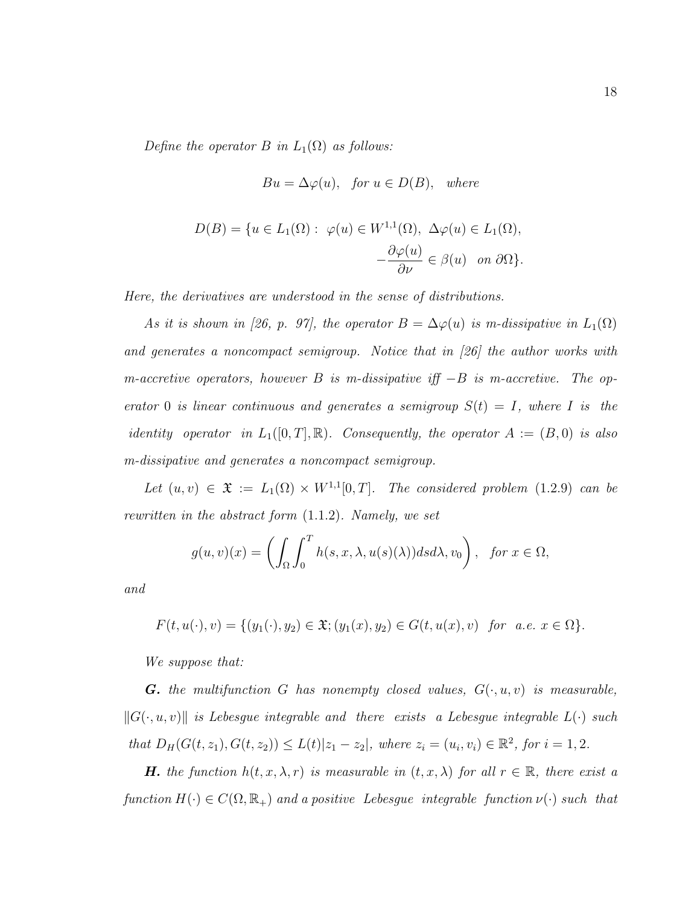*Define the operator $B$ in $L_1(\Omega)$ as follows:*

$$Bu = \Delta\varphi(u), \quad \text{for } u \in D(B), \quad \text{where}$$

$$D(B) = \{u \in L_1(\Omega) : \ \varphi(u) \in W^{1,1}(\Omega), \ \Delta\varphi(u) \in L_1(\Omega), \\ -\frac{\partial \varphi(u)}{\partial \nu} \in \beta(u) \quad \text{on } \partial\Omega\}.$$

*Here, the derivatives are understood in the sense of distributions.*

*As it is shown in [26, p. 97], the operator $B = \Delta\varphi(u)$ is m-dissipative in $L_1(\Omega)$ and generates a noncompact semigroup. Notice that in [26] the author works with m-accretive operators, however $B$ is m-dissipative iff $-B$ is m-accretive. The operator 0 is linear continuous and generates a semigroup $S(t) = I$, where $I$ is the identity operator in $L_1([0,T], \mathbb{R})$. Consequently, the operator $A := (B, 0)$ is also m-dissipative and generates a noncompact semigroup.*

*Let $(u, v) \in \mathfrak{X} := L_1(\Omega) \times W^{1,1}[0,T]$. The considered problem (1.2.9) can be rewritten in the abstract form (1.1.2). Namely, we set*

$$g(u,v)(x) = \left( \int_\Omega \int_0^T h(s, x, \lambda, u(s)(\lambda)) ds d\lambda, v_0 \right), \quad \text{for } x \in \Omega,$$

*and*

$$F(t, u(\cdot), v) = \{(y_1(\cdot), y_2) \in \mathfrak{X}; (y_1(x), y_2) \in G(t, u(x), v) \quad \text{for a.e. } x \in \Omega\}.$$

*We suppose that:*

***G.*** *the multifunction $G$ has nonempty closed values, $G(\cdot, u, v)$ is measurable, $\|G(\cdot, u, v)\|$ is Lebesgue integrable and there exists a Lebesgue integrable $L(\cdot)$ such that $D_H(G(t, z_1), G(t, z_2)) \leq L(t)|z_1 - z_2|$, where $z_i = (u_i, v_i) \in \mathbb{R}^2$, for $i = 1, 2$.*

***H.*** *the function $h(t, x, \lambda, r)$ is measurable in $(t, x, \lambda)$ for all $r \in \mathbb{R}$, there exist a function $H(\cdot) \in C(\Omega, \mathbb{R}_+)$ and a positive Lebesgue integrable function $\nu(\cdot)$ such that*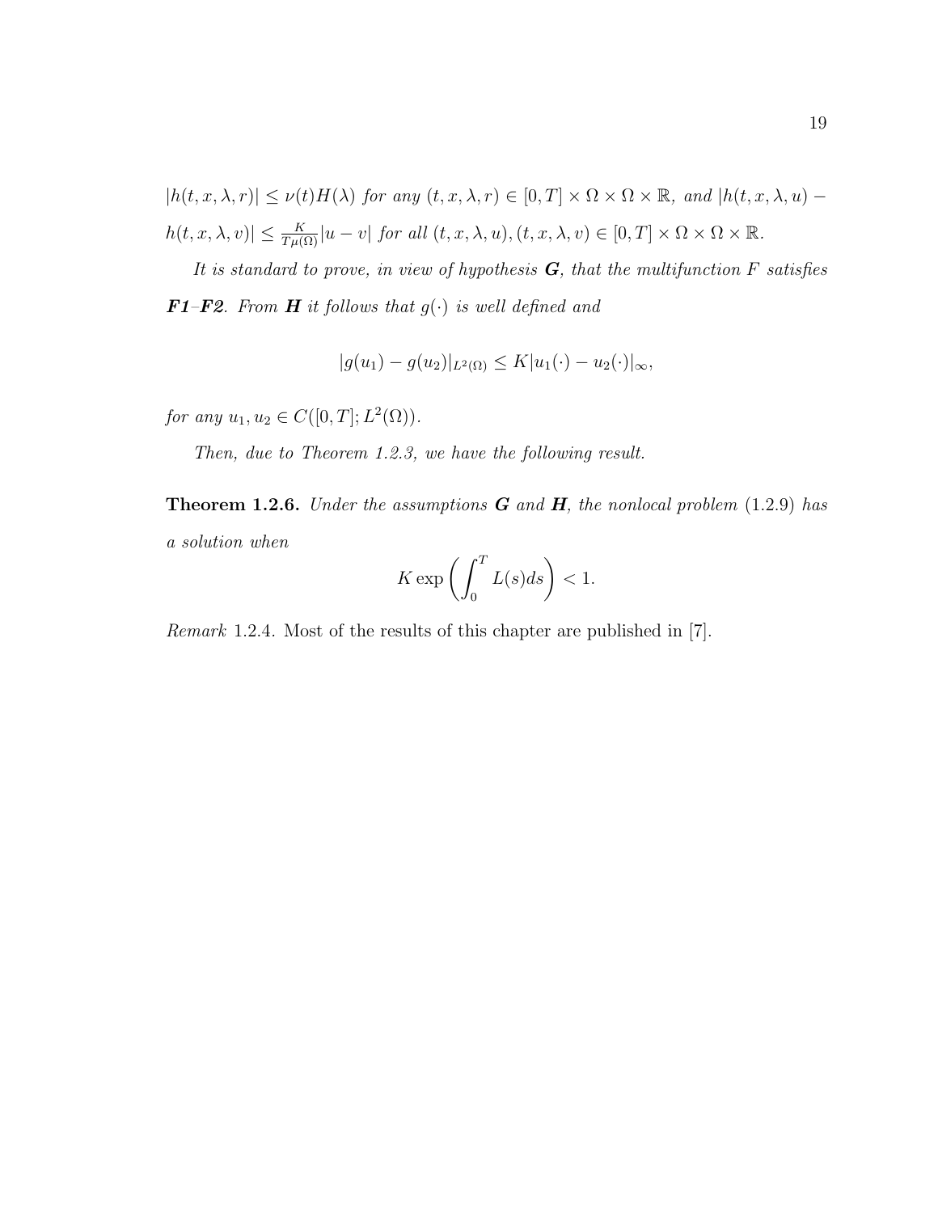*$|h(t,x,\lambda,r)| \leq \nu(t)H(\lambda)$ for any $(t,x,\lambda,r) \in [0,T] \times \Omega \times \Omega \times \mathbb{R}$, and $|h(t,x,\lambda,u) - h(t,x,\lambda,v)| \leq \frac{K}{T\mu(\Omega)}|u-v|$ for all $(t,x,\lambda,u),(t,x,\lambda,v) \in [0,T] \times \Omega \times \Omega \times \mathbb{R}$.*

*It is standard to prove, in view of hypothesis **G**, that the multifunction $F$ satisfies **F1**–**F2**. From **H** it follows that $g(\cdot)$ is well defined and*

$$|g(u_1) - g(u_2)|_{L^2(\Omega)} \leq K|u_1(\cdot) - u_2(\cdot)|_\infty,$$

*for any $u_1, u_2 \in C([0,T]; L^2(\Omega))$.*

*Then, due to Theorem 1.2.3, we have the following result.*

**Theorem 1.2.6.** *Under the assumptions **G** and **H**, the nonlocal problem (1.2.9) has a solution when*

$$K \exp\left(\int_0^T L(s)ds\right) < 1.$$

*Remark* 1.2.4. Most of the results of this chapter are published in [7].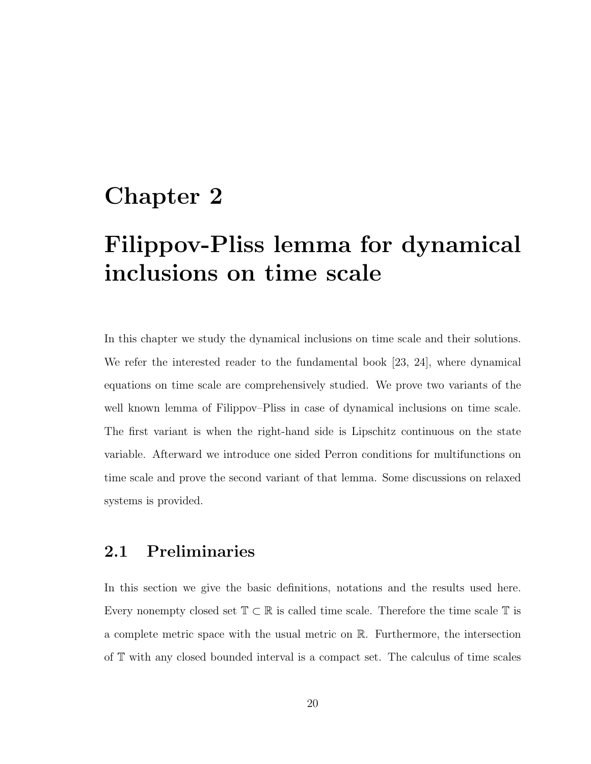# Chapter 2

# Filippov-Pliss lemma for dynamical inclusions on time scale

In this chapter we study the dynamical inclusions on time scale and their solutions. We refer the interested reader to the fundamental book [23, 24], where dynamical equations on time scale are comprehensively studied. We prove two variants of the well known lemma of Filippov–Pliss in case of dynamical inclusions on time scale. The first variant is when the right-hand side is Lipschitz continuous on the state variable. Afterward we introduce one sided Perron conditions for multifunctions on time scale and prove the second variant of that lemma. Some discussions on relaxed systems is provided.

## 2.1 Preliminaries

In this section we give the basic definitions, notations and the results used here. Every nonempty closed set $\mathbb{T} \subset \mathbb{R}$ is called time scale. Therefore the time scale $\mathbb{T}$ is a complete metric space with the usual metric on $\mathbb{R}$. Furthermore, the intersection of $\mathbb{T}$ with any closed bounded interval is a compact set. The calculus of time scales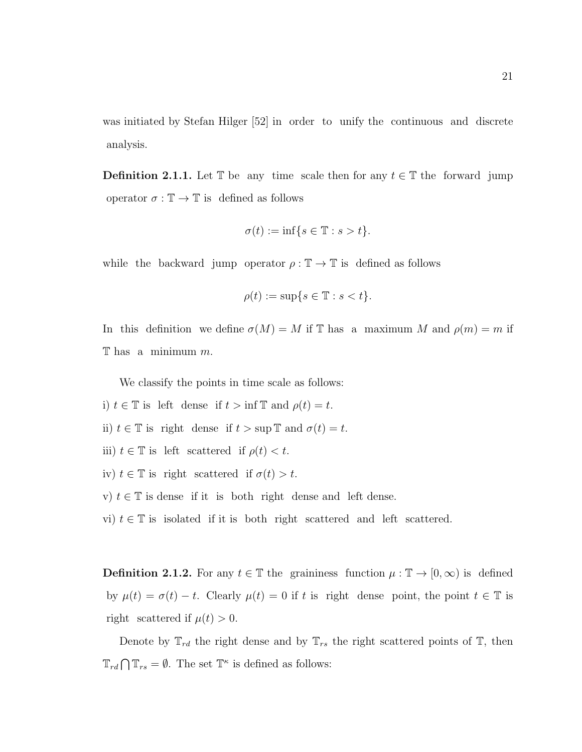was initiated by Stefan Hilger [52] in order to unify the continuous and discrete analysis.

**Definition 2.1.1.** Let $\mathbb{T}$ be any time scale then for any $t \in \mathbb{T}$ the forward jump operator $\sigma : \mathbb{T} \to \mathbb{T}$ is defined as follows

$$\sigma(t) := \inf\{s \in \mathbb{T} : s > t\}.$$

while the backward jump operator $\rho : \mathbb{T} \to \mathbb{T}$ is defined as follows

$$\rho(t) := \sup\{s \in \mathbb{T} : s < t\}.$$

In this definition we define $\sigma(M) = M$ if $\mathbb{T}$ has a maximum $M$ and $\rho(m) = m$ if $\mathbb{T}$ has a minimum $m$.

We classify the points in time scale as follows:

i) $t \in \mathbb{T}$ is left dense if $t > \inf \mathbb{T}$ and $\rho(t) = t$.

ii) $t \in \mathbb{T}$ is right dense if $t > \sup \mathbb{T}$ and $\sigma(t) = t$.

iii) $t \in \mathbb{T}$ is left scattered if $\rho(t) < t$.

iv) $t \in \mathbb{T}$ is right scattered if $\sigma(t) > t$.

v) $t \in \mathbb{T}$ is dense if it is both right dense and left dense.

vi) $t \in \mathbb{T}$ is isolated if it is both right scattered and left scattered.

**Definition 2.1.2.** For any $t \in \mathbb{T}$ the graininess function $\mu : \mathbb{T} \to [0, \infty)$ is defined by $\mu(t) = \sigma(t) - t$. Clearly $\mu(t) = 0$ if $t$ is right dense point, the point $t \in \mathbb{T}$ is right scattered if $\mu(t) > 0$.

Denote by $\mathbb{T}_{rd}$ the right dense and by $\mathbb{T}_{rs}$ the right scattered points of $\mathbb{T}$, then $\mathbb{T}_{rd} \bigcap \mathbb{T}_{rs} = \emptyset$. The set $\mathbb{T}^{\kappa}$ is defined as follows: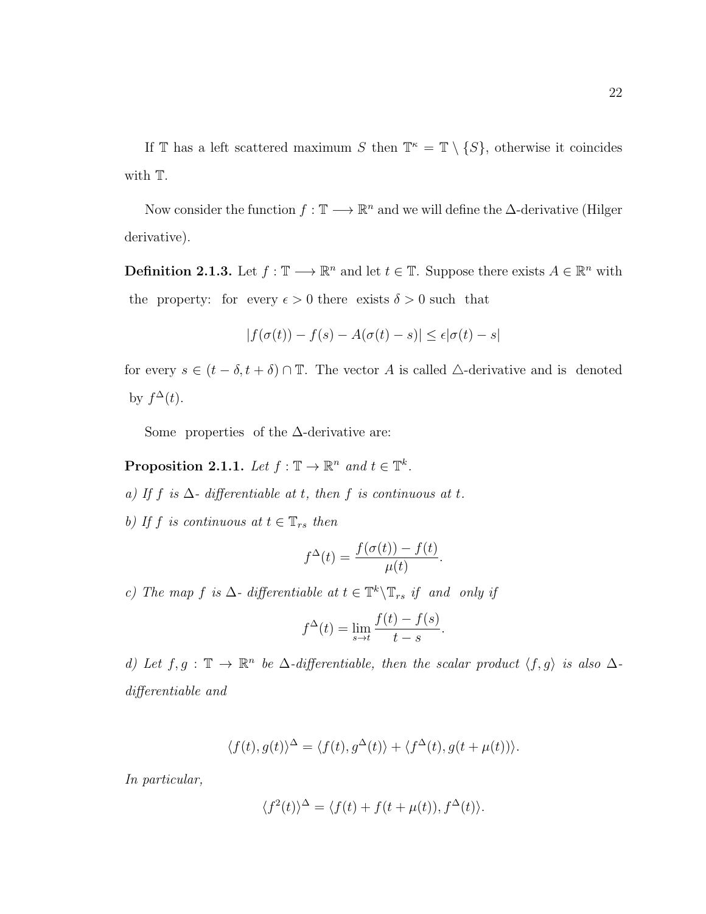If $\mathbb{T}$ has a left scattered maximum $S$ then $\mathbb{T}^\kappa = \mathbb{T} \setminus \{S\}$, otherwise it coincides with $\mathbb{T}$.

Now consider the function $f : \mathbb{T} \longrightarrow \mathbb{R}^n$ and we will define the $\Delta$-derivative (Hilger derivative).

**Definition 2.1.3.** Let $f : \mathbb{T} \longrightarrow \mathbb{R}^n$ and let $t \in \mathbb{T}$. Suppose there exists $A \in \mathbb{R}^n$ with the property: for every $\epsilon > 0$ there exists $\delta > 0$ such that

$$|f(\sigma(t)) - f(s) - A(\sigma(t) - s)| \leq \epsilon |\sigma(t) - s|$$

for every $s \in (t - \delta, t + \delta) \cap \mathbb{T}$. The vector $A$ is called $\triangle$-derivative and is denoted by $f^\Delta(t)$.

Some properties of the $\Delta$-derivative are:

**Proposition 2.1.1.** *Let $f : \mathbb{T} \to \mathbb{R}^n$ and $t \in \mathbb{T}^k$.*

*a) If $f$ is $\Delta$- differentiable at $t$, then $f$ is continuous at $t$.*

*b) If $f$ is continuous at $t \in \mathbb{T}_{rs}$ then*

$$f^\Delta(t) = \frac{f(\sigma(t)) - f(t)}{\mu(t)}.$$

*c) The map $f$ is $\Delta$- differentiable at $t \in \mathbb{T}^k \backslash \mathbb{T}_{rs}$ if and only if*

$$f^\Delta(t) = \lim_{s \to t} \frac{f(t) - f(s)}{t - s}.$$

*d) Let $f, g : \mathbb{T} \to \mathbb{R}^n$ be $\Delta$-differentiable, then the scalar product $\langle f, g \rangle$ is also $\Delta$-differentiable and*

$$\langle f(t), g(t) \rangle^\Delta = \langle f(t), g^\Delta(t) \rangle + \langle f^\Delta(t), g(t + \mu(t)) \rangle.$$

*In particular,*

$$\langle f^2(t) \rangle^\Delta = \langle f(t) + f(t + \mu(t)), f^\Delta(t) \rangle.$$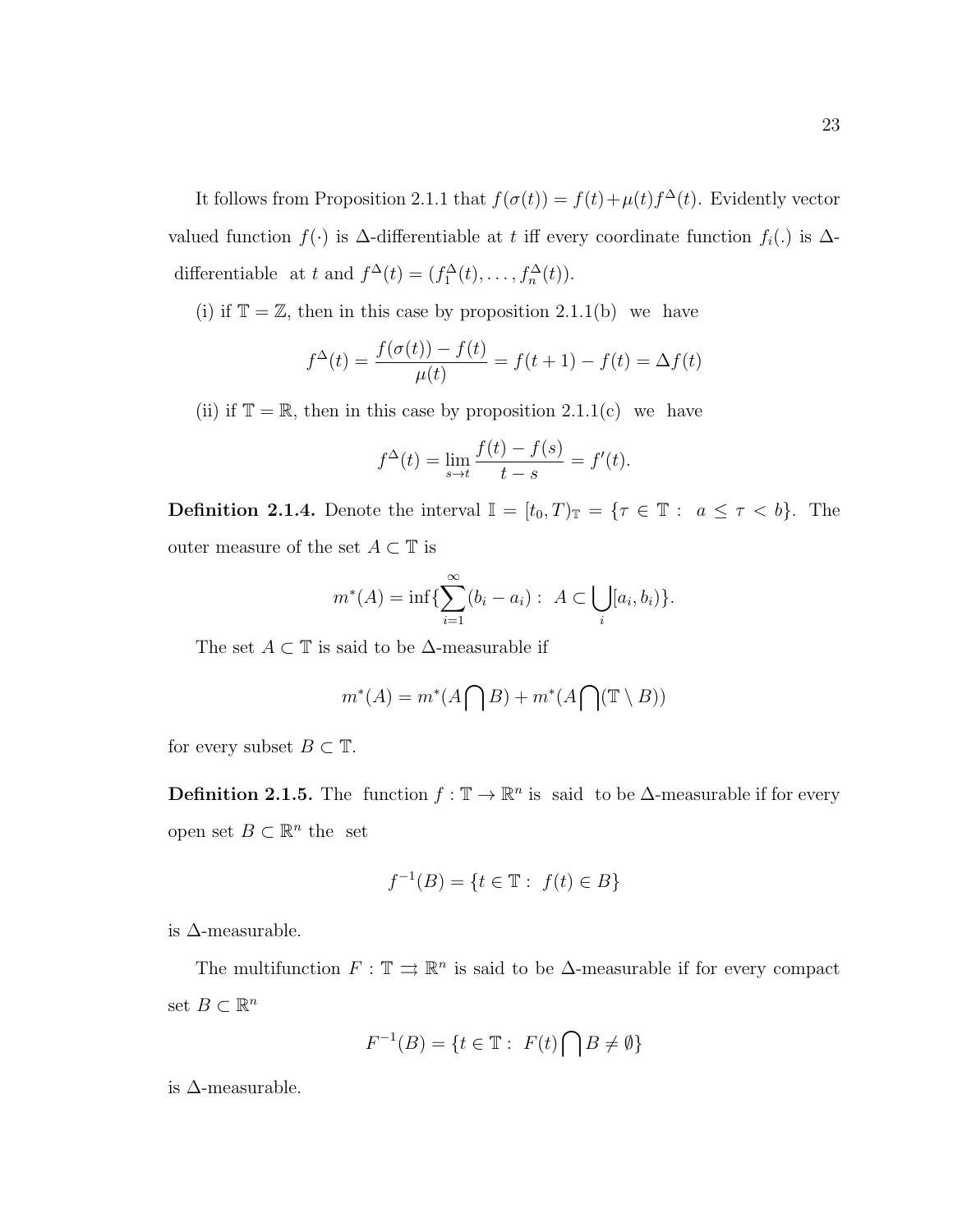It follows from Proposition 2.1.1 that $f(\sigma(t)) = f(t) + \mu(t)f^{\Delta}(t)$. Evidently vector valued function $f(\cdot)$ is $\Delta$-differentiable at $t$ iff every coordinate function $f_i(.)$ is $\Delta$-differentiable at $t$ and $f^{\Delta}(t) = (f_1^{\Delta}(t), \ldots, f_n^{\Delta}(t))$.

(i) if $\mathbb{T} = \mathbb{Z}$, then in this case by proposition 2.1.1(b) we have

$$f^{\Delta}(t) = \frac{f(\sigma(t)) - f(t)}{\mu(t)} = f(t+1) - f(t) = \Delta f(t)$$

(ii) if $\mathbb{T} = \mathbb{R}$, then in this case by proposition 2.1.1(c) we have

$$f^{\Delta}(t) = \lim_{s \to t} \frac{f(t) - f(s)}{t - s} = f'(t).$$

**Definition 2.1.4.** Denote the interval $\mathbb{I} = [t_0, T)_{\mathbb{T}} = \{\tau \in \mathbb{T} : \ a \leq \tau < b\}$. The outer measure of the set $A \subset \mathbb{T}$ is

$$m^*(A) = \inf\{\sum_{i=1}^{\infty}(b_i - a_i) : \ A \subset \bigcup_i [a_i, b_i)\}.$$

The set $A \subset \mathbb{T}$ is said to be $\Delta$-measurable if

$$m^*(A) = m^*(A \bigcap B) + m^*(A \bigcap (\mathbb{T} \setminus B))$$

for every subset $B \subset \mathbb{T}$.

**Definition 2.1.5.** The function $f : \mathbb{T} \to \mathbb{R}^n$ is said to be $\Delta$-measurable if for every open set $B \subset \mathbb{R}^n$ the set

$$f^{-1}(B) = \{t \in \mathbb{T} : \ f(t) \in B\}$$

is $\Delta$-measurable.

The multifunction $F : \mathbb{T} \rightrightarrows \mathbb{R}^n$ is said to be $\Delta$-measurable if for every compact set $B \subset \mathbb{R}^n$

$$F^{-1}(B) = \{t \in \mathbb{T} : \ F(t) \bigcap B \neq \emptyset\}$$

is $\Delta$-measurable.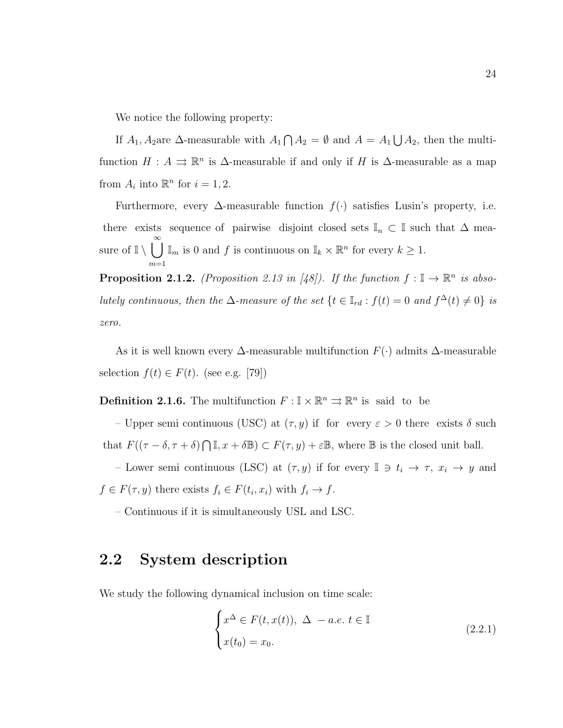We notice the following property:

If $A_1, A_2$are $\Delta$-measurable with $A_1 \bigcap A_2 = \emptyset$ and $A = A_1 \bigcup A_2$, then the multifunction $H : A \rightrightarrows \mathbb{R}^n$ is $\Delta$-measurable if and only if $H$ is $\Delta$-measurable as a map from $A_i$ into $\mathbb{R}^n$ for $i = 1, 2$.

Furthermore, every $\Delta$-measurable function $f(\cdot)$ satisfies Lusin's property, i.e. there exists sequence of pairwise disjoint closed sets $\mathbb{I}_n \subset \mathbb{I}$ such that $\Delta$ measure of $\mathbb{I} \setminus \bigcup_{m=1}^{\infty} \mathbb{I}_m$ is 0 and $f$ is continuous on $\mathbb{I}_k \times \mathbb{R}^n$ for every $k \geq 1$.

**Proposition 2.1.2.** *(Proposition 2.13 in [48]). If the function $f : \mathbb{I} \to \mathbb{R}^n$ is absolutely continuous, then the $\Delta$-measure of the set $\{t \in \mathbb{I}_{rd} : f(t) = 0$ and $f^{\Delta}(t) \neq 0\}$ is zero.*

As it is well known every $\Delta$-measurable multifunction $F(\cdot)$ admits $\Delta$-measurable selection $f(t) \in F(t)$. (see e.g. [79])

**Definition 2.1.6.** The multifunction $F : \mathbb{I} \times \mathbb{R}^n \rightrightarrows \mathbb{R}^n$ is said to be

– Upper semi continuous (USC) at $(\tau, y)$ if for every $\varepsilon > 0$ there exists $\delta$ such that $F((\tau - \delta, \tau + \delta) \bigcap \mathbb{I}, x + \delta\mathbb{B}) \subset F(\tau, y) + \varepsilon\mathbb{B}$, where $\mathbb{B}$ is the closed unit ball.

– Lower semi continuous (LSC) at $(\tau, y)$ if for every $\mathbb{I} \ni t_i \to \tau$, $x_i \to y$ and $f \in F(\tau, y)$ there exists $f_i \in F(t_i, x_i)$ with $f_i \to f$.

– Continuous if it is simultaneously USL and LSC.

## 2.2 System description

We study the following dynamical inclusion on time scale:

$$\begin{cases} x^{\Delta} \in F(t, x(t)), \ \Delta \ - a.e. \ t \in \mathbb{I} \\ x(t_0) = x_0. \end{cases} \tag{2.2.1}$$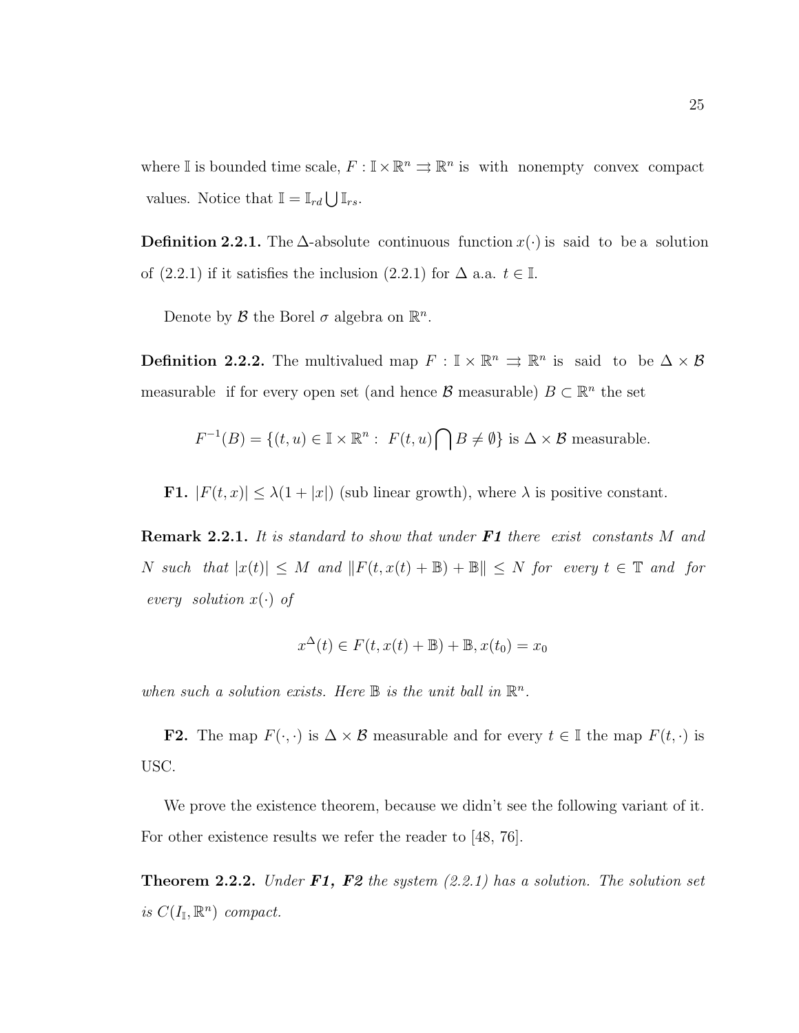where $\mathbb{I}$ is bounded time scale, $F : \mathbb{I} \times \mathbb{R}^n \rightrightarrows \mathbb{R}^n$ is with nonempty convex compact values. Notice that $\mathbb{I} = \mathbb{I}_{rd} \bigcup \mathbb{I}_{rs}$.

**Definition 2.2.1.** The $\Delta$-absolute continuous function $x(\cdot)$ is said to be a solution of (2.2.1) if it satisfies the inclusion (2.2.1) for $\Delta$ a.a. $t \in \mathbb{I}$.

Denote by $\mathcal{B}$ the Borel $\sigma$ algebra on $\mathbb{R}^n$.

**Definition 2.2.2.** The multivalued map $F : \mathbb{I} \times \mathbb{R}^n \rightrightarrows \mathbb{R}^n$ is said to be $\Delta \times \mathcal{B}$ measurable if for every open set (and hence $\mathcal{B}$ measurable) $B \subset \mathbb{R}^n$ the set

$$F^{-1}(B) = \{(t,u) \in \mathbb{I} \times \mathbb{R}^n : \ F(t,u) \bigcap B \neq \emptyset\} \text{ is } \Delta \times \mathcal{B} \text{ measurable.}$$

**F1.** $|F(t,x)| \leq \lambda(1 + |x|)$ (sub linear growth), where $\lambda$ is positive constant.

**Remark 2.2.1.** *It is standard to show that under **F1** there exist constants $M$ and $N$ such that $|x(t)| \leq M$ and $\|F(t, x(t) + \mathbb{B}) + \mathbb{B}\| \leq N$ for every $t \in \mathbb{T}$ and for every solution $x(\cdot)$ of*

$$x^{\Delta}(t) \in F(t, x(t) + \mathbb{B}) + \mathbb{B}, x(t_0) = x_0$$

*when such a solution exists. Here $\mathbb{B}$ is the unit ball in $\mathbb{R}^n$.*

**F2.** The map $F(\cdot, \cdot)$ is $\Delta \times \mathcal{B}$ measurable and for every $t \in \mathbb{I}$ the map $F(t, \cdot)$ is USC.

We prove the existence theorem, because we didn't see the following variant of it. For other existence results we refer the reader to [48, 76].

**Theorem 2.2.2.** *Under **F1, F2** the system (2.2.1) has a solution. The solution set is $C(I_{\mathbb{I}}, \mathbb{R}^n)$ compact.*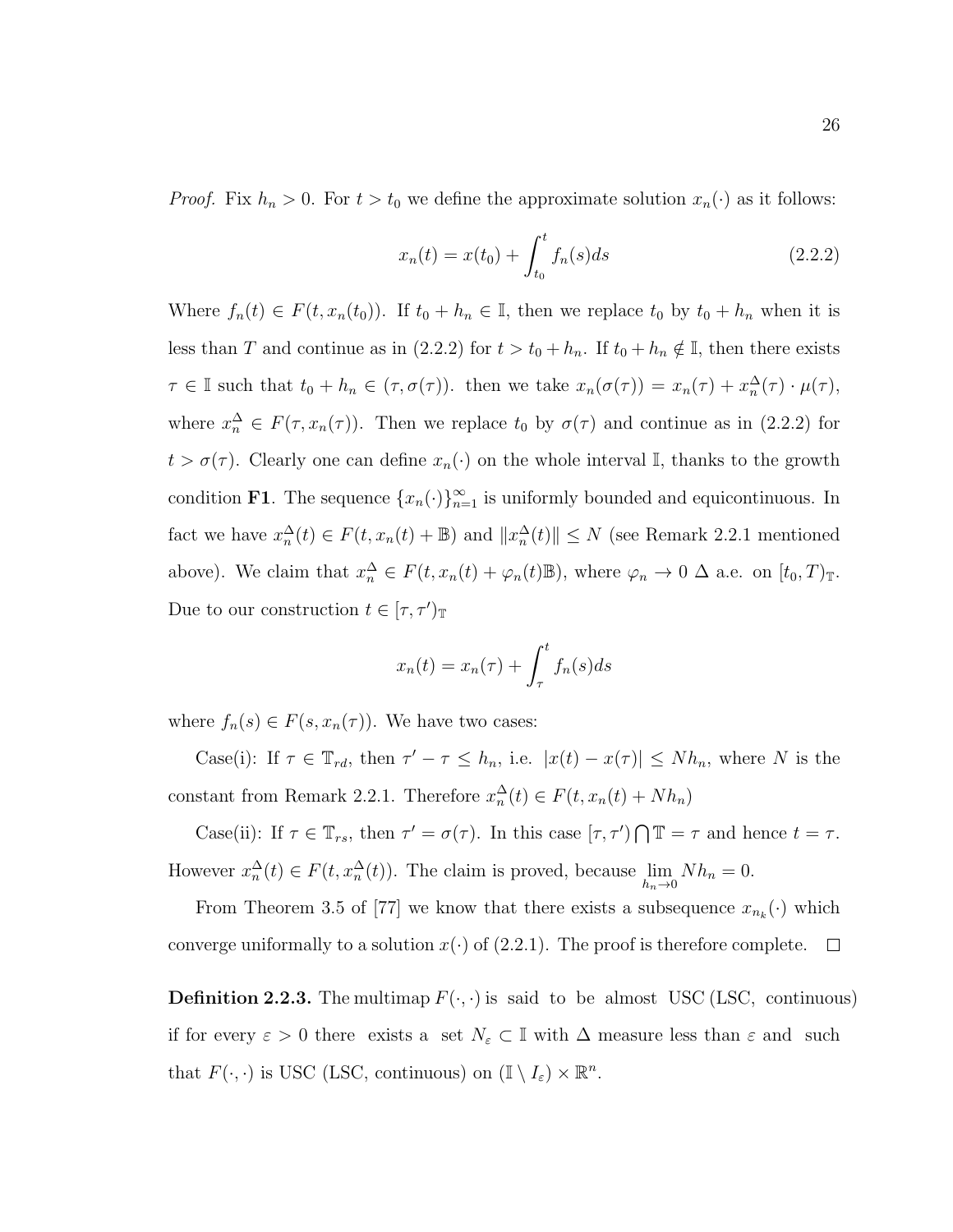*Proof.* Fix $h_n > 0$. For $t > t_0$ we define the approximate solution $x_n(\cdot)$ as it follows:

$$x_n(t) = x(t_0) + \int_{t_0}^{t} f_n(s)ds \tag{2.2.2}$$

Where $f_n(t) \in F(t, x_n(t_0))$. If $t_0 + h_n \in \mathbb{I}$, then we replace $t_0$ by $t_0 + h_n$ when it is less than $T$ and continue as in (2.2.2) for $t > t_0 + h_n$. If $t_0 + h_n \notin \mathbb{I}$, then there exists $\tau \in \mathbb{I}$ such that $t_0 + h_n \in (\tau, \sigma(\tau))$. then we take $x_n(\sigma(\tau)) = x_n(\tau) + x_n^{\Delta}(\tau) \cdot \mu(\tau)$, where $x_n^{\Delta} \in F(\tau, x_n(\tau))$. Then we replace $t_0$ by $\sigma(\tau)$ and continue as in (2.2.2) for $t > \sigma(\tau)$. Clearly one can define $x_n(\cdot)$ on the whole interval $\mathbb{I}$, thanks to the growth condition **F1**. The sequence $\{x_n(\cdot)\}_{n=1}^{\infty}$ is uniformly bounded and equicontinuous. In fact we have $x_n^{\Delta}(t) \in F(t, x_n(t) + \mathbb{B})$ and $\|x_n^{\Delta}(t)\| \leq N$ (see Remark 2.2.1 mentioned above). We claim that $x_n^{\Delta} \in F(t, x_n(t) + \varphi_n(t)\mathbb{B})$, where $\varphi_n \to 0$ $\Delta$ a.e. on $[t_0, T)_{\mathbb{T}}$. Due to our construction $t \in [\tau, \tau')_{\mathbb{T}}$

$$x_n(t) = x_n(\tau) + \int_{\tau}^{t} f_n(s)ds$$

where $f_n(s) \in F(s, x_n(\tau))$. We have two cases:

Case(i): If $\tau \in \mathbb{T}_{rd}$, then $\tau' - \tau \leq h_n$, i.e. $|x(t) - x(\tau)| \leq Nh_n$, where $N$ is the constant from Remark 2.2.1. Therefore $x_n^{\Delta}(t) \in F(t, x_n(t) + Nh_n)$

Case(ii): If $\tau \in \mathbb{T}_{rs}$, then $\tau' = \sigma(\tau)$. In this case $[\tau, \tau') \bigcap \mathbb{T} = \tau$ and hence $t = \tau$. However $x_n^{\Delta}(t) \in F(t, x_n^{\Delta}(t))$. The claim is proved, because $\lim_{h_n \to 0} Nh_n = 0$.

From Theorem 3.5 of [77] we know that there exists a subsequence $x_{n_k}(\cdot)$ which converge uniformally to a solution $x(\cdot)$ of (2.2.1). The proof is therefore complete. $\square$

**Definition 2.2.3.** The multimap $F(\cdot, \cdot)$ is said to be almost USC (LSC, continuous) if for every $\varepsilon > 0$ there exists a set $N_{\varepsilon} \subset \mathbb{I}$ with $\Delta$ measure less than $\varepsilon$ and such that $F(\cdot, \cdot)$ is USC (LSC, continuous) on $(\mathbb{I} \setminus I_{\varepsilon}) \times \mathbb{R}^n$.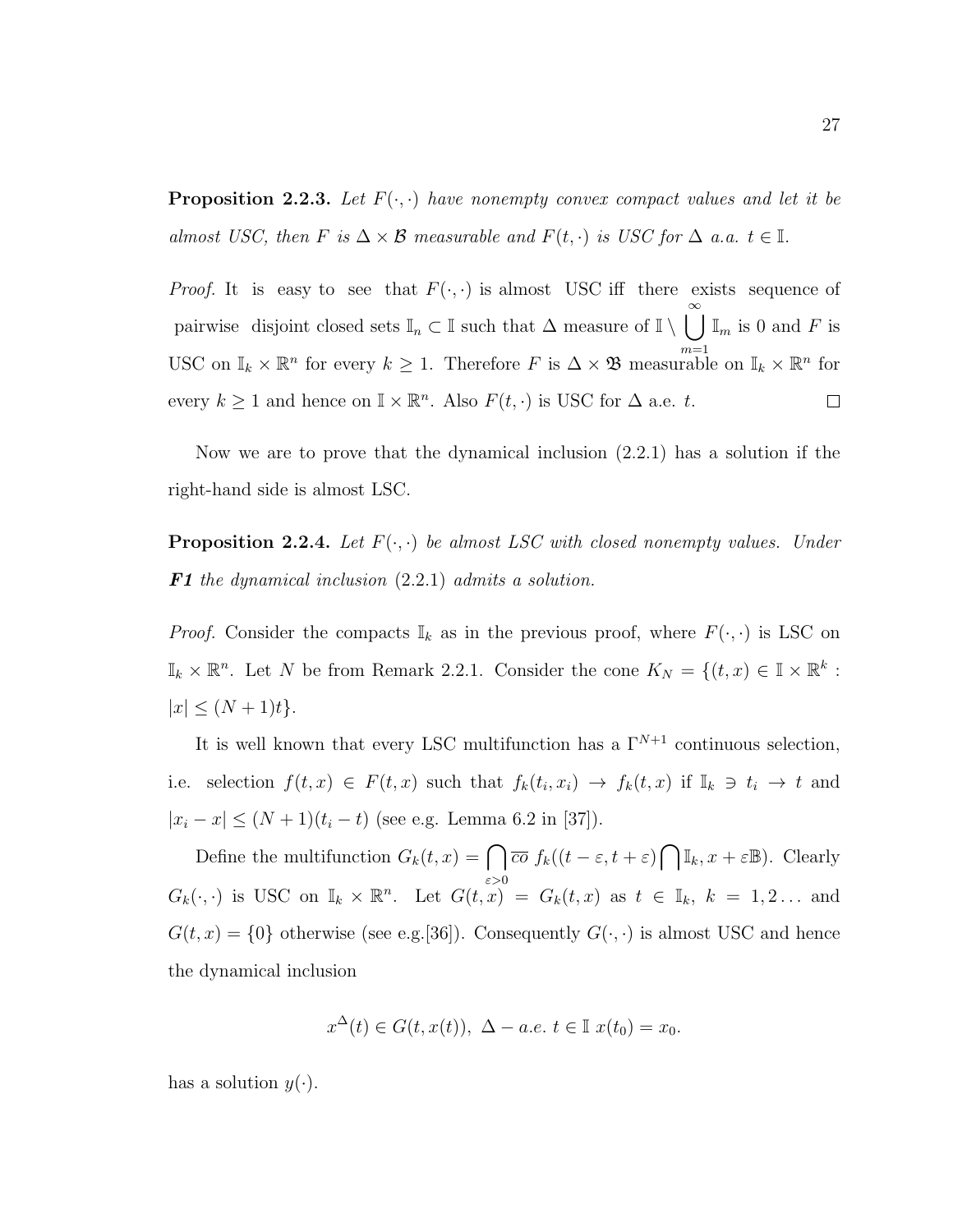**Proposition 2.2.3.** *Let $F(\cdot,\cdot)$ have nonempty convex compact values and let it be almost USC, then $F$ is $\Delta \times \mathcal{B}$ measurable and $F(t,\cdot)$ is USC for $\Delta$ a.a. $t \in \mathbb{I}$.*

*Proof.* It is easy to see that $F(\cdot,\cdot)$ is almost USC iff there exists sequence of pairwise disjoint closed sets $\mathbb{I}_n \subset \mathbb{I}$ such that $\Delta$ measure of $\mathbb{I} \setminus \bigcup_{m=1}^{\infty} \mathbb{I}_m$ is 0 and $F$ is USC on $\mathbb{I}_k \times \mathbb{R}^n$ for every $k \geq 1$. Therefore $F$ is $\Delta \times \mathfrak{B}$ measurable on $\mathbb{I}_k \times \mathbb{R}^n$ for every $k \geq 1$ and hence on $\mathbb{I} \times \mathbb{R}^n$. Also $F(t,\cdot)$ is USC for $\Delta$ a.e. $t$. $\square$

Now we are to prove that the dynamical inclusion (2.2.1) has a solution if the right-hand side is almost LSC.

**Proposition 2.2.4.** *Let $F(\cdot,\cdot)$ be almost LSC with closed nonempty values. Under **F1** the dynamical inclusion* (2.2.1) *admits a solution.*

*Proof.* Consider the compacts $\mathbb{I}_k$ as in the previous proof, where $F(\cdot,\cdot)$ is LSC on $\mathbb{I}_k \times \mathbb{R}^n$. Let $N$ be from Remark 2.2.1. Consider the cone $K_N = \{(t,x) \in \mathbb{I} \times \mathbb{R}^k : |x| \leq (N+1)t\}$.

It is well known that every LSC multifunction has a $\Gamma^{N+1}$ continuous selection, i.e. selection $f(t,x) \in F(t,x)$ such that $f_k(t_i,x_i) \to f_k(t,x)$ if $\mathbb{I}_k \ni t_i \to t$ and $|x_i - x| \leq (N+1)(t_i - t)$ (see e.g. Lemma 6.2 in [37]).

Define the multifunction $G_k(t,x) = \bigcap_{\varepsilon > 0} \overline{co}\ f_k((t-\varepsilon, t+\varepsilon) \bigcap \mathbb{I}_k, x + \varepsilon \mathbb{B})$. Clearly $G_k(\cdot,\cdot)$ is USC on $\mathbb{I}_k \times \mathbb{R}^n$. Let $G(t,x) = G_k(t,x)$ as $t \in \mathbb{I}_k$, $k = 1, 2 \ldots$ and $G(t,x) = \{0\}$ otherwise (see e.g.[36]). Consequently $G(\cdot,\cdot)$ is almost USC and hence the dynamical inclusion

$$x^{\Delta}(t) \in G(t, x(t)),\ \Delta - a.e.\ t \in \mathbb{I}\ x(t_0) = x_0.$$

has a solution $y(\cdot)$.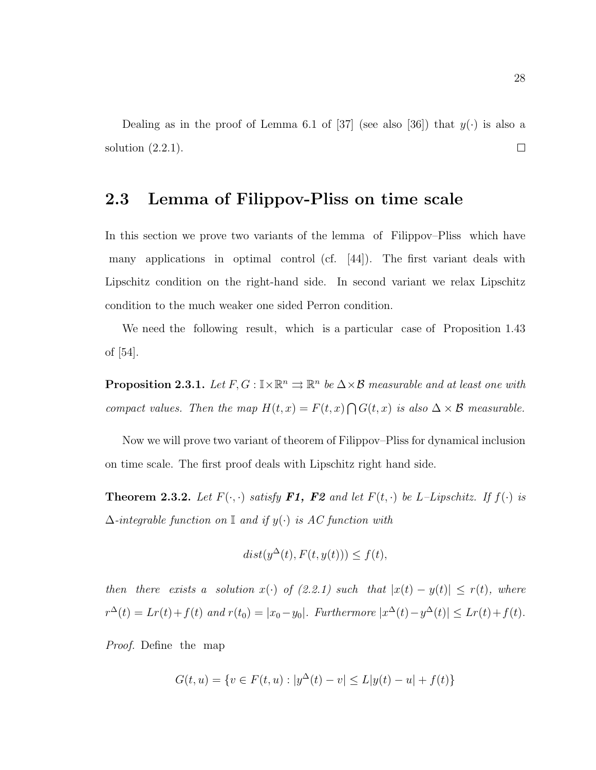Dealing as in the proof of Lemma 6.1 of [37] (see also [36]) that $y(\cdot)$ is also a solution (2.2.1). $\square$

## 2.3 Lemma of Filippov-Pliss on time scale

In this section we prove two variants of the lemma of Filippov–Pliss which have many applications in optimal control (cf. [44]). The first variant deals with Lipschitz condition on the right-hand side. In second variant we relax Lipschitz condition to the much weaker one sided Perron condition.

We need the following result, which is a particular case of Proposition 1.43 of [54].

**Proposition 2.3.1.** *Let $F, G : \mathbb{I}\times\mathbb{R}^n \rightrightarrows \mathbb{R}^n$ be $\Delta\times\mathcal{B}$ measurable and at least one with compact values. Then the map $H(t,x) = F(t,x)\bigcap G(t,x)$ is also $\Delta\times\mathcal{B}$ measurable.*

Now we will prove two variant of theorem of Filippov–Pliss for dynamical inclusion on time scale. The first proof deals with Lipschitz right hand side.

**Theorem 2.3.2.** *Let $F(\cdot,\cdot)$ satisfy **F1, F2** and let $F(t,\cdot)$ be $L$–Lipschitz. If $f(\cdot)$ is $\Delta$-integrable function on $\mathbb{I}$ and if $y(\cdot)$ is AC function with*

$$dist(y^{\Delta}(t), F(t, y(t))) \leq f(t),$$

*then there exists a solution $x(\cdot)$ of (2.2.1) such that $|x(t) - y(t)| \leq r(t)$, where $r^{\Delta}(t) = Lr(t)+f(t)$ and $r(t_0) = |x_0 - y_0|$. Furthermore $|x^{\Delta}(t) - y^{\Delta}(t)| \leq Lr(t) + f(t)$.*

*Proof.* Define the map

$$G(t,u) = \{v \in F(t,u) : |y^{\Delta}(t) - v| \leq L|y(t) - u| + f(t)\}$$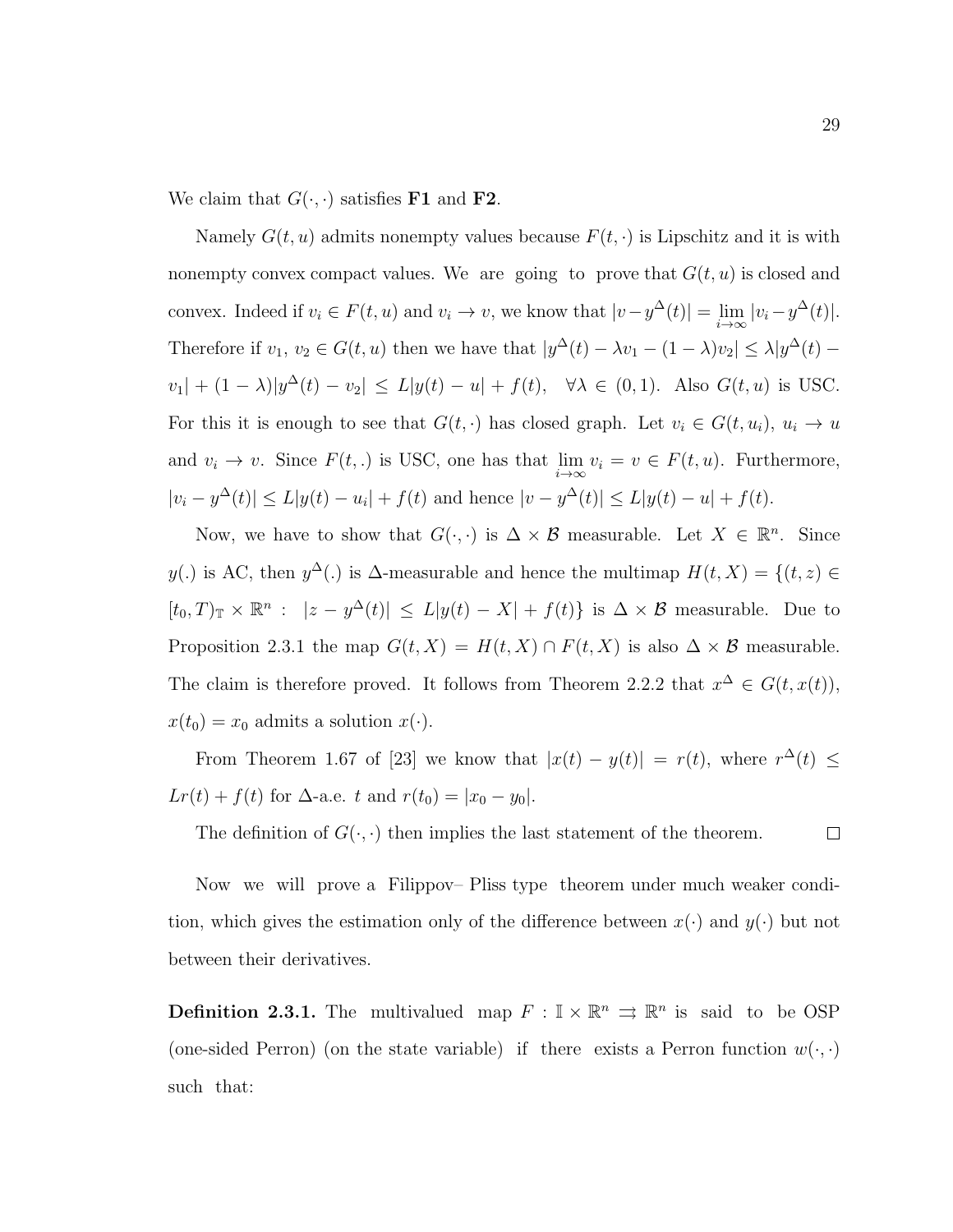We claim that $G(\cdot,\cdot)$ satisfies **F1** and **F2**.

Namely $G(t,u)$ admits nonempty values because $F(t,\cdot)$ is Lipschitz and it is with nonempty convex compact values. We are going to prove that $G(t,u)$ is closed and convex. Indeed if $v_i \in F(t,u)$ and $v_i \to v$, we know that $|v - y^\Delta(t)| = \lim_{i\to\infty} |v_i - y^\Delta(t)|$. Therefore if $v_1$, $v_2 \in G(t,u)$ then we have that $|y^\Delta(t) - \lambda v_1 - (1-\lambda)v_2| \le \lambda |y^\Delta(t) - v_1| + (1-\lambda)|y^\Delta(t) - v_2| \le L|y(t) - u| + f(t), \quad \forall \lambda \in (0,1)$. Also $G(t,u)$ is USC. For this it is enough to see that $G(t,\cdot)$ has closed graph. Let $v_i \in G(t,u_i)$, $u_i \to u$ and $v_i \to v$. Since $F(t,.)$ is USC, one has that $\lim_{i\to\infty} v_i = v \in F(t,u)$. Furthermore, $|v_i - y^\Delta(t)| \le L|y(t) - u_i| + f(t)$ and hence $|v - y^\Delta(t)| \le L|y(t) - u| + f(t)$.

Now, we have to show that $G(\cdot,\cdot)$ is $\Delta \times \mathcal{B}$ measurable. Let $X \in \mathbb{R}^n$. Since $y(.)$ is AC, then $y^\Delta(.)$ is $\Delta$-measurable and hence the multimap $H(t,X) = \{(t,z) \in [t_0,T)_{\mathbb{T}} \times \mathbb{R}^n : \ |z - y^\Delta(t)| \le L|y(t) - X| + f(t)\}$ is $\Delta \times \mathcal{B}$ measurable. Due to Proposition 2.3.1 the map $G(t,X) = H(t,X) \cap F(t,X)$ is also $\Delta \times \mathcal{B}$ measurable. The claim is therefore proved. It follows from Theorem 2.2.2 that $x^\Delta \in G(t,x(t))$, $x(t_0) = x_0$ admits a solution $x(\cdot)$.

From Theorem 1.67 of [23] we know that $|x(t) - y(t)| = r(t)$, where $r^\Delta(t) \le Lr(t) + f(t)$ for $\Delta$-a.e. $t$ and $r(t_0) = |x_0 - y_0|$.

The definition of $G(\cdot,\cdot)$ then implies the last statement of the theorem. $\square$

Now we will prove a Filippov– Pliss type theorem under much weaker condition, which gives the estimation only of the difference between $x(\cdot)$ and $y(\cdot)$ but not between their derivatives.

**Definition 2.3.1.** The multivalued map $F : \mathbb{I} \times \mathbb{R}^n \rightrightarrows \mathbb{R}^n$ is said to be OSP (one-sided Perron) (on the state variable) if there exists a Perron function $w(\cdot,\cdot)$ such that: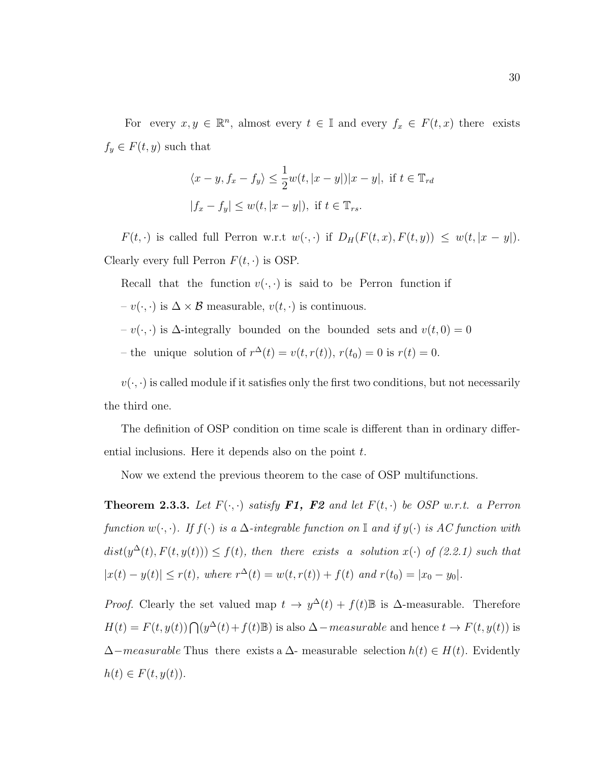For every $x, y \in \mathbb{R}^n$, almost every $t \in \mathbb{I}$ and every $f_x \in F(t,x)$ there exists $f_y \in F(t,y)$ such that

$$\langle x - y, f_x - f_y \rangle \leq \frac{1}{2} w(t, |x-y|)|x-y|, \text{ if } t \in \mathbb{T}_{rd}$$

$$|f_x - f_y| \leq w(t, |x-y|), \text{ if } t \in \mathbb{T}_{rs}.$$

$F(t, \cdot)$ is called full Perron w.r.t $w(\cdot,\cdot)$ if $D_H(F(t,x), F(t,y)) \leq w(t, |x-y|)$. Clearly every full Perron $F(t, \cdot)$ is OSP.

Recall that the function $v(\cdot,\cdot)$ is said to be Perron function if

– $v(\cdot,\cdot)$ is $\Delta \times \mathcal{B}$ measurable, $v(t,\cdot)$ is continuous.

– $v(\cdot,\cdot)$ is $\Delta$-integrally bounded on the bounded sets and $v(t,0) = 0$

– the unique solution of $r^\Delta(t) = v(t, r(t))$, $r(t_0) = 0$ is $r(t) = 0$.

$v(\cdot,\cdot)$ is called module if it satisfies only the first two conditions, but not necessarily the third one.

The definition of OSP condition on time scale is different than in ordinary differential inclusions. Here it depends also on the point $t$.

Now we extend the previous theorem to the case of OSP multifunctions.

**Theorem 2.3.3.** *Let $F(\cdot,\cdot)$ satisfy **F1, F2** and let $F(t,\cdot)$ be OSP w.r.t. a Perron function $w(\cdot,\cdot)$. If $f(\cdot)$ is a $\Delta$-integrable function on $\mathbb{I}$ and if $y(\cdot)$ is AC function with $dist(y^\Delta(t), F(t, y(t))) \leq f(t)$, then there exists a solution $x(\cdot)$ of (2.2.1) such that $|x(t) - y(t)| \leq r(t)$, where $r^\Delta(t) = w(t, r(t)) + f(t)$ and $r(t_0) = |x_0 - y_0|$.*

*Proof.* Clearly the set valued map $t \to y^\Delta(t) + f(t)\mathbb{B}$ is $\Delta$-measurable. Therefore $H(t) = F(t, y(t)) \bigcap (y^\Delta(t) + f(t)\mathbb{B})$ is also $\Delta - measurable$ and hence $t \to F(t, y(t))$ is $\Delta - measurable$ Thus there exists a $\Delta$- measurable selection $h(t) \in H(t)$. Evidently $h(t) \in F(t, y(t))$.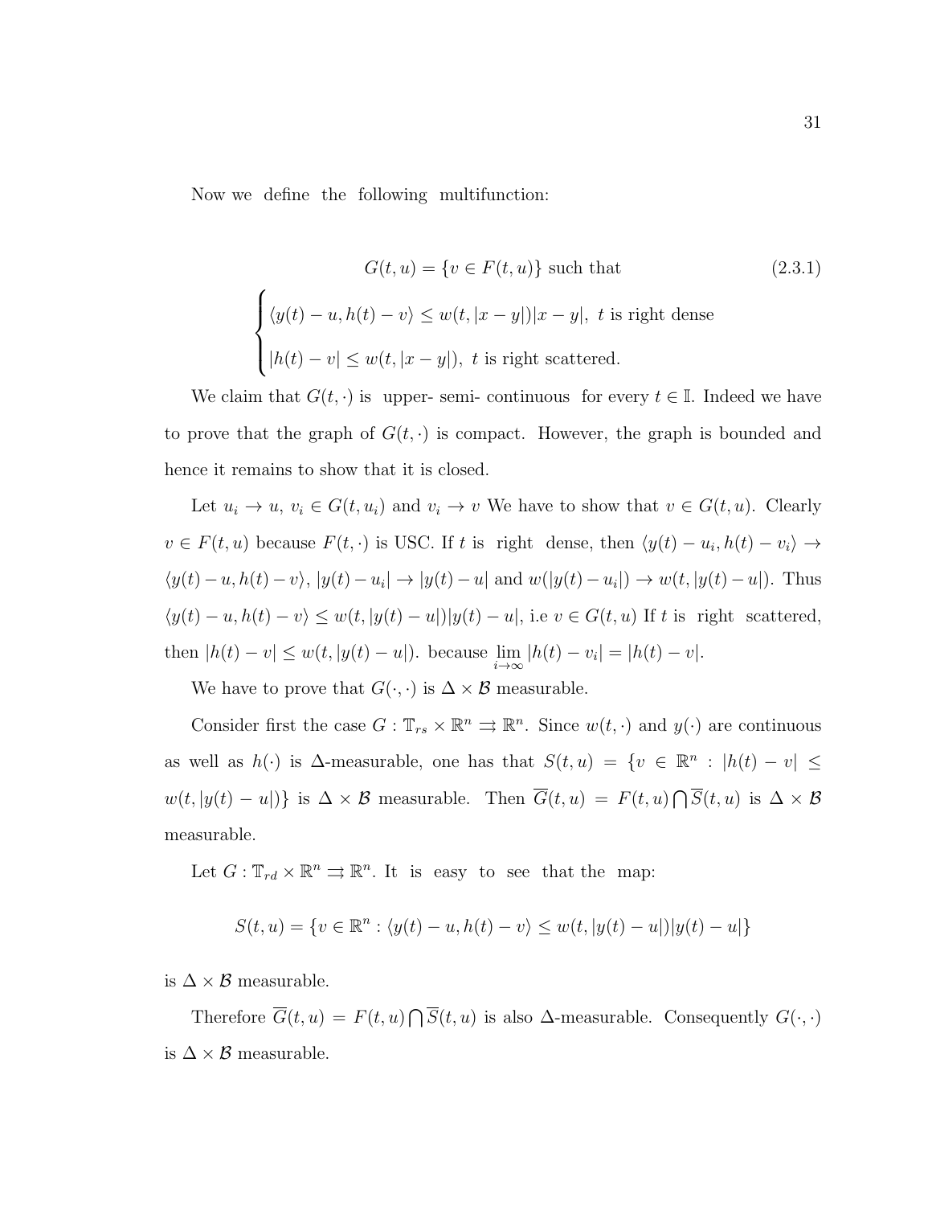Now we define the following multifunction:

$$G(t,u) = \{v \in F(t,u)\} \text{ such that} \tag{2.3.1}$$

$$\begin{cases} \langle y(t) - u, h(t) - v\rangle \leq w(t, |x-y|)|x-y|, \ t \text{ is right dense} \\ |h(t) - v| \leq w(t, |x-y|), \ t \text{ is right scattered.} \end{cases}$$

We claim that $G(t, \cdot)$ is upper- semi- continuous for every $t \in \mathbb{I}$. Indeed we have to prove that the graph of $G(t, \cdot)$ is compact. However, the graph is bounded and hence it remains to show that it is closed.

Let $u_i \to u$, $v_i \in G(t, u_i)$ and $v_i \to v$ We have to show that $v \in G(t,u)$. Clearly $v \in F(t,u)$ because $F(t, \cdot)$ is USC. If $t$ is right dense, then $\langle y(t) - u_i, h(t) - v_i\rangle \to \langle y(t) - u, h(t) - v\rangle$, $|y(t) - u_i| \to |y(t) - u|$ and $w(|y(t) - u_i|) \to w(t, |y(t) - u|)$. Thus $\langle y(t) - u, h(t) - v\rangle \leq w(t, |y(t) - u|)|y(t) - u|$, i.e $v \in G(t,u)$ If $t$ is right scattered, then $|h(t) - v| \leq w(t, |y(t) - u|)$. because $\lim_{i \to \infty} |h(t) - v_i| = |h(t) - v|$.

We have to prove that $G(\cdot, \cdot)$ is $\Delta \times \mathcal{B}$ measurable.

Consider first the case $G : \mathbb{T}_{rs} \times \mathbb{R}^n \rightrightarrows \mathbb{R}^n$. Since $w(t, \cdot)$ and $y(\cdot)$ are continuous as well as $h(\cdot)$ is $\Delta$-measurable, one has that $S(t,u) = \{v \in \mathbb{R}^n : |h(t) - v| \leq w(t, |y(t) - u|)\}$ is $\Delta \times \mathcal{B}$ measurable. Then $\overline{G}(t,u) = F(t,u) \bigcap \overline{S}(t,u)$ is $\Delta \times \mathcal{B}$ measurable.

Let $G : \mathbb{T}_{rd} \times \mathbb{R}^n \rightrightarrows \mathbb{R}^n$. It is easy to see that the map:

$$S(t,u) = \{v \in \mathbb{R}^n : \langle y(t) - u, h(t) - v\rangle \leq w(t, |y(t) - u|)|y(t) - u|\}$$

is $\Delta \times \mathcal{B}$ measurable.

Therefore $\overline{G}(t,u) = F(t,u) \bigcap \overline{S}(t,u)$ is also $\Delta$-measurable. Consequently $G(\cdot, \cdot)$ is $\Delta \times \mathcal{B}$ measurable.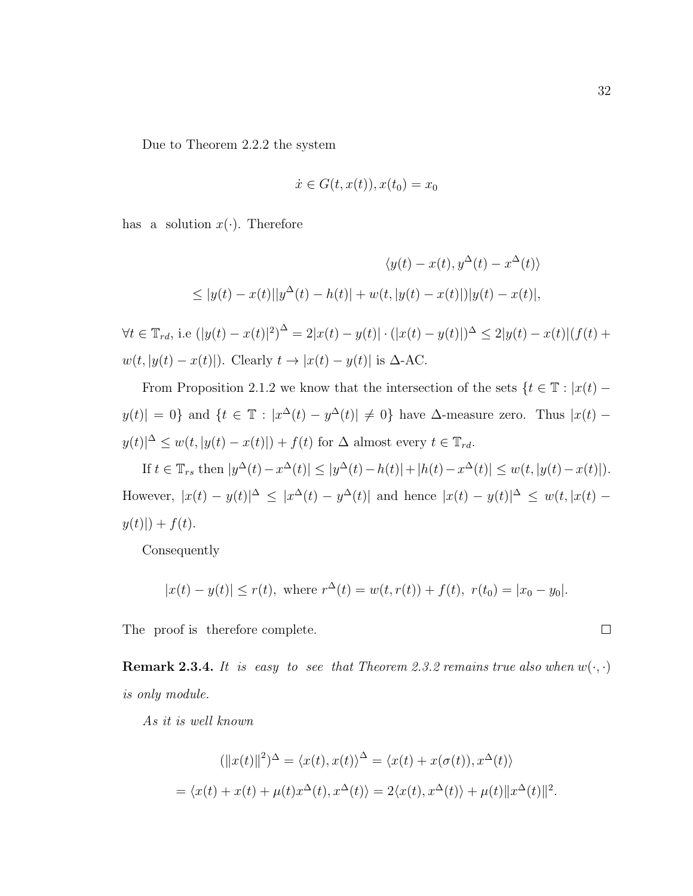Due to Theorem 2.2.2 the system

$$\dot{x} \in G(t, x(t)), x(t_0) = x_0$$

has a solution $x(\cdot)$. Therefore

$$\langle y(t) - x(t), y^{\Delta}(t) - x^{\Delta}(t) \rangle$$

$$\leq |y(t) - x(t)||y^{\Delta}(t) - h(t)| + w(t, |y(t) - x(t)|)|y(t) - x(t)|,$$

$\forall t \in \mathbb{T}_{rd}$, i.e $(|y(t) - x(t)|^2)^{\Delta} = 2|x(t) - y(t)| \cdot (|x(t) - y(t)|)^{\Delta} \leq 2|y(t) - x(t)|(f(t) + w(t, |y(t) - x(t)|)$. Clearly $t \to |x(t) - y(t)|$ is $\Delta$-AC.

From Proposition 2.1.2 we know that the intersection of the sets $\{t \in \mathbb{T} : |x(t) - y(t)| = 0\}$ and $\{t \in \mathbb{T} : |x^{\Delta}(t) - y^{\Delta}(t)| \neq 0\}$ have $\Delta$-measure zero. Thus $|x(t) - y(t)|^{\Delta} \leq w(t, |y(t) - x(t)|) + f(t)$ for $\Delta$ almost every $t \in \mathbb{T}_{rd}$.

If $t \in \mathbb{T}_{rs}$ then $|y^{\Delta}(t) - x^{\Delta}(t)| \leq |y^{\Delta}(t) - h(t)| + |h(t) - x^{\Delta}(t)| \leq w(t, |y(t) - x(t)|)$. However, $|x(t) - y(t)|^{\Delta} \leq |x^{\Delta}(t) - y^{\Delta}(t)|$ and hence $|x(t) - y(t)|^{\Delta} \leq w(t, |x(t) - y(t)|) + f(t)$.

Consequently

$$|x(t) - y(t)| \leq r(t), \text{ where } r^{\Delta}(t) = w(t, r(t)) + f(t), \; r(t_0) = |x_0 - y_0|.$$

The proof is therefore complete. ∎

**Remark 2.3.4.** *It is easy to see that Theorem 2.3.2 remains true also when $w(\cdot, \cdot)$ is only module.*

*As it is well known*

$$(\|x(t)\|^2)^{\Delta} = \langle x(t), x(t) \rangle^{\Delta} = \langle x(t) + x(\sigma(t)), x^{\Delta}(t) \rangle$$

$$= \langle x(t) + x(t) + \mu(t) x^{\Delta}(t), x^{\Delta}(t) \rangle = 2\langle x(t), x^{\Delta}(t) \rangle + \mu(t) \|x^{\Delta}(t)\|^2.$$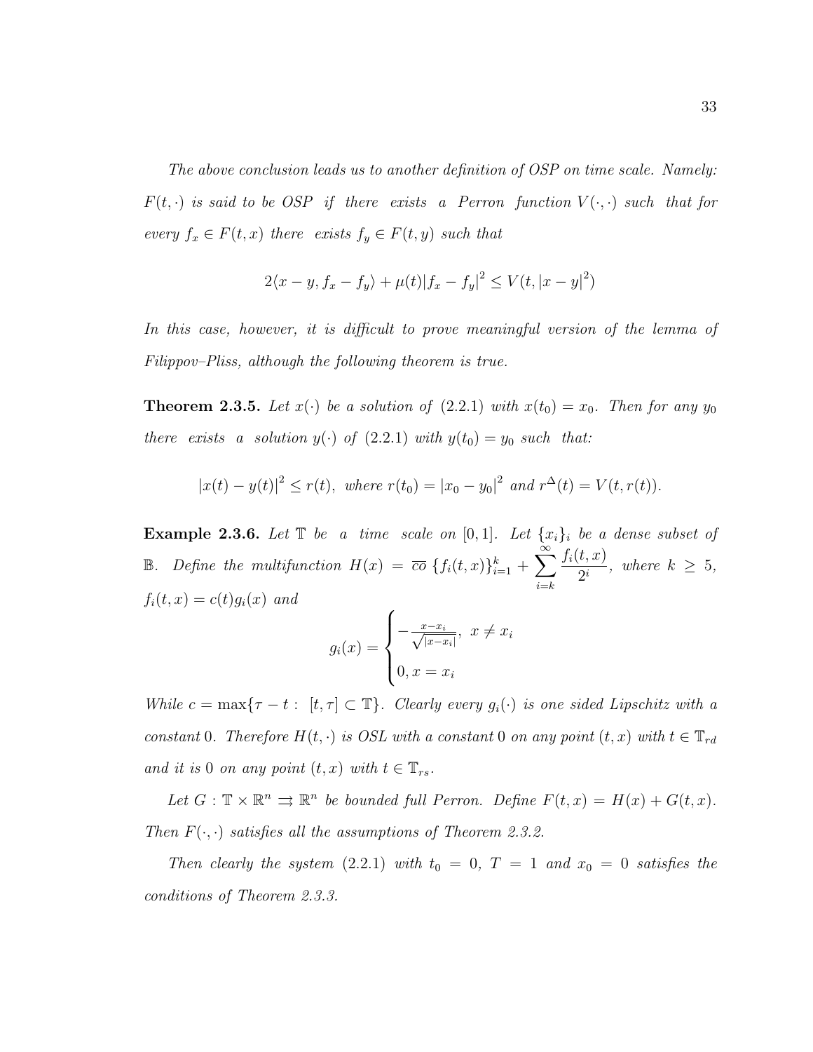*The above conclusion leads us to another definition of OSP on time scale. Namely: $F(t, \cdot)$ is said to be OSP if there exists a Perron function $V(\cdot, \cdot)$ such that for every $f_x \in F(t, x)$ there exists $f_y \in F(t, y)$ such that*

$$2\langle x - y, f_x - f_y \rangle + \mu(t)|f_x - f_y|^2 \leq V(t, |x - y|^2)$$

*In this case, however, it is difficult to prove meaningful version of the lemma of Filippov–Pliss, although the following theorem is true.*

**Theorem 2.3.5.** *Let $x(\cdot)$ be a solution of (2.2.1) with $x(t_0) = x_0$. Then for any $y_0$ there exists a solution $y(\cdot)$ of (2.2.1) with $y(t_0) = y_0$ such that:*

$$|x(t) - y(t)|^2 \leq r(t), \text{ where } r(t_0) = |x_0 - y_0|^2 \text{ and } r^{\Delta}(t) = V(t, r(t)).$$

**Example 2.3.6.** *Let $\mathbb{T}$ be a time scale on $[0, 1]$. Let $\{x_i\}_i$ be a dense subset of $\mathbb{B}$. Define the multifunction $H(x) = \overline{co}\,\{f_i(t, x)\}_{i=1}^{k} + \sum_{i=k}^{\infty} \frac{f_i(t, x)}{2^i}$, where $k \geq 5$, $f_i(t, x) = c(t)g_i(x)$ and*

$$g_i(x) = \begin{cases} -\frac{x - x_i}{\sqrt{|x - x_i|}}, & x \neq x_i \\ 0, & x = x_i \end{cases}$$

*While $c = \max\{\tau - t : [t, \tau] \subset \mathbb{T}\}$. Clearly every $g_i(\cdot)$ is one sided Lipschitz with a constant 0. Therefore $H(t, \cdot)$ is OSL with a constant 0 on any point $(t, x)$ with $t \in \mathbb{T}_{rd}$ and it is 0 on any point $(t, x)$ with $t \in \mathbb{T}_{rs}$.*

*Let $G : \mathbb{T} \times \mathbb{R}^n \rightrightarrows \mathbb{R}^n$ be bounded full Perron. Define $F(t, x) = H(x) + G(t, x)$. Then $F(\cdot, \cdot)$ satisfies all the assumptions of Theorem 2.3.2.*

*Then clearly the system (2.2.1) with $t_0 = 0$, $T = 1$ and $x_0 = 0$ satisfies the conditions of Theorem 2.3.3.*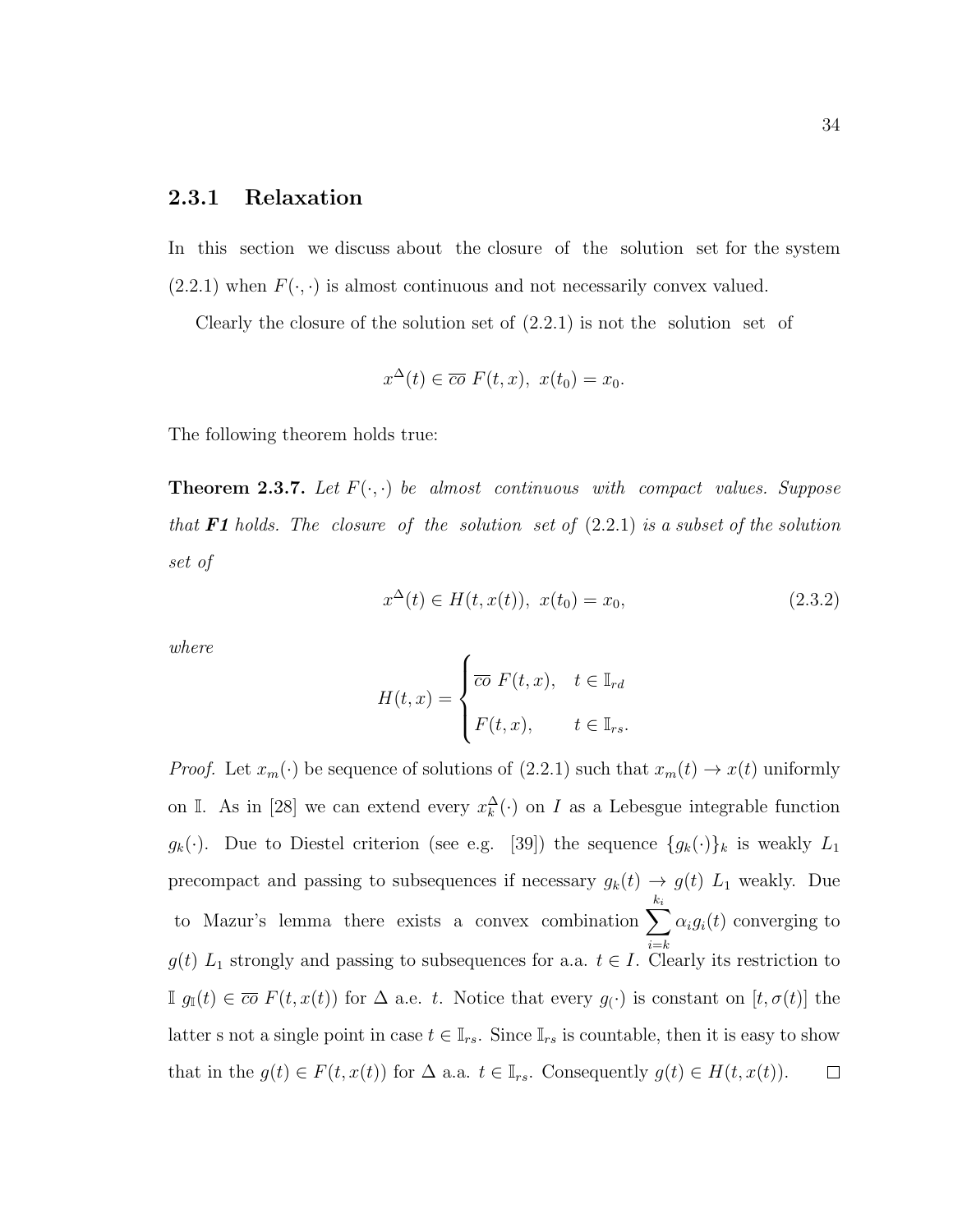### 2.3.1 Relaxation

In this section we discuss about the closure of the solution set for the system (2.2.1) when $F(\cdot,\cdot)$ is almost continuous and not necessarily convex valued.

Clearly the closure of the solution set of (2.2.1) is not the solution set of

$$x^{\Delta}(t) \in \overline{co}\ F(t,x),\ x(t_0) = x_0.$$

The following theorem holds true:

**Theorem 2.3.7.** *Let $F(\cdot,\cdot)$ be almost continuous with compact values. Suppose that **F1** holds. The closure of the solution set of* (2.2.1) *is a subset of the solution set of*

$$x^{\Delta}(t) \in H(t,x(t)),\ x(t_0) = x_0, \tag{2.3.2}$$

*where*

$$H(t,x) = \begin{cases} \overline{co}\ F(t,x), & t \in \mathbb{I}_{rd} \\ F(t,x), & t \in \mathbb{I}_{rs}. \end{cases}$$

*Proof.* Let $x_m(\cdot)$ be sequence of solutions of (2.2.1) such that $x_m(t) \to x(t)$ uniformly on $\mathbb{I}$. As in [28] we can extend every $x_k^{\Delta}(\cdot)$ on $I$ as a Lebesgue integrable function $g_k(\cdot)$. Due to Diestel criterion (see e.g. [39]) the sequence $\{g_k(\cdot)\}_k$ is weakly $L_1$ precompact and passing to subsequences if necessary $g_k(t) \to g(t)$ $L_1$ weakly. Due to Mazur's lemma there exists a convex combination $\sum_{i=k}^{k_i} \alpha_i g_i(t)$ converging to $g(t)$ $L_1$ strongly and passing to subsequences for a.a. $t \in I$. Clearly its restriction to $\mathbb{I}$ $g_{\mathbb{I}}(t) \in \overline{co}\ F(t,x(t))$ for $\Delta$ a.e. $t$. Notice that every $g_{(\cdot)}$ is constant on $[t,\sigma(t)]$ the latter s not a single point in case $t \in \mathbb{I}_{rs}$. Since $\mathbb{I}_{rs}$ is countable, then it is easy to show that in the $g(t) \in F(t,x(t))$ for $\Delta$ a.a. $t \in \mathbb{I}_{rs}$. Consequently $g(t) \in H(t,x(t))$. $\square$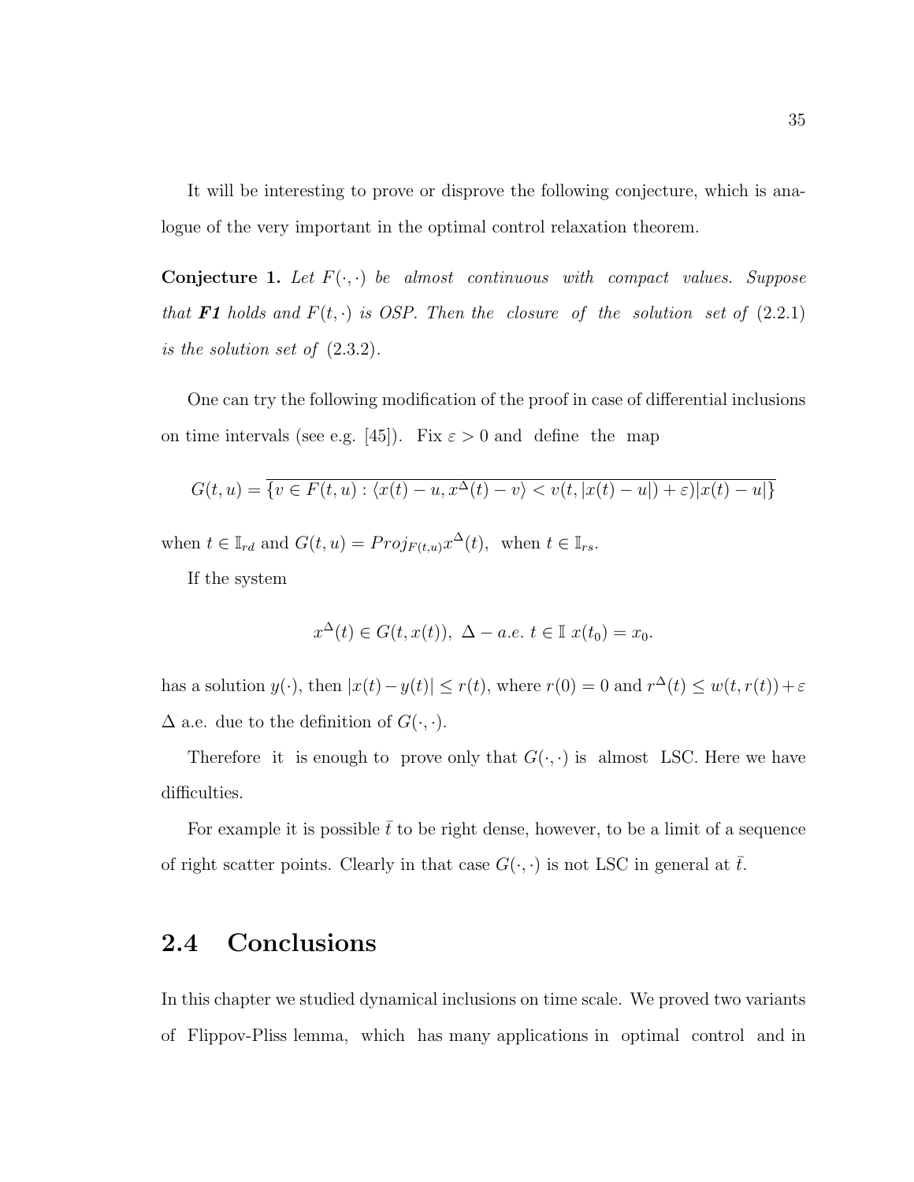It will be interesting to prove or disprove the following conjecture, which is analogue of the very important in the optimal control relaxation theorem.

**Conjecture 1.** *Let $F(\cdot,\cdot)$ be almost continuous with compact values. Suppose that* ***F1*** *holds and $F(t,\cdot)$ is OSP. Then the closure of the solution set of* (2.2.1) *is the solution set of* (2.3.2).

One can try the following modification of the proof in case of differential inclusions on time intervals (see e.g. [45]). Fix $\varepsilon > 0$ and define the map

$$G(t,u) = \overline{\{v \in F(t,u) : \langle x(t) - u, x^{\Delta}(t) - v\rangle < v(t, |x(t) - u|) + \varepsilon)|x(t) - u|\}}$$

when $t \in \mathbb{I}_{rd}$ and $G(t,u) = Proj_{F(t,u)} x^{\Delta}(t)$, when $t \in \mathbb{I}_{rs}$.

If the system

$$x^{\Delta}(t) \in G(t, x(t)),\ \Delta - a.e.\ t \in \mathbb{I}\ x(t_0) = x_0.$$

has a solution $y(\cdot)$, then $|x(t) - y(t)| \le r(t)$, where $r(0) = 0$ and $r^{\Delta}(t) \le w(t, r(t)) + \varepsilon$ $\Delta$ a.e. due to the definition of $G(\cdot,\cdot)$.

Therefore it is enough to prove only that $G(\cdot,\cdot)$ is almost LSC. Here we have difficulties.

For example it is possible $\bar{t}$ to be right dense, however, to be a limit of a sequence of right scatter points. Clearly in that case $G(\cdot,\cdot)$ is not LSC in general at $\bar{t}$.

## 2.4 Conclusions

In this chapter we studied dynamical inclusions on time scale. We proved two variants of Flippov-Pliss lemma, which has many applications in optimal control and in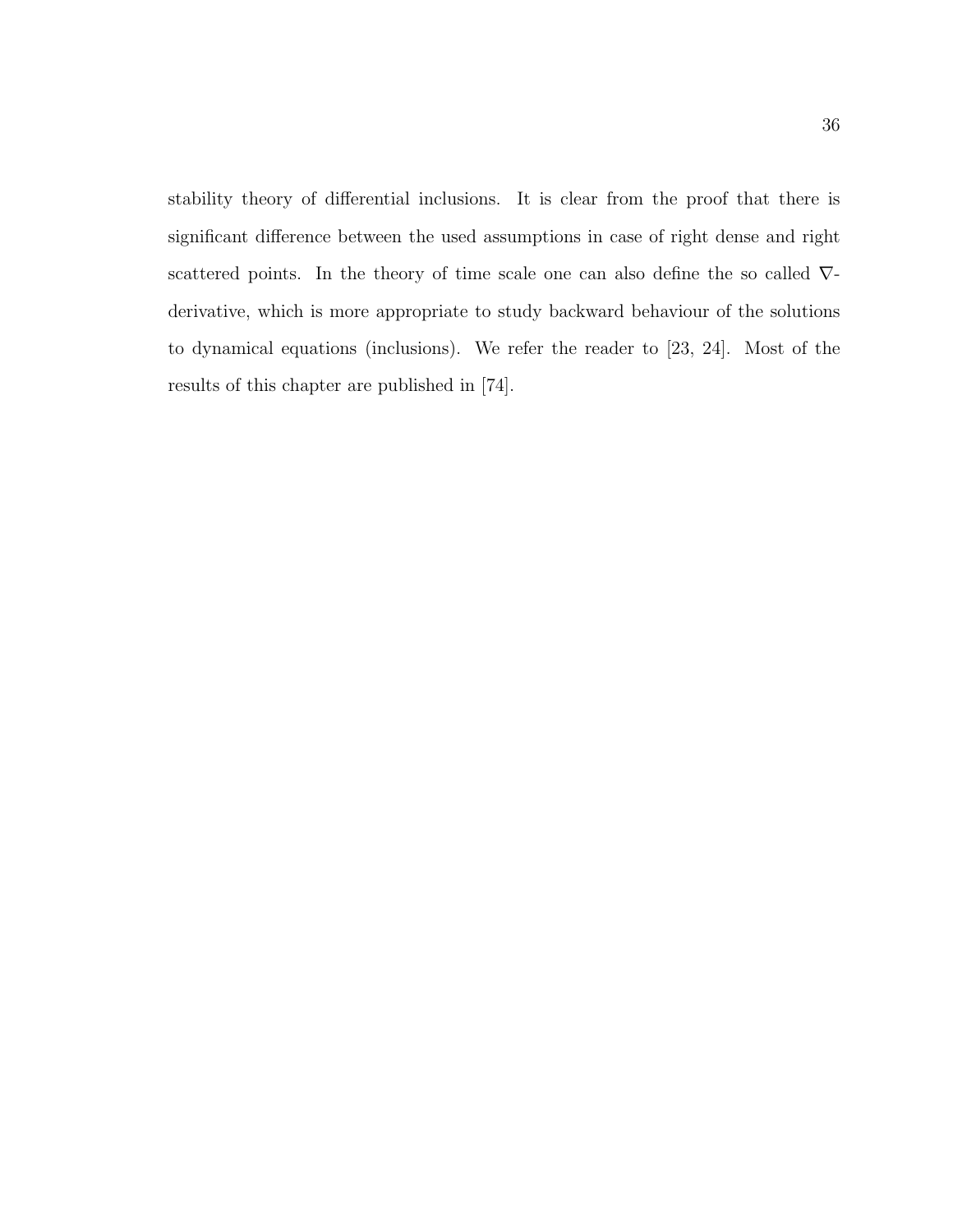stability theory of differential inclusions. It is clear from the proof that there is significant difference between the used assumptions in case of right dense and right scattered points. In the theory of time scale one can also define the so called $\nabla$-derivative, which is more appropriate to study backward behaviour of the solutions to dynamical equations (inclusions). We refer the reader to [23, 24]. Most of the results of this chapter are published in [74].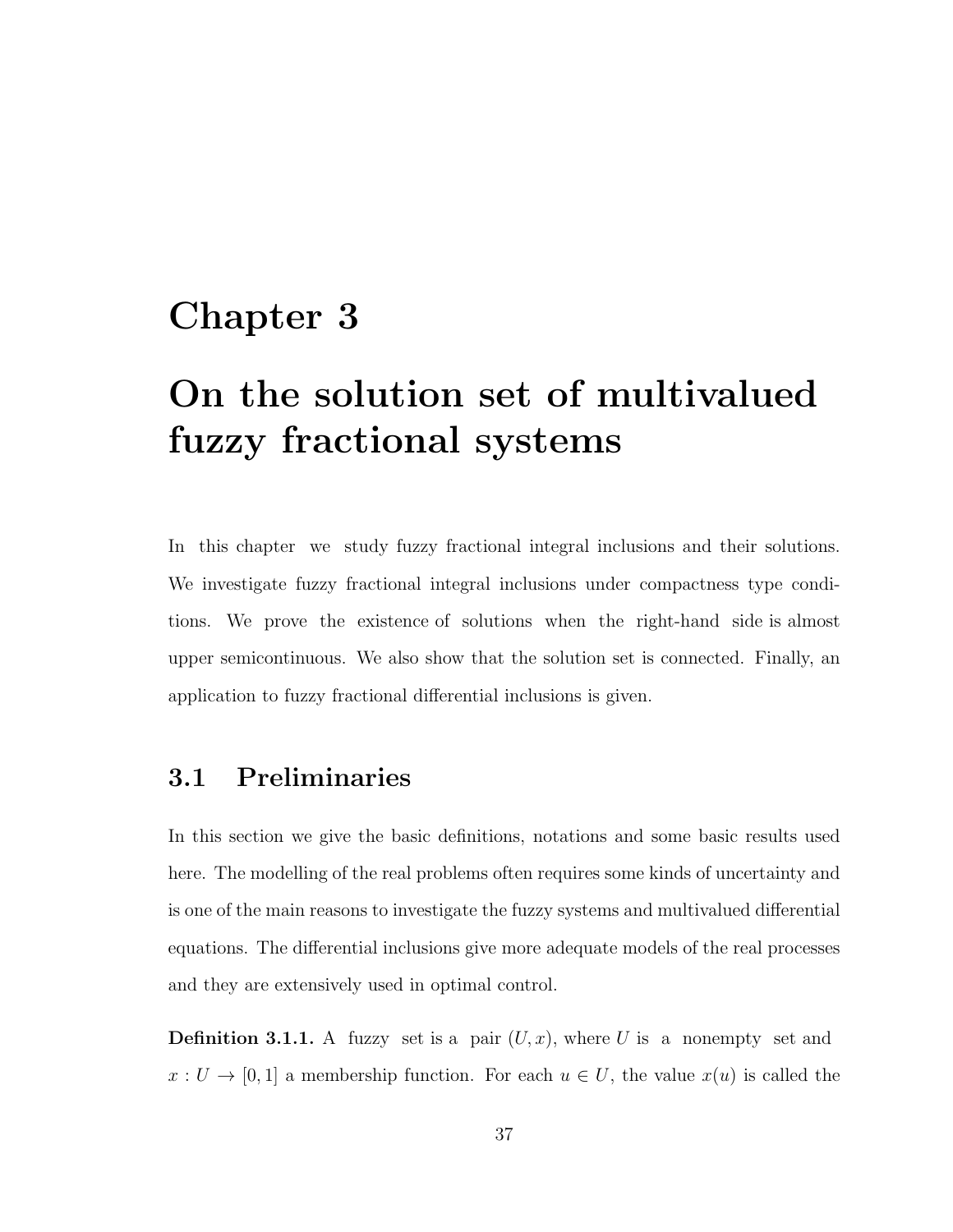# Chapter 3

# On the solution set of multivalued fuzzy fractional systems

In this chapter we study fuzzy fractional integral inclusions and their solutions. We investigate fuzzy fractional integral inclusions under compactness type conditions. We prove the existence of solutions when the right-hand side is almost upper semicontinuous. We also show that the solution set is connected. Finally, an application to fuzzy fractional differential inclusions is given.

## 3.1 Preliminaries

In this section we give the basic definitions, notations and some basic results used here. The modelling of the real problems often requires some kinds of uncertainty and is one of the main reasons to investigate the fuzzy systems and multivalued differential equations. The differential inclusions give more adequate models of the real processes and they are extensively used in optimal control.

**Definition 3.1.1.** A fuzzy set is a pair $(U, x)$, where $U$ is a nonempty set and $x : U \to [0, 1]$ a membership function. For each $u \in U$, the value $x(u)$ is called the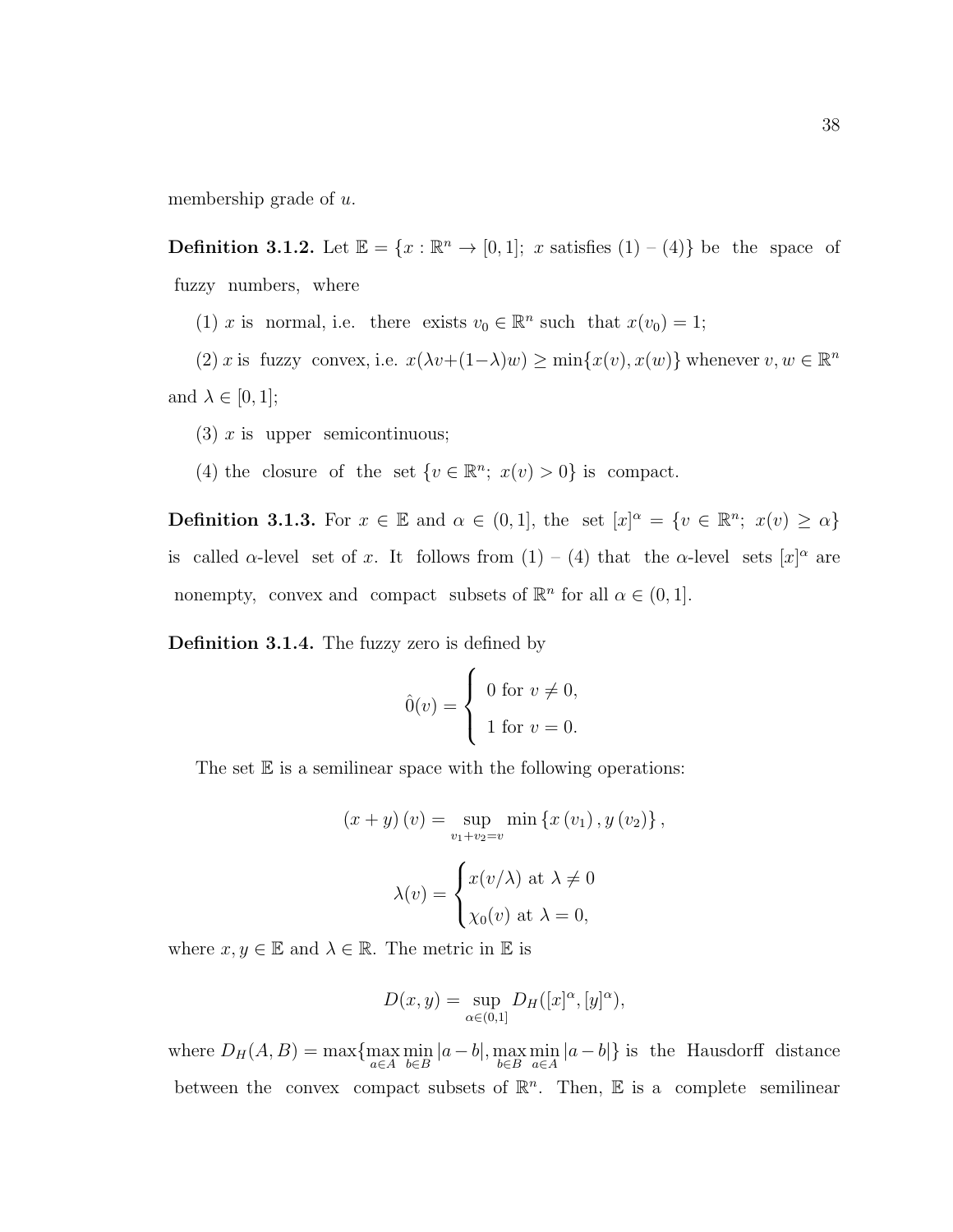membership grade of $u$.

**Definition 3.1.2.** Let $\mathbb{E} = \{x : \mathbb{R}^n \to [0, 1];\ x$ satisfies (1) – (4)$\}$ be the space of fuzzy numbers, where

(1) $x$ is normal, i.e. there exists $v_0 \in \mathbb{R}^n$ such that $x(v_0) = 1$;

(2) $x$ is fuzzy convex, i.e. $x(\lambda v+(1-\lambda)w) \geq \min\{x(v), x(w)\}$ whenever $v, w \in \mathbb{R}^n$ and $\lambda \in [0, 1]$;

(3) $x$ is upper semicontinuous;

(4) the closure of the set $\{v \in \mathbb{R}^n;\ x(v) > 0\}$ is compact.

**Definition 3.1.3.** For $x \in \mathbb{E}$ and $\alpha \in (0, 1]$, the set $[x]^\alpha = \{v \in \mathbb{R}^n;\ x(v) \geq \alpha\}$ is called $\alpha$-level set of $x$. It follows from (1) – (4) that the $\alpha$-level sets $[x]^\alpha$ are nonempty, convex and compact subsets of $\mathbb{R}^n$ for all $\alpha \in (0, 1]$.

**Definition 3.1.4.** The fuzzy zero is defined by

$$\hat{0}(v) = \begin{cases} 0 \text{ for } v \neq 0, \\ 1 \text{ for } v = 0. \end{cases}$$

The set $\mathbb{E}$ is a semilinear space with the following operations:

$$(x + y)(v) = \sup_{v_1+v_2=v} \min\{x(v_1), y(v_2)\},$$

$$\lambda(v) = \begin{cases} x(v/\lambda) \text{ at } \lambda \neq 0 \\ \chi_0(v) \text{ at } \lambda = 0, \end{cases}$$

where $x, y \in \mathbb{E}$ and $\lambda \in \mathbb{R}$. The metric in $\mathbb{E}$ is

$$D(x, y) = \sup_{\alpha\in(0,1]} D_H([x]^\alpha, [y]^\alpha),$$

where $D_H(A, B) = \max\{\max_{a\in A} \min_{b\in B} |a-b|, \max_{b\in B} \min_{a\in A} |a-b|\}$ is the Hausdorff distance between the convex compact subsets of $\mathbb{R}^n$. Then, $\mathbb{E}$ is a complete semilinear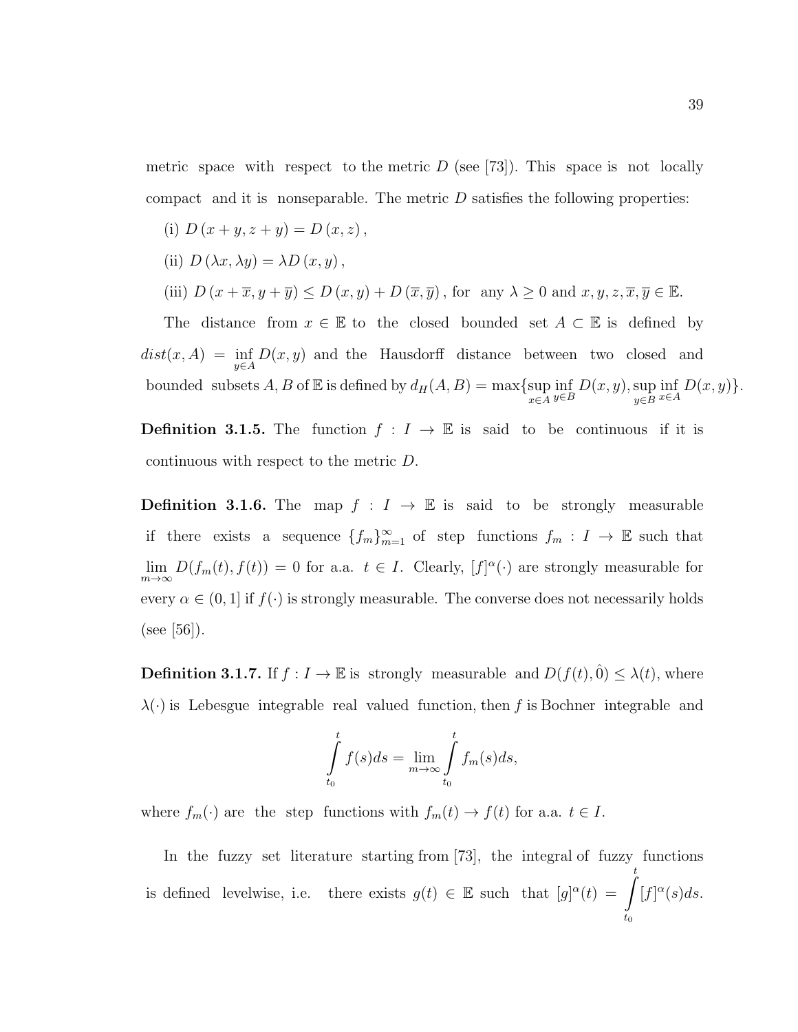metric space with respect to the metric $D$ (see [73]). This space is not locally compact and it is nonseparable. The metric $D$ satisfies the following properties:

(i) $D(x+y, z+y) = D(x, z)$,

(ii) $D(\lambda x, \lambda y) = \lambda D(x, y)$,

(iii) $D(x+\overline{x}, y+\overline{y}) \leq D(x, y) + D(\overline{x}, \overline{y})$, for any $\lambda \geq 0$ and $x, y, z, \overline{x}, \overline{y} \in \mathbb{E}$.

The distance from $x \in \mathbb{E}$ to the closed bounded set $A \subset \mathbb{E}$ is defined by $dist(x, A) = \inf_{y \in A} D(x, y)$ and the Hausdorff distance between two closed and bounded subsets $A, B$ of $\mathbb{E}$ is defined by $d_H(A, B) = \max\{\sup_{x\in A} \inf_{y \in B} D(x, y), \sup_{y \in B} \inf_{x \in A} D(x, y)\}$.

**Definition 3.1.5.** The function $f : I \to \mathbb{E}$ is said to be continuous if it is continuous with respect to the metric $D$.

**Definition 3.1.6.** The map $f : I \to \mathbb{E}$ is said to be strongly measurable if there exists a sequence $\{f_m\}_{m=1}^{\infty}$ of step functions $f_m : I \to \mathbb{E}$ such that $\lim_{m\to\infty} D(f_m(t), f(t)) = 0$ for a.a. $t \in I$. Clearly, $[f]^{\alpha}(\cdot)$ are strongly measurable for every $\alpha \in (0, 1]$ if $f(\cdot)$ is strongly measurable. The converse does not necessarily holds (see [56]).

**Definition 3.1.7.** If $f : I \to \mathbb{E}$ is strongly measurable and $D(f(t), \hat{0}) \leq \lambda(t)$, where $\lambda(\cdot)$ is Lebesgue integrable real valued function, then $f$ is Bochner integrable and

$$\int_{t_0}^{t} f(s)ds = \lim_{m\to\infty} \int_{t_0}^{t} f_m(s)ds,$$

where $f_m(\cdot)$ are the step functions with $f_m(t) \to f(t)$ for a.a. $t \in I$.

In the fuzzy set literature starting from [73], the integral of fuzzy functions is defined levelwise, i.e. there exists $g(t) \in \mathbb{E}$ such that $[g]^{\alpha}(t) = \int_{t_0}^{t} [f]^{\alpha}(s)ds$.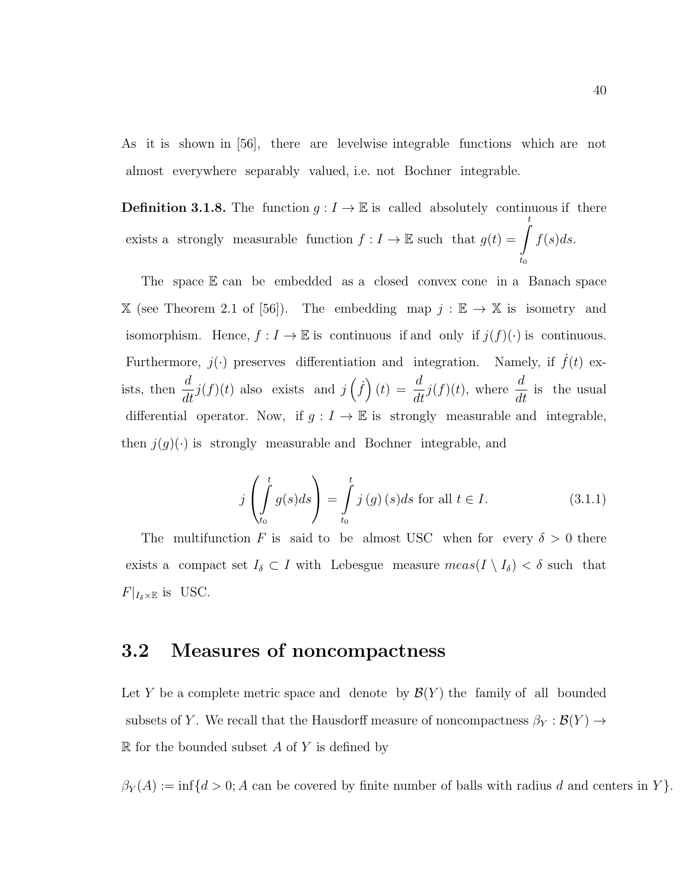As it is shown in [56], there are levelwise integrable functions which are not almost everywhere separably valued, i.e. not Bochner integrable.

**Definition 3.1.8.** The function $g : I \to \mathbb{E}$ is called absolutely continuous if there exists a strongly measurable function $f : I \to \mathbb{E}$ such that $g(t) = \int_{t_0}^{t} f(s)ds$.

The space $\mathbb{E}$ can be embedded as a closed convex cone in a Banach space $\mathbb{X}$ (see Theorem 2.1 of [56]). The embedding map $j : \mathbb{E} \to \mathbb{X}$ is isometry and isomorphism. Hence, $f : I \to \mathbb{E}$ is continuous if and only if $j(f)(\cdot)$ is continuous. Furthermore, $j(\cdot)$ preserves differentiation and integration. Namely, if $\dot{f}(t)$ exists, then $\frac{d}{dt}j(f)(t)$ also exists and $j\left(\dot{f}\right)(t) = \frac{d}{dt}j(f)(t)$, where $\frac{d}{dt}$ is the usual differential operator. Now, if $g : I \to \mathbb{E}$ is strongly measurable and integrable, then $j(g)(\cdot)$ is strongly measurable and Bochner integrable, and

$$j\left(\int_{t_0}^{t} g(s)ds\right) = \int_{t_0}^{t} j\left(g\right)(s)ds \text{ for all } t \in I. \tag{3.1.1}$$

The multifunction $F$ is said to be almost USC when for every $\delta > 0$ there exists a compact set $I_\delta \subset I$ with Lebesgue measure $meas(I \setminus I_\delta) < \delta$ such that $F|_{I_\delta \times \mathbb{E}}$ is USC.

## 3.2 Measures of noncompactness

Let $Y$ be a complete metric space and denote by $\mathcal{B}(Y)$ the family of all bounded subsets of $Y$. We recall that the Hausdorff measure of noncompactness $\beta_Y : \mathcal{B}(Y) \to \mathbb{R}$ for the bounded subset $A$ of $Y$ is defined by

$$\beta_Y(A) := \inf\{d > 0; A \text{ can be covered by finite number of balls with radius } d \text{ and centers in } Y\}.$$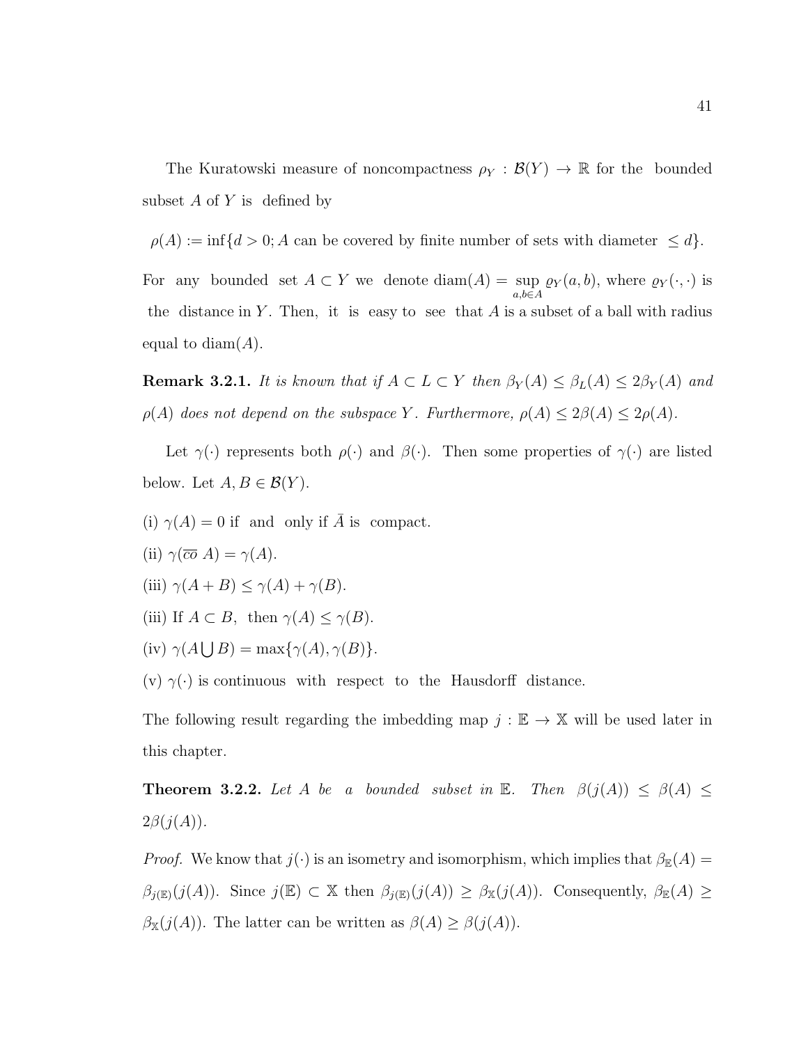The Kuratowski measure of noncompactness $\rho_Y : \mathcal{B}(Y) \to \mathbb{R}$ for the bounded subset $A$ of $Y$ is defined by

$$\rho(A) := \inf\{d > 0; A \text{ can be covered by finite number of sets with diameter } \leq d\}.$$

For any bounded set $A \subset Y$ we denote $\text{diam}(A) = \sup_{a,b \in A} \varrho_Y(a,b)$, where $\varrho_Y(\cdot,\cdot)$ is the distance in $Y$. Then, it is easy to see that $A$ is a subset of a ball with radius equal to $\text{diam}(A)$.

**Remark 3.2.1.** *It is known that if $A \subset L \subset Y$ then $\beta_Y(A) \leq \beta_L(A) \leq 2\beta_Y(A)$ and $\rho(A)$ does not depend on the subspace $Y$. Furthermore, $\rho(A) \leq 2\beta(A) \leq 2\rho(A)$.*

Let $\gamma(\cdot)$ represents both $\rho(\cdot)$ and $\beta(\cdot)$. Then some properties of $\gamma(\cdot)$ are listed below. Let $A, B \in \mathcal{B}(Y)$.

(i) $\gamma(A) = 0$ if and only if $\bar{A}$ is compact.

(ii) $\gamma(\overline{co}\ A) = \gamma(A)$.

(iii) $\gamma(A + B) \leq \gamma(A) + \gamma(B)$.

(iii) If $A \subset B$, then $\gamma(A) \leq \gamma(B)$.

(iv) $\gamma(A \bigcup B) = \max\{\gamma(A), \gamma(B)\}$.

(v) $\gamma(\cdot)$ is continuous with respect to the Hausdorff distance.

The following result regarding the imbedding map $j : \mathbb{E} \to \mathbb{X}$ will be used later in this chapter.

**Theorem 3.2.2.** *Let $A$ be a bounded subset in $\mathbb{E}$. Then $\beta(j(A)) \leq \beta(A) \leq 2\beta(j(A))$.*

*Proof.* We know that $j(\cdot)$ is an isometry and isomorphism, which implies that $\beta_{\mathbb{E}}(A) = \beta_{j(\mathbb{E})}(j(A))$. Since $j(\mathbb{E}) \subset \mathbb{X}$ then $\beta_{j(\mathbb{E})}(j(A)) \geq \beta_{\mathbb{X}}(j(A))$. Consequently, $\beta_{\mathbb{E}}(A) \geq \beta_{\mathbb{X}}(j(A))$. The latter can be written as $\beta(A) \geq \beta(j(A))$.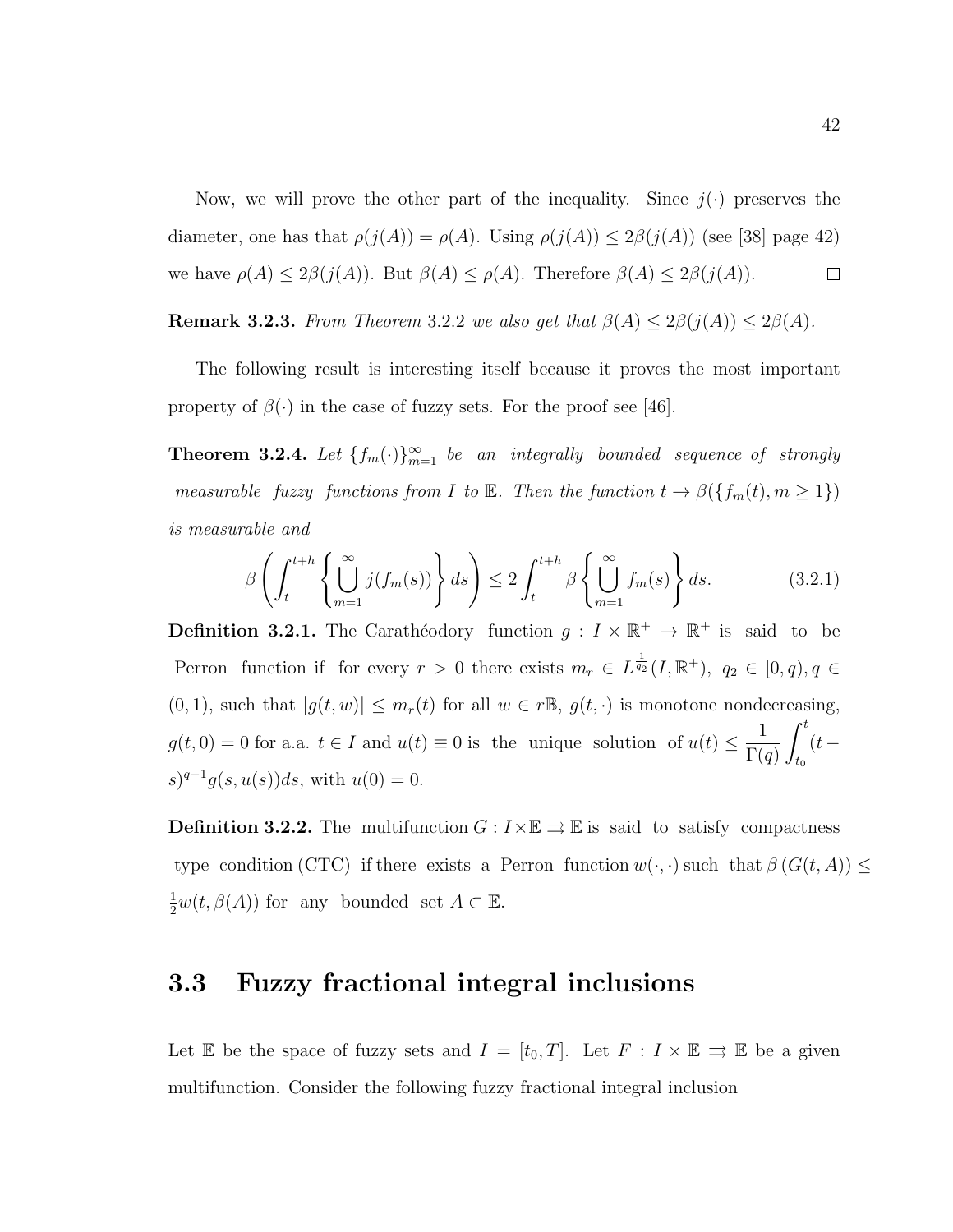Now, we will prove the other part of the inequality. Since $j(\cdot)$ preserves the diameter, one has that $\rho(j(A)) = \rho(A)$. Using $\rho(j(A)) \leq 2\beta(j(A))$ (see [38] page 42) we have $\rho(A) \leq 2\beta(j(A))$. But $\beta(A) \leq \rho(A)$. Therefore $\beta(A) \leq 2\beta(j(A))$. $\square$

**Remark 3.2.3.** *From Theorem* 3.2.2 *we also get that* $\beta(A) \leq 2\beta(j(A)) \leq 2\beta(A)$.

The following result is interesting itself because it proves the most important property of $\beta(\cdot)$ in the case of fuzzy sets. For the proof see [46].

**Theorem 3.2.4.** *Let* $\{f_m(\cdot)\}_{m=1}^{\infty}$ *be an integrally bounded sequence of strongly measurable fuzzy functions from* $I$ *to* $\mathbb{E}$. *Then the function* $t \to \beta(\{f_m(t), m \geq 1\})$ *is measurable and*

$$\beta\left(\int_t^{t+h} \left\{\bigcup_{m=1}^{\infty} j(f_m(s))\right\} ds\right) \leq 2\int_t^{t+h} \beta\left\{\bigcup_{m=1}^{\infty} f_m(s)\right\} ds. \tag{3.2.1}$$

**Definition 3.2.1.** The Carathéodory function $g : I \times \mathbb{R}^+ \to \mathbb{R}^+$ is said to be Perron function if for every $r > 0$ there exists $m_r \in L^{\frac{1}{q_2}}(I, \mathbb{R}^+)$, $q_2 \in [0, q), q \in (0, 1)$, such that $|g(t, w)| \leq m_r(t)$ for all $w \in r\mathbb{B}$, $g(t, \cdot)$ is monotone nondecreasing, $g(t, 0) = 0$ for a.a. $t \in I$ and $u(t) \equiv 0$ is the unique solution of $u(t) \leq \dfrac{1}{\Gamma(q)} \displaystyle\int_{t_0}^{t} (t - s)^{q-1} g(s, u(s)) ds$, with $u(0) = 0$.

**Definition 3.2.2.** The multifunction $G : I \times \mathbb{E} \rightrightarrows \mathbb{E}$ is said to satisfy compactness type condition (CTC) if there exists a Perron function $w(\cdot, \cdot)$ such that $\beta\left(G(t, A)\right) \leq \frac{1}{2} w(t, \beta(A))$ for any bounded set $A \subset \mathbb{E}$.

## 3.3 Fuzzy fractional integral inclusions

Let $\mathbb{E}$ be the space of fuzzy sets and $I = [t_0, T]$. Let $F : I \times \mathbb{E} \rightrightarrows \mathbb{E}$ be a given multifunction. Consider the following fuzzy fractional integral inclusion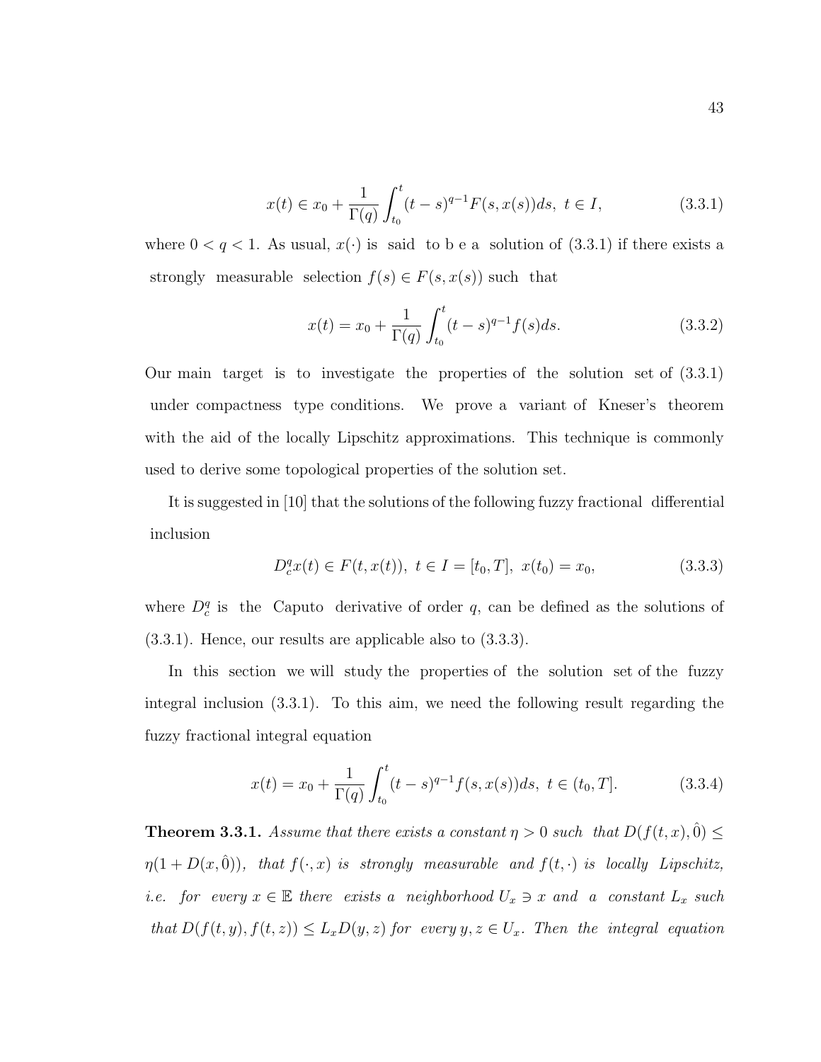$$x(t) \in x_0 + \frac{1}{\Gamma(q)} \int_{t_0}^{t} (t-s)^{q-1} F(s, x(s)) ds, \ t \in I, \tag{3.3.1}$$

where $0 < q < 1$. As usual, $x(\cdot)$ is said to b e a solution of (3.3.1) if there exists a strongly measurable selection $f(s) \in F(s, x(s))$ such that

$$x(t) = x_0 + \frac{1}{\Gamma(q)} \int_{t_0}^{t} (t-s)^{q-1} f(s) ds. \tag{3.3.2}$$

Our main target is to investigate the properties of the solution set of (3.3.1) under compactness type conditions. We prove a variant of Kneser's theorem with the aid of the locally Lipschitz approximations. This technique is commonly used to derive some topological properties of the solution set.

It is suggested in [10] that the solutions of the following fuzzy fractional differential inclusion

$$D_c^q x(t) \in F(t, x(t)), \ t \in I = [t_0, T], \ x(t_0) = x_0, \tag{3.3.3}$$

where $D_c^q$ is the Caputo derivative of order $q$, can be defined as the solutions of (3.3.1). Hence, our results are applicable also to (3.3.3).

In this section we will study the properties of the solution set of the fuzzy integral inclusion (3.3.1). To this aim, we need the following result regarding the fuzzy fractional integral equation

$$x(t) = x_0 + \frac{1}{\Gamma(q)} \int_{t_0}^{t} (t-s)^{q-1} f(s, x(s)) ds, \ t \in (t_0, T]. \tag{3.3.4}$$

**Theorem 3.3.1.** *Assume that there exists a constant $\eta > 0$ such that $D(f(t,x), \hat{0}) \leq \eta(1 + D(x, \hat{0}))$, that $f(\cdot, x)$ is strongly measurable and $f(t, \cdot)$ is locally Lipschitz, i.e. for every $x \in \mathbb{E}$ there exists a neighborhood $U_x \ni x$ and a constant $L_x$ such that $D(f(t,y), f(t,z)) \leq L_x D(y,z)$ for every $y, z \in U_x$. Then the integral equation*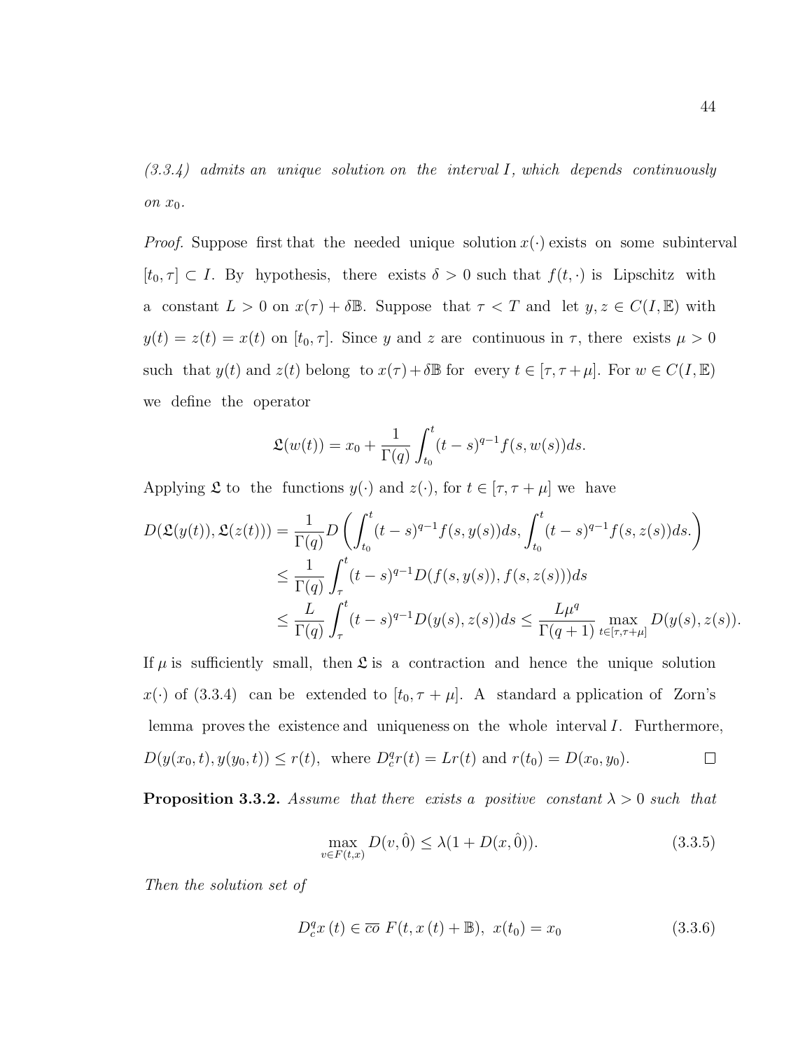*(3.3.4) admits an unique solution on the interval $I$, which depends continuously on $x_0$.*

*Proof.* Suppose first that the needed unique solution $x(\cdot)$ exists on some subinterval $[t_0, \tau] \subset I$. By hypothesis, there exists $\delta > 0$ such that $f(t, \cdot)$ is Lipschitz with a constant $L > 0$ on $x(\tau) + \delta\mathbb{B}$. Suppose that $\tau < T$ and let $y, z \in C(I, \mathbb{E})$ with $y(t) = z(t) = x(t)$ on $[t_0, \tau]$. Since $y$ and $z$ are continuous in $\tau$, there exists $\mu > 0$ such that $y(t)$ and $z(t)$ belong to $x(\tau) + \delta\mathbb{B}$ for every $t \in [\tau, \tau + \mu]$. For $w \in C(I, \mathbb{E})$ we define the operator

$$\mathfrak{L}(w(t)) = x_0 + \frac{1}{\Gamma(q)} \int_{t_0}^{t} (t-s)^{q-1} f(s, w(s)) ds.$$

Applying $\mathfrak{L}$ to the functions $y(\cdot)$ and $z(\cdot)$, for $t \in [\tau, \tau + \mu]$ we have

$$\begin{aligned}
D(\mathfrak{L}(y(t)), \mathfrak{L}(z(t))) &= \frac{1}{\Gamma(q)} D\left( \int_{t_0}^{t} (t-s)^{q-1} f(s, y(s)) ds, \int_{t_0}^{t} (t-s)^{q-1} f(s, z(s)) ds. \right) \\
&\leq \frac{1}{\Gamma(q)} \int_{\tau}^{t} (t-s)^{q-1} D(f(s, y(s)), f(s, z(s))) ds \\
&\leq \frac{L}{\Gamma(q)} \int_{\tau}^{t} (t-s)^{q-1} D(y(s), z(s)) ds \leq \frac{L\mu^q}{\Gamma(q+1)} \max_{t \in [\tau, \tau+\mu]} D(y(s), z(s)).
\end{aligned}$$

If $\mu$ is sufficiently small, then $\mathfrak{L}$ is a contraction and hence the unique solution $x(\cdot)$ of (3.3.4) can be extended to $[t_0, \tau + \mu]$. A standard a pplication of Zorn's lemma proves the existence and uniqueness on the whole interval $I$. Furthermore, $D(y(x_0, t), y(y_0, t)) \leq r(t)$, where $D_c^q r(t) = Lr(t)$ and $r(t_0) = D(x_0, y_0)$. ☐

**Proposition 3.3.2.** *Assume that there exists a positive constant $\lambda > 0$ such that*

$$\max_{v \in F(t,x)} D(v, \hat{0}) \leq \lambda(1 + D(x, \hat{0})). \tag{3.3.5}$$

*Then the solution set of*

$$D_c^q x(t) \in \overline{co}\ F(t, x(t) + \mathbb{B}),\ x(t_0) = x_0 \tag{3.3.6}$$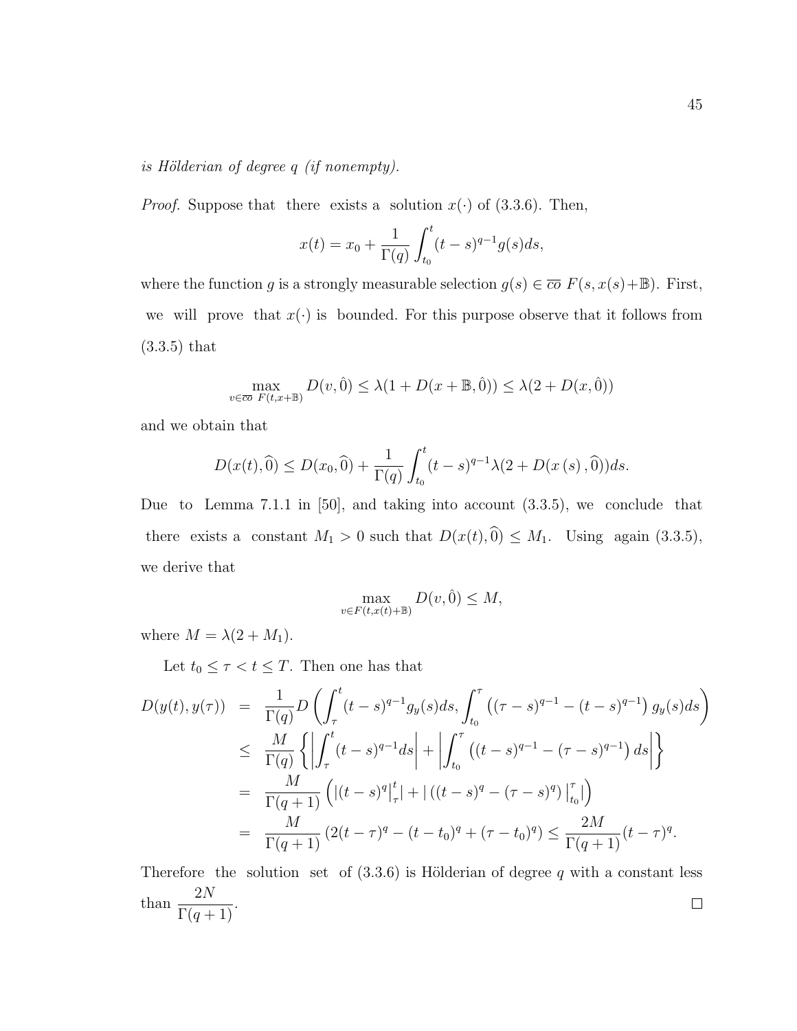*is Hölderian of degree q (if nonempty).*

*Proof.* Suppose that there exists a solution $x(\cdot)$ of (3.3.6). Then,

$$x(t) = x_0 + \frac{1}{\Gamma(q)} \int_{t_0}^{t} (t-s)^{q-1} g(s) ds,$$

where the function $g$ is a strongly measurable selection $g(s) \in \overline{co}\ F(s, x(s)+\mathbb{B})$. First, we will prove that $x(\cdot)$ is bounded. For this purpose observe that it follows from (3.3.5) that

$$\max_{v \in \overline{co}\ F(t,x+\mathbb{B})} D(v, \hat{0}) \leq \lambda(1 + D(x+\mathbb{B}, \hat{0})) \leq \lambda(2 + D(x, \hat{0}))$$

and we obtain that

$$D(x(t), \widehat{0}) \leq D(x_0, \widehat{0}) + \frac{1}{\Gamma(q)} \int_{t_0}^{t} (t-s)^{q-1} \lambda(2 + D(x(s), \widehat{0})) ds.$$

Due to Lemma 7.1.1 in [50], and taking into account (3.3.5), we conclude that there exists a constant $M_1 > 0$ such that $D(x(t), \widehat{0}) \leq M_1$. Using again (3.3.5), we derive that

$$\max_{v \in F(t,x(t)+\mathbb{B})} D(v, \hat{0}) \leq M,$$

where $M = \lambda(2 + M_1)$.

Let $t_0 \leq \tau < t \leq T$. Then one has that

$$\begin{aligned}
D(y(t), y(\tau)) &= \frac{1}{\Gamma(q)} D\left( \int_{\tau}^{t} (t-s)^{q-1} g_y(s) ds, \int_{t_0}^{\tau} \left( (\tau - s)^{q-1} - (t-s)^{q-1} \right) g_y(s) ds \right) \\
&\leq \frac{M}{\Gamma(q)} \left\{ \left| \int_{\tau}^{t} (t-s)^{q-1} ds \right| + \left| \int_{t_0}^{\tau} \left( (t-s)^{q-1} - (\tau - s)^{q-1} \right) ds \right| \right\} \\
&= \frac{M}{\Gamma(q+1)} \left( \left| (t-s)^q \big|_{\tau}^{t} \right| + \left| \left( (t-s)^q - (\tau - s)^q \right) \big|_{t_0}^{\tau} \right| \right) \\
&= \frac{M}{\Gamma(q+1)} \left( 2(t-\tau)^q - (t-t_0)^q + (\tau - t_0)^q \right) \leq \frac{2M}{\Gamma(q+1)} (t-\tau)^q.
\end{aligned}$$

Therefore the solution set of (3.3.6) is Hölderian of degree $q$ with a constant less than $\dfrac{2N}{\Gamma(q+1)}$. ☐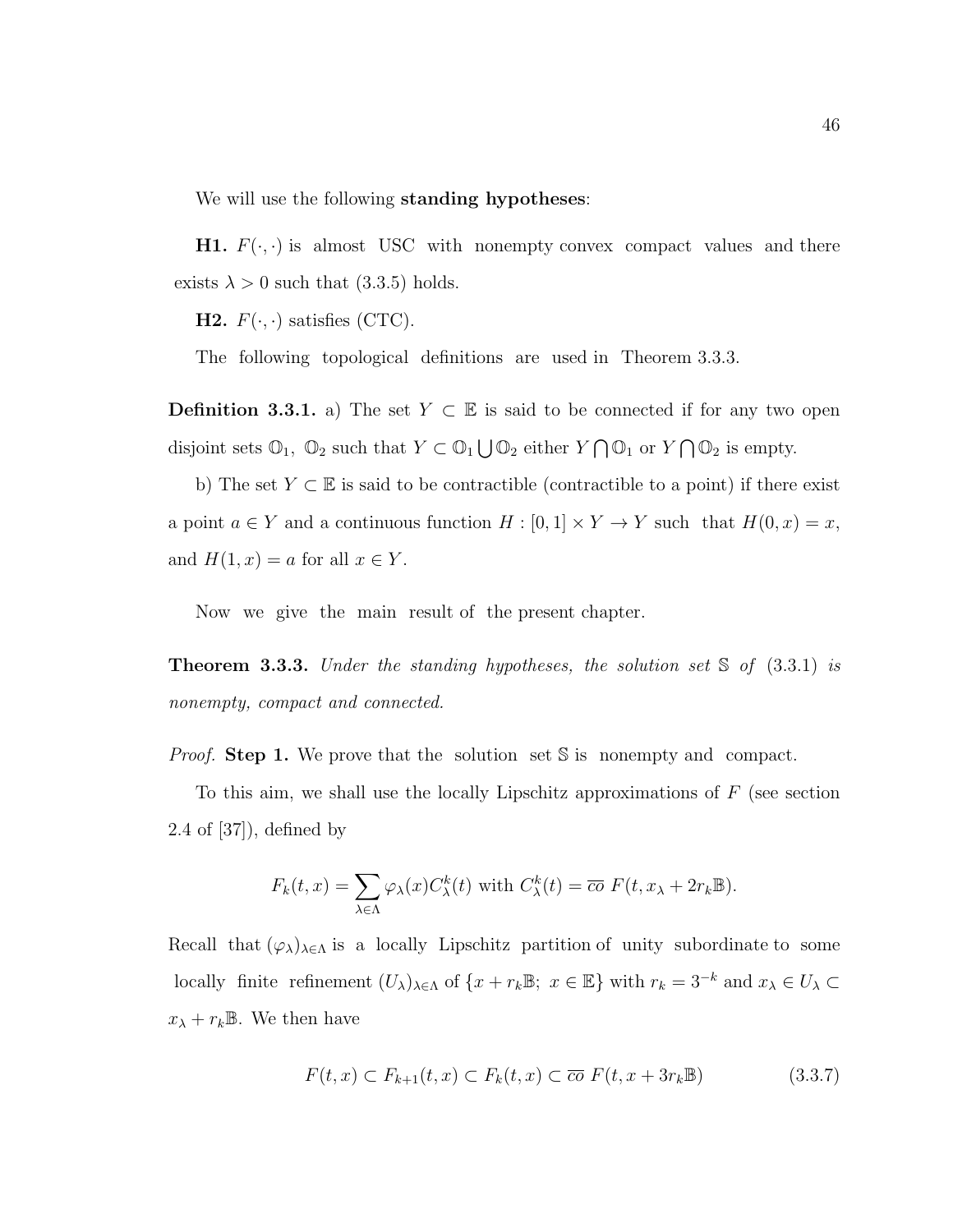We will use the following **standing hypotheses**:

**H1.** $F(\cdot,\cdot)$ is almost USC with nonempty convex compact values and there exists $\lambda > 0$ such that (3.3.5) holds.

**H2.** $F(\cdot,\cdot)$ satisfies (CTC).

The following topological definitions are used in Theorem 3.3.3.

**Definition 3.3.1.** a) The set $Y \subset \mathbb{E}$ is said to be connected if for any two open disjoint sets $\mathbb{O}_1$, $\mathbb{O}_2$ such that $Y \subset \mathbb{O}_1 \bigcup \mathbb{O}_2$ either $Y \bigcap \mathbb{O}_1$ or $Y \bigcap \mathbb{O}_2$ is empty.

b) The set $Y \subset \mathbb{E}$ is said to be contractible (contractible to a point) if there exist a point $a \in Y$ and a continuous function $H : [0,1] \times Y \to Y$ such that $H(0,x) = x$, and $H(1,x) = a$ for all $x \in Y$.

Now we give the main result of the present chapter.

**Theorem 3.3.3.** *Under the standing hypotheses, the solution set* $\mathbb{S}$ *of* (3.3.1) *is nonempty, compact and connected.*

*Proof.* **Step 1.** We prove that the solution set $\mathbb{S}$ is nonempty and compact.

To this aim, we shall use the locally Lipschitz approximations of $F$ (see section 2.4 of [37]), defined by

$$F_k(t,x) = \sum_{\lambda \in \Lambda} \varphi_\lambda(x) C_\lambda^k(t) \text{ with } C_\lambda^k(t) = \overline{co}\ F(t, x_\lambda + 2r_k\mathbb{B}).$$

Recall that $(\varphi_\lambda)_{\lambda \in \Lambda}$ is a locally Lipschitz partition of unity subordinate to some locally finite refinement $(U_\lambda)_{\lambda \in \Lambda}$ of $\{x + r_k\mathbb{B};\ x \in \mathbb{E}\}$ with $r_k = 3^{-k}$ and $x_\lambda \in U_\lambda \subset x_\lambda + r_k\mathbb{B}$. We then have

$$F(t,x) \subset F_{k+1}(t,x) \subset F_k(t,x) \subset \overline{co}\ F(t, x + 3r_k\mathbb{B}) \tag{3.3.7}$$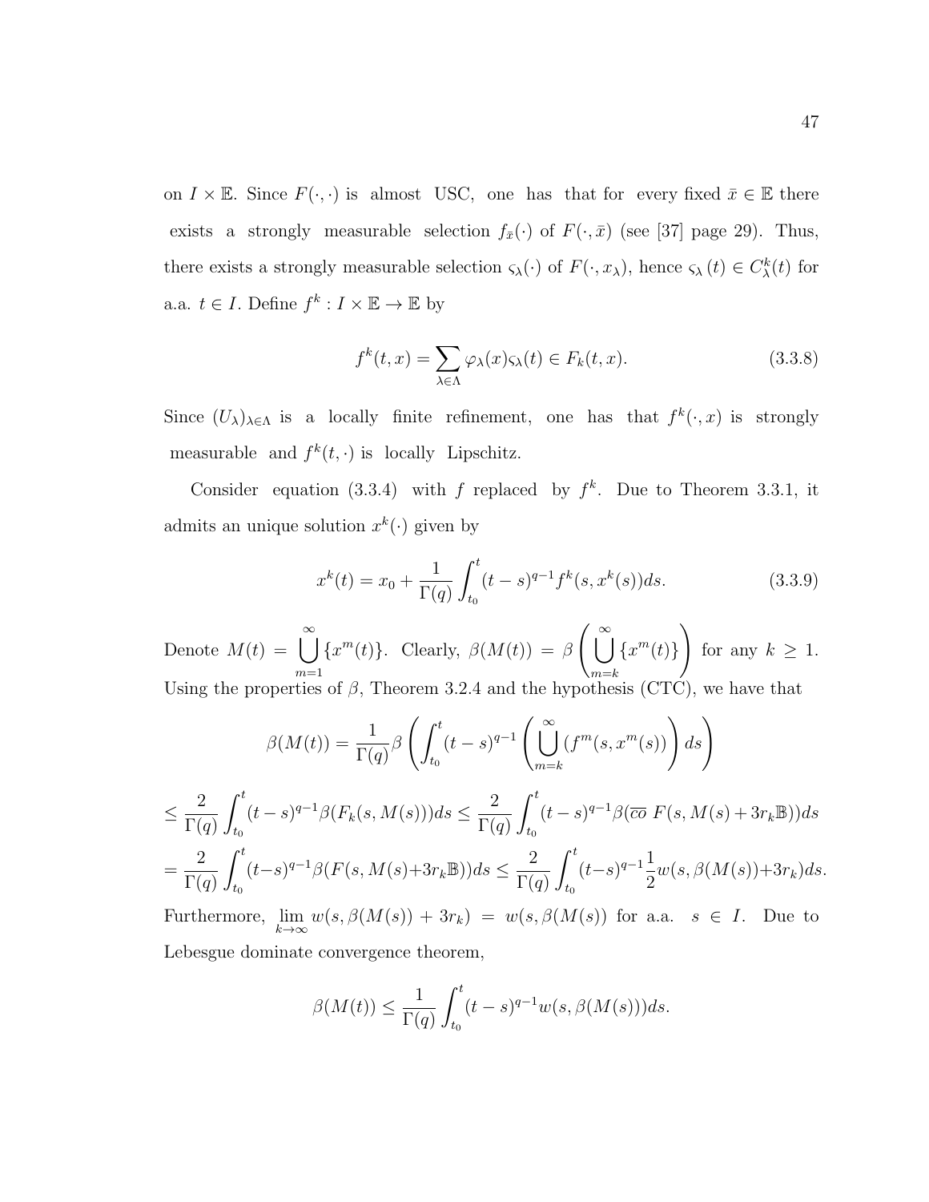on $I \times \mathbb{E}$. Since $F(\cdot, \cdot)$ is almost USC, one has that for every fixed $\bar{x} \in \mathbb{E}$ there exists a strongly measurable selection $f_{\bar{x}}(\cdot)$ of $F(\cdot, \bar{x})$ (see [37] page 29). Thus, there exists a strongly measurable selection $\varsigma_\lambda(\cdot)$ of $F(\cdot, x_\lambda)$, hence $\varsigma_\lambda(t) \in C_\lambda^k(t)$ for a.a. $t \in I$. Define $f^k : I \times \mathbb{E} \to \mathbb{E}$ by

$$f^k(t, x) = \sum_{\lambda \in \Lambda} \varphi_\lambda(x) \varsigma_\lambda(t) \in F_k(t, x). \tag{3.3.8}$$

Since $(U_\lambda)_{\lambda \in \Lambda}$ is a locally finite refinement, one has that $f^k(\cdot, x)$ is strongly measurable and $f^k(t, \cdot)$ is locally Lipschitz.

Consider equation (3.3.4) with $f$ replaced by $f^k$. Due to Theorem 3.3.1, it admits an unique solution $x^k(\cdot)$ given by

$$x^k(t) = x_0 + \frac{1}{\Gamma(q)} \int_{t_0}^{t} (t-s)^{q-1} f^k(s, x^k(s)) ds. \tag{3.3.9}$$

Denote $M(t) = \bigcup_{m=1}^{\infty} \{x^m(t)\}$. Clearly, $\beta(M(t)) = \beta\left(\bigcup_{m=k}^{\infty} \{x^m(t)\}\right)$ for any $k \geq 1$. Using the properties of $\beta$, Theorem 3.2.4 and the hypothesis (CTC), we have that

$$\beta(M(t)) = \frac{1}{\Gamma(q)} \beta\left(\int_{t_0}^{t} (t-s)^{q-1} \left(\bigcup_{m=k}^{\infty} (f^m(s, x^m(s))\right) ds\right)$$

$$\leq \frac{2}{\Gamma(q)} \int_{t_0}^{t} (t-s)^{q-1} \beta(F_k(s, M(s))) ds \leq \frac{2}{\Gamma(q)} \int_{t_0}^{t} (t-s)^{q-1} \beta(\overline{co}\ F(s, M(s) + 3r_k \mathbb{B})) ds$$

$$= \frac{2}{\Gamma(q)} \int_{t_0}^{t} (t-s)^{q-1} \beta(F(s, M(s) + 3r_k \mathbb{B})) ds \leq \frac{2}{\Gamma(q)} \int_{t_0}^{t} (t-s)^{q-1} \frac{1}{2} w(s, \beta(M(s)) + 3r_k) ds.$$

Furthermore, $\lim_{k \to \infty} w(s, \beta(M(s)) + 3r_k) = w(s, \beta(M(s))$ for a.a. $s \in I$. Due to Lebesgue dominate convergence theorem,

$$\beta(M(t)) \leq \frac{1}{\Gamma(q)} \int_{t_0}^{t} (t-s)^{q-1} w(s, \beta(M(s))) ds.$$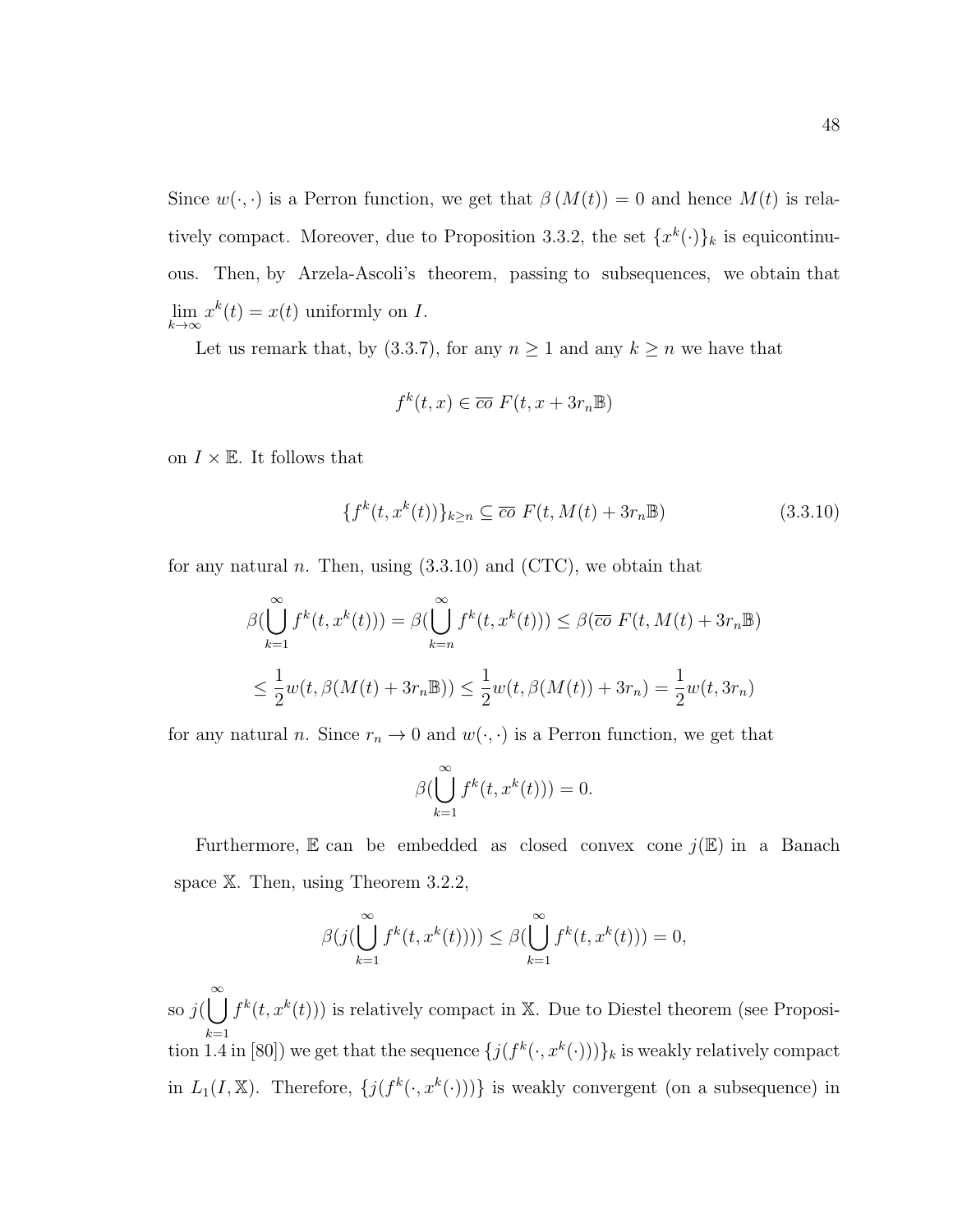Since $w(\cdot,\cdot)$ is a Perron function, we get that $\beta\left(M(t)\right) = 0$ and hence $M(t)$ is relatively compact. Moreover, due to Proposition 3.3.2, the set $\{x^k(\cdot)\}_k$ is equicontinuous. Then, by Arzela-Ascoli's theorem, passing to subsequences, we obtain that $\lim_{k\to\infty} x^k(t) = x(t)$ uniformly on $I$.

Let us remark that, by (3.3.7), for any $n \geq 1$ and any $k \geq n$ we have that

$$f^k(t,x) \in \overline{co}\ F(t, x + 3r_n\mathbb{B})$$

on $I \times \mathbb{E}$. It follows that

$$\{f^k(t, x^k(t))\}_{k\geq n} \subseteq \overline{co}\ F(t, M(t) + 3r_n\mathbb{B}) \tag{3.3.10}$$

for any natural $n$. Then, using (3.3.10) and (CTC), we obtain that

$$\beta(\bigcup_{k=1}^{\infty} f^k(t, x^k(t))) = \beta(\bigcup_{k=n}^{\infty} f^k(t, x^k(t))) \leq \beta(\overline{co}\ F(t, M(t) + 3r_n\mathbb{B})$$

$$\leq \frac{1}{2}w(t, \beta(M(t) + 3r_n\mathbb{B})) \leq \frac{1}{2}w(t, \beta(M(t)) + 3r_n) = \frac{1}{2}w(t, 3r_n)$$

for any natural $n$. Since $r_n \to 0$ and $w(\cdot,\cdot)$ is a Perron function, we get that

$$\beta(\bigcup_{k=1}^{\infty} f^k(t, x^k(t))) = 0.$$

Furthermore, $\mathbb{E}$ can be embedded as closed convex cone $j(\mathbb{E})$ in a Banach space $\mathbb{X}$. Then, using Theorem 3.2.2,

$$\beta(j(\bigcup_{k=1}^{\infty} f^k(t, x^k(t)))) \leq \beta(\bigcup_{k=1}^{\infty} f^k(t, x^k(t))) = 0,$$

so $j(\bigcup_{k=1}^{\infty} f^k(t, x^k(t)))$ is relatively compact in $\mathbb{X}$. Due to Diestel theorem (see Proposition 1.4 in [80]) we get that the sequence $\{j(f^k(\cdot, x^k(\cdot)))\}_k$ is weakly relatively compact in $L_1(I, \mathbb{X})$. Therefore, $\{j(f^k(\cdot, x^k(\cdot)))\}$ is weakly convergent (on a subsequence) in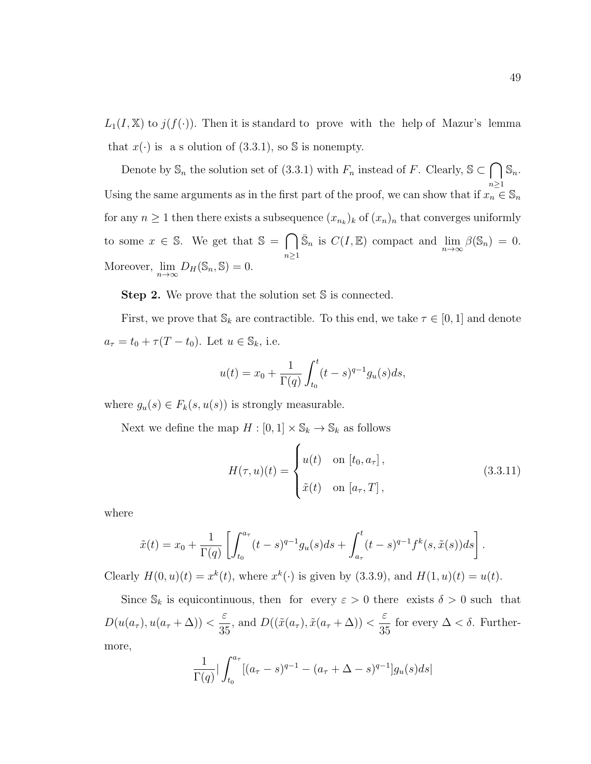$L_1(I, \mathbb{X})$ to $j(f(\cdot))$. Then it is standard to prove with the help of Mazur's lemma that $x(\cdot)$ is a s olution of (3.3.1), so $\mathbb{S}$ is nonempty.

Denote by $\mathbb{S}_n$ the solution set of (3.3.1) with $F_n$ instead of $F$. Clearly, $\mathbb{S} \subset \bigcap_{n\geq 1} \mathbb{S}_n$. Using the same arguments as in the first part of the proof, we can show that if $x_n \in \mathbb{S}_n$ for any $n \geq 1$ then there exists a subsequence $(x_{n_k})_k$ of $(x_n)_n$ that converges uniformly to some $x \in \mathbb{S}$. We get that $\mathbb{S} = \bigcap_{n\geq 1} \bar{\mathbb{S}}_n$ is $C(I, \mathbb{E})$ compact and $\lim_{n\to\infty} \beta(\mathbb{S}_n) = 0$. Moreover, $\lim_{n\to\infty} D_H(\mathbb{S}_n, \mathbb{S}) = 0$.

**Step 2.** We prove that the solution set $\mathbb{S}$ is connected.

First, we prove that $\mathbb{S}_k$ are contractible. To this end, we take $\tau \in [0, 1]$ and denote $a_\tau = t_0 + \tau(T - t_0)$. Let $u \in \mathbb{S}_k$, i.e.

$$u(t) = x_0 + \frac{1}{\Gamma(q)} \int_{t_0}^{t} (t-s)^{q-1} g_u(s) ds,$$

where $g_u(s) \in F_k(s, u(s))$ is strongly measurable.

Next we define the map $H : [0, 1] \times \mathbb{S}_k \to \mathbb{S}_k$ as follows

$$H(\tau, u)(t) = \begin{cases} u(t) & \text{on } [t_0, a_\tau], \\ \tilde{x}(t) & \text{on } [a_\tau, T], \end{cases} \tag{3.3.11}$$

where

$$\tilde{x}(t) = x_0 + \frac{1}{\Gamma(q)} \left[ \int_{t_0}^{a_\tau} (t-s)^{q-1} g_u(s) ds + \int_{a_\tau}^{t} (t-s)^{q-1} f^k(s, \tilde{x}(s)) ds \right].$$

Clearly $H(0, u)(t) = x^k(t)$, where $x^k(\cdot)$ is given by (3.3.9), and $H(1, u)(t) = u(t)$.

Since $\mathbb{S}_k$ is equicontinuous, then for every $\varepsilon > 0$ there exists $\delta > 0$ such that $D(u(a_\tau), u(a_\tau + \Delta)) < \frac{\varepsilon}{35}$, and $D((\tilde{x}(a_\tau), \tilde{x}(a_\tau + \Delta)) < \frac{\varepsilon}{35}$ for every $\Delta < \delta$. Furthermore,

$$\frac{1}{\Gamma(q)} \left| \int_{t_0}^{a_\tau} [(a_\tau - s)^{q-1} - (a_\tau + \Delta - s)^{q-1}] g_u(s) ds \right|$$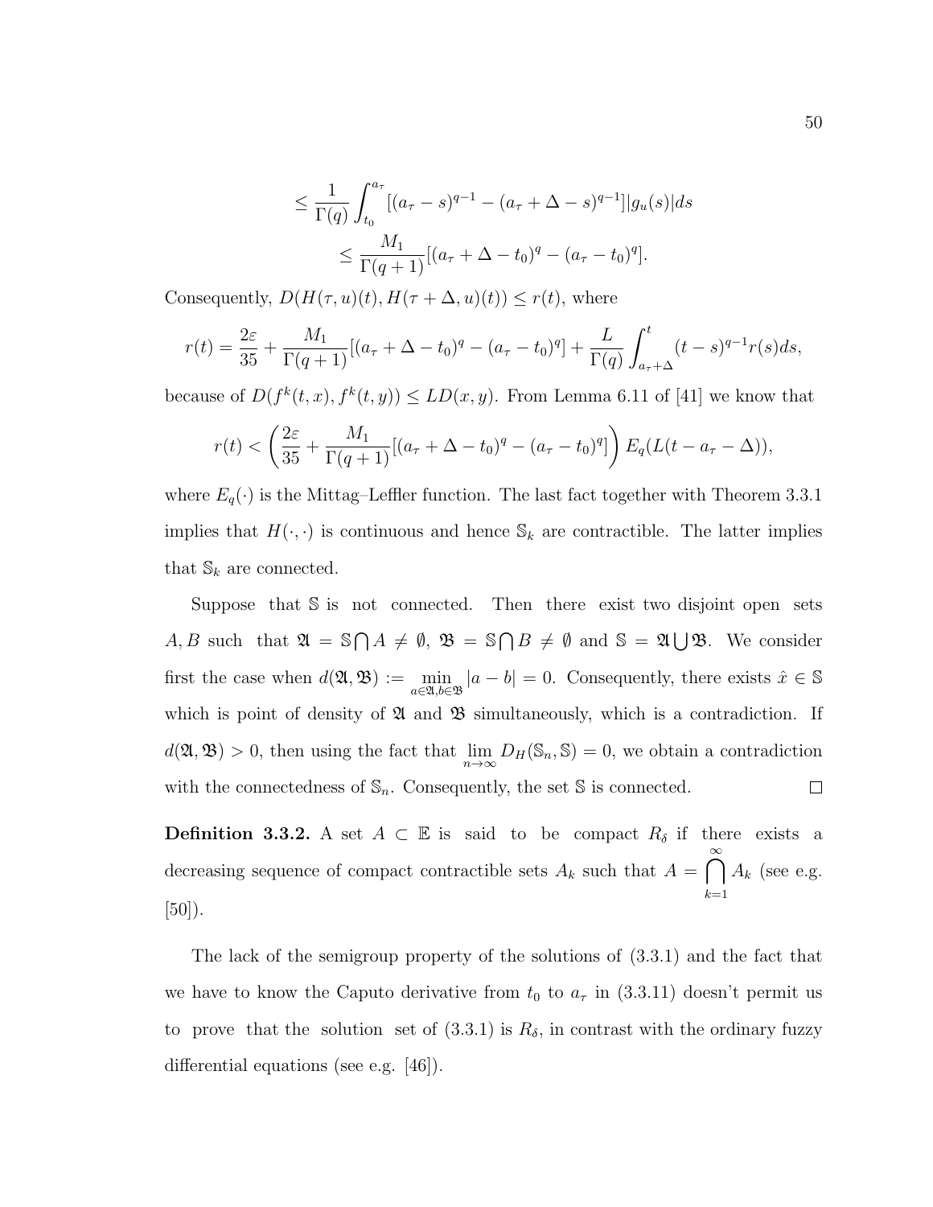$$\le \frac{1}{\Gamma(q)} \int_{t_0}^{a_\tau} [(a_\tau - s)^{q-1} - (a_\tau + \Delta - s)^{q-1}] |g_u(s)| ds$$

$$\le \frac{M_1}{\Gamma(q+1)} [(a_\tau + \Delta - t_0)^q - (a_\tau - t_0)^q].$$

Consequently, $D(H(\tau, u)(t), H(\tau + \Delta, u)(t)) \le r(t)$, where

$$r(t) = \frac{2\varepsilon}{35} + \frac{M_1}{\Gamma(q+1)} [(a_\tau + \Delta - t_0)^q - (a_\tau - t_0)^q] + \frac{L}{\Gamma(q)} \int_{a_\tau + \Delta}^{t} (t-s)^{q-1} r(s) ds,$$

because of $D(f^k(t,x), f^k(t,y)) \le LD(x,y)$. From Lemma 6.11 of [41] we know that

$$r(t) < \left( \frac{2\varepsilon}{35} + \frac{M_1}{\Gamma(q+1)} [(a_\tau + \Delta - t_0)^q - (a_\tau - t_0)^q] \right) E_q(L(t - a_\tau - \Delta)),$$

where $E_q(\cdot)$ is the Mittag–Leffler function. The last fact together with Theorem 3.3.1 implies that $H(\cdot, \cdot)$ is continuous and hence $\mathbb{S}_k$ are contractible. The latter implies that $\mathbb{S}_k$ are connected.

Suppose that $\mathbb{S}$ is not connected. Then there exist two disjoint open sets $A, B$ such that $\mathfrak{A} = \mathbb{S} \bigcap A \neq \emptyset$, $\mathfrak{B} = \mathbb{S} \bigcap B \neq \emptyset$ and $\mathbb{S} = \mathfrak{A} \bigcup \mathfrak{B}$. We consider first the case when $d(\mathfrak{A}, \mathfrak{B}) := \min_{a \in \mathfrak{A}, b \in \mathfrak{B}} |a - b| = 0$. Consequently, there exists $\hat{x} \in \mathbb{S}$ which is point of density of $\mathfrak{A}$ and $\mathfrak{B}$ simultaneously, which is a contradiction. If $d(\mathfrak{A}, \mathfrak{B}) > 0$, then using the fact that $\lim_{n \to \infty} D_H(\mathbb{S}_n, \mathbb{S}) = 0$, we obtain a contradiction with the connectedness of $\mathbb{S}_n$. Consequently, the set $\mathbb{S}$ is connected. $\square$

**Definition 3.3.2.** A set $A \subset \mathbb{E}$ is said to be compact $R_\delta$ if there exists a decreasing sequence of compact contractible sets $A_k$ such that $A = \bigcap_{k=1}^{\infty} A_k$ (see e.g. [50]).

The lack of the semigroup property of the solutions of (3.3.1) and the fact that we have to know the Caputo derivative from $t_0$ to $a_\tau$ in (3.3.11) doesn't permit us to prove that the solution set of (3.3.1) is $R_\delta$, in contrast with the ordinary fuzzy differential equations (see e.g. [46]).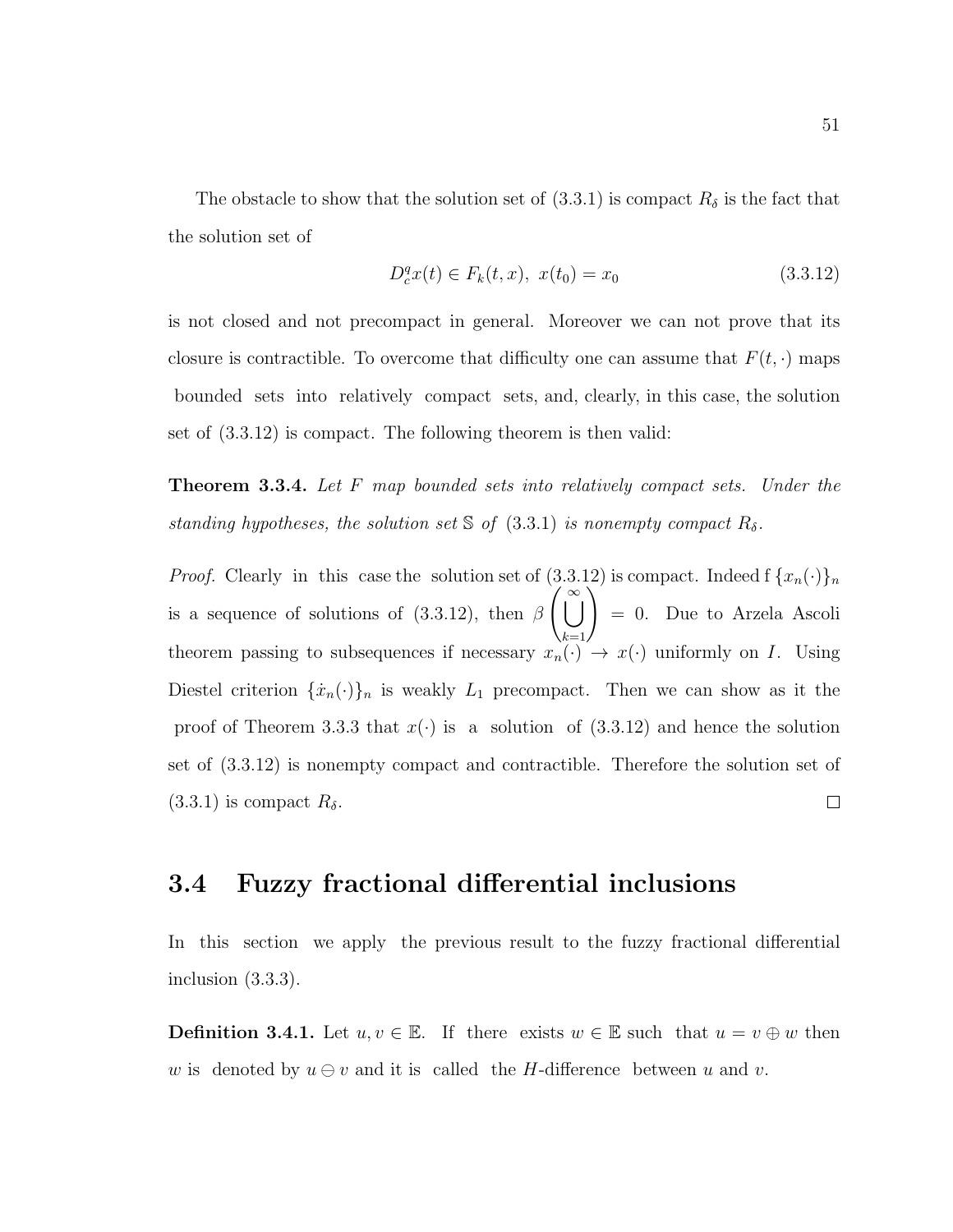The obstacle to show that the solution set of (3.3.1) is compact $R_\delta$ is the fact that the solution set of

$$D_c^q x(t) \in F_k(t,x),\ x(t_0) = x_0 \tag{3.3.12}$$

is not closed and not precompact in general. Moreover we can not prove that its closure is contractible. To overcome that difficulty one can assume that $F(t,\cdot)$ maps bounded sets into relatively compact sets, and, clearly, in this case, the solution set of (3.3.12) is compact. The following theorem is then valid:

**Theorem 3.3.4.** *Let $F$ map bounded sets into relatively compact sets. Under the standing hypotheses, the solution set $\mathbb{S}$ of (3.3.1) is nonempty compact $R_\delta$.*

*Proof.* Clearly in this case the solution set of (3.3.12) is compact. Indeed f $\{x_n(\cdot)\}_n$ is a sequence of solutions of (3.3.12), then $\beta\left(\bigcup_{k=1}^{\infty}\right) = 0$. Due to Arzela Ascoli theorem passing to subsequences if necessary $x_n(\cdot) \to x(\cdot)$ uniformly on $I$. Using Diestel criterion $\{\dot{x}_n(\cdot)\}_n$ is weakly $L_1$ precompact. Then we can show as it the proof of Theorem 3.3.3 that $x(\cdot)$ is a solution of (3.3.12) and hence the solution set of (3.3.12) is nonempty compact and contractible. Therefore the solution set of (3.3.1) is compact $R_\delta$. $\square$

## 3.4 Fuzzy fractional differential inclusions

In this section we apply the previous result to the fuzzy fractional differential inclusion (3.3.3).

**Definition 3.4.1.** Let $u, v \in \mathbb{E}$. If there exists $w \in \mathbb{E}$ such that $u = v \oplus w$ then $w$ is denoted by $u \ominus v$ and it is called the $H$-difference between $u$ and $v$.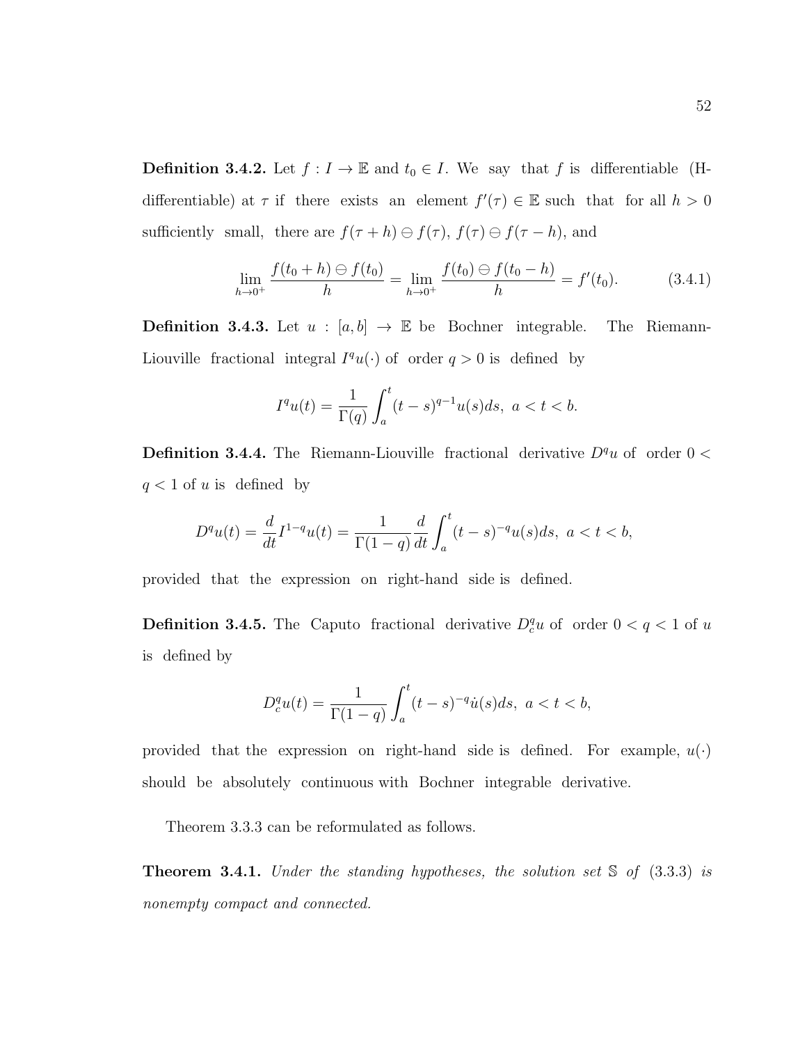**Definition 3.4.2.** Let $f : I \to \mathbb{E}$ and $t_0 \in I$. We say that $f$ is differentiable (H-differentiable) at $\tau$ if there exists an element $f'(\tau) \in \mathbb{E}$ such that for all $h > 0$ sufficiently small, there are $f(\tau + h) \ominus f(\tau)$, $f(\tau) \ominus f(\tau - h)$, and

$$\lim_{h \to 0^+} \frac{f(t_0 + h) \ominus f(t_0)}{h} = \lim_{h \to 0^+} \frac{f(t_0) \ominus f(t_0 - h)}{h} = f'(t_0). \tag{3.4.1}$$

**Definition 3.4.3.** Let $u : [a, b] \to \mathbb{E}$ be Bochner integrable. The Riemann-Liouville fractional integral $I^q u(\cdot)$ of order $q > 0$ is defined by

$$I^q u(t) = \frac{1}{\Gamma(q)} \int_a^t (t - s)^{q-1} u(s) ds, \ a < t < b.$$

**Definition 3.4.4.** The Riemann-Liouville fractional derivative $D^q u$ of order $0 < q < 1$ of $u$ is defined by

$$D^q u(t) = \frac{d}{dt} I^{1-q} u(t) = \frac{1}{\Gamma(1 - q)} \frac{d}{dt} \int_a^t (t - s)^{-q} u(s) ds, \ a < t < b,$$

provided that the expression on right-hand side is defined.

**Definition 3.4.5.** The Caputo fractional derivative $D_c^q u$ of order $0 < q < 1$ of $u$ is defined by

$$D_c^q u(t) = \frac{1}{\Gamma(1 - q)} \int_a^t (t - s)^{-q} \dot{u}(s) ds, \ a < t < b,$$

provided that the expression on right-hand side is defined. For example, $u(\cdot)$ should be absolutely continuous with Bochner integrable derivative.

Theorem 3.3.3 can be reformulated as follows.

**Theorem 3.4.1.** *Under the standing hypotheses, the solution set $\mathbb{S}$ of* (3.3.3) *is nonempty compact and connected.*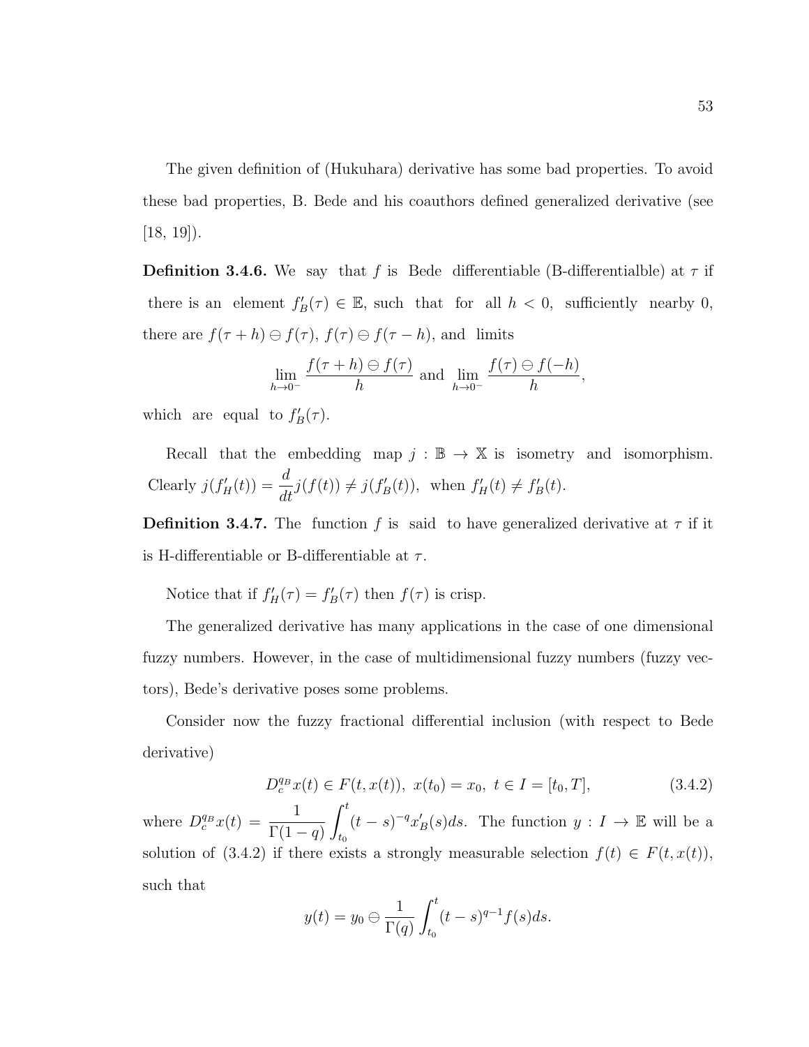The given definition of (Hukuhara) derivative has some bad properties. To avoid these bad properties, B. Bede and his coauthors defined generalized derivative (see [18, 19]).

**Definition 3.4.6.** We say that $f$ is Bede differentiable (B-differentialble) at $\tau$ if there is an element $f'_B(\tau) \in \mathbb{E}$, such that for all $h < 0$, sufficiently nearby 0, there are $f(\tau + h) \ominus f(\tau)$, $f(\tau) \ominus f(\tau - h)$, and limits

$$\lim_{h \to 0^-} \frac{f(\tau + h) \ominus f(\tau)}{h} \text{ and } \lim_{h \to 0^-} \frac{f(\tau) \ominus f(-h)}{h},$$

which are equal to $f'_B(\tau)$.

Recall that the embedding map $j : \mathbb{B} \to \mathbb{X}$ is isometry and isomorphism. Clearly $j(f'_H(t)) = \dfrac{d}{dt} j(f(t)) \neq j(f'_B(t))$, when $f'_H(t) \neq f'_B(t)$.

**Definition 3.4.7.** The function $f$ is said to have generalized derivative at $\tau$ if it is H-differentiable or B-differentiable at $\tau$.

Notice that if $f'_H(\tau) = f'_B(\tau)$ then $f(\tau)$ is crisp.

The generalized derivative has many applications in the case of one dimensional fuzzy numbers. However, in the case of multidimensional fuzzy numbers (fuzzy vectors), Bede's derivative poses some problems.

Consider now the fuzzy fractional differential inclusion (with respect to Bede derivative)

$$D_c^{q_B} x(t) \in F(t, x(t)),\ x(t_0) = x_0,\ t \in I = [t_0, T], \tag{3.4.2}$$

where $D_c^{q_B} x(t) = \dfrac{1}{\Gamma(1-q)} \displaystyle\int_{t_0}^{t} (t-s)^{-q} x'_B(s) ds$. The function $y : I \to \mathbb{E}$ will be a solution of (3.4.2) if there exists a strongly measurable selection $f(t) \in F(t, x(t))$, such that

$$y(t) = y_0 \ominus \frac{1}{\Gamma(q)} \int_{t_0}^{t} (t-s)^{q-1} f(s) ds.$$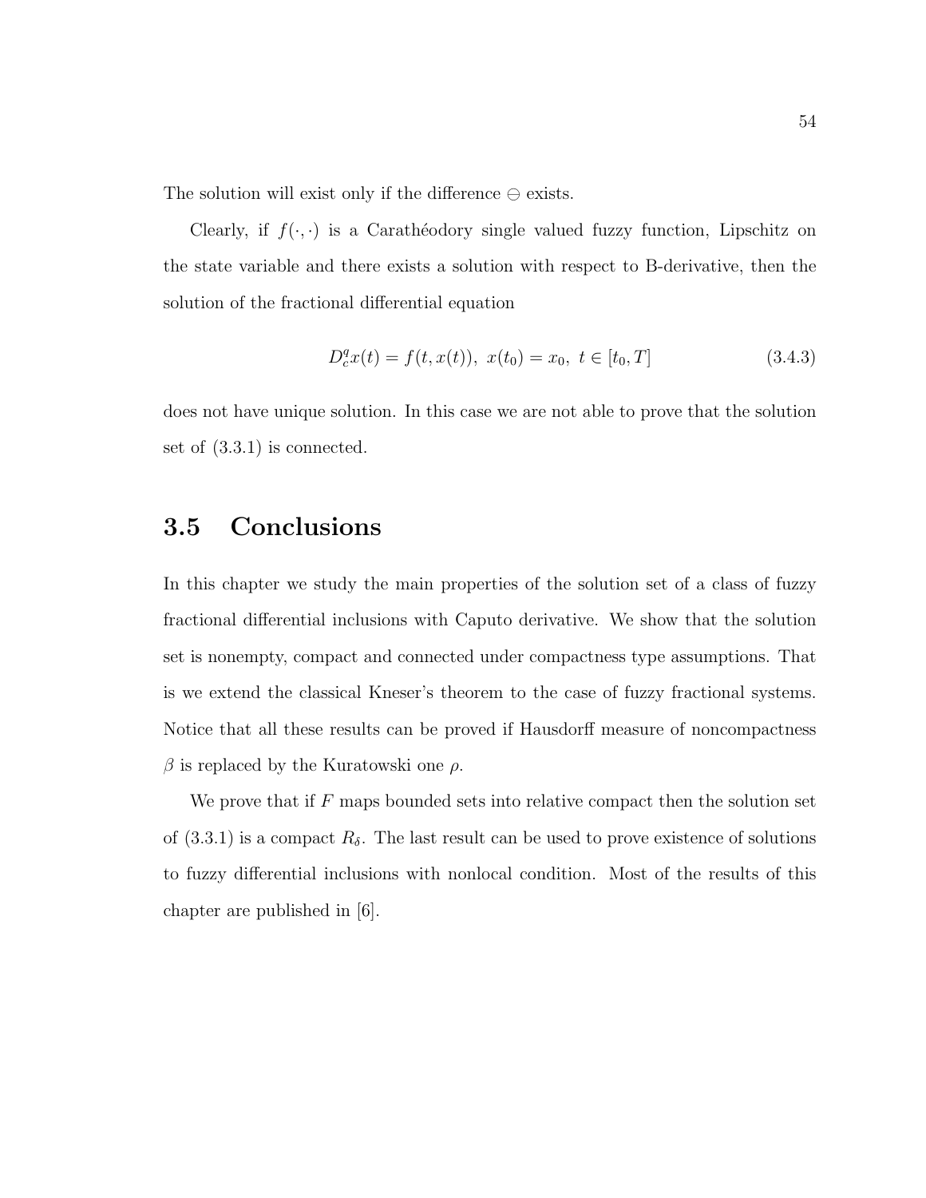The solution will exist only if the difference $\ominus$ exists.

Clearly, if $f(\cdot,\cdot)$ is a Carathéodory single valued fuzzy function, Lipschitz on the state variable and there exists a solution with respect to B-derivative, then the solution of the fractional differential equation

$$D_c^q x(t) = f(t, x(t)),\ x(t_0) = x_0,\ t \in [t_0, T] \tag{3.4.3}$$

does not have unique solution. In this case we are not able to prove that the solution set of (3.3.1) is connected.

## 3.5 Conclusions

In this chapter we study the main properties of the solution set of a class of fuzzy fractional differential inclusions with Caputo derivative. We show that the solution set is nonempty, compact and connected under compactness type assumptions. That is we extend the classical Kneser's theorem to the case of fuzzy fractional systems. Notice that all these results can be proved if Hausdorff measure of noncompactness $\beta$ is replaced by the Kuratowski one $\rho$.

We prove that if $F$ maps bounded sets into relative compact then the solution set of (3.3.1) is a compact $R_\delta$. The last result can be used to prove existence of solutions to fuzzy differential inclusions with nonlocal condition. Most of the results of this chapter are published in [6].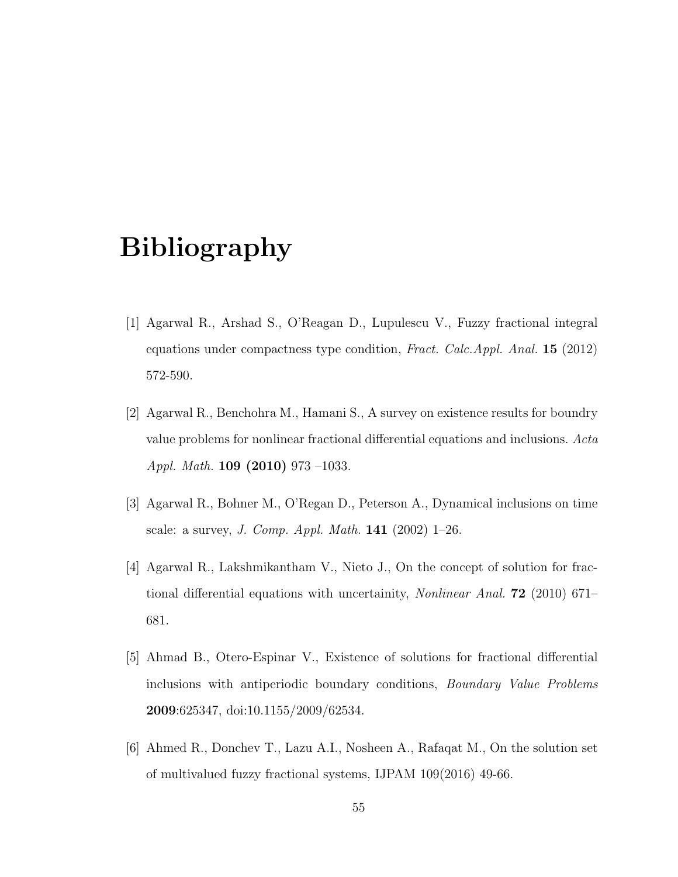# Bibliography

[1] Agarwal R., Arshad S., O'Reagan D., Lupulescu V., Fuzzy fractional integral equations under compactness type condition, *Fract. Calc.Appl. Anal.* **15** (2012) 572-590.

[2] Agarwal R., Benchohra M., Hamani S., A survey on existence results for boundry value problems for nonlinear fractional differential equations and inclusions. *Acta Appl. Math.* **109 (2010)** 973 –1033.

[3] Agarwal R., Bohner M., O'Regan D., Peterson A., Dynamical inclusions on time scale: a survey, *J. Comp. Appl. Math.* **141** (2002) 1–26.

[4] Agarwal R., Lakshmikantham V., Nieto J., On the concept of solution for fractional differential equations with uncertainity, *Nonlinear Anal.* **72** (2010) 671–681.

[5] Ahmad B., Otero-Espinar V., Existence of solutions for fractional differential inclusions with antiperiodic boundary conditions, *Boundary Value Problems* **2009**:625347, doi:10.1155/2009/62534.

[6] Ahmed R., Donchev T., Lazu A.I., Nosheen A., Rafaqat M., On the solution set of multivalued fuzzy fractional systems, IJPAM 109(2016) 49-66.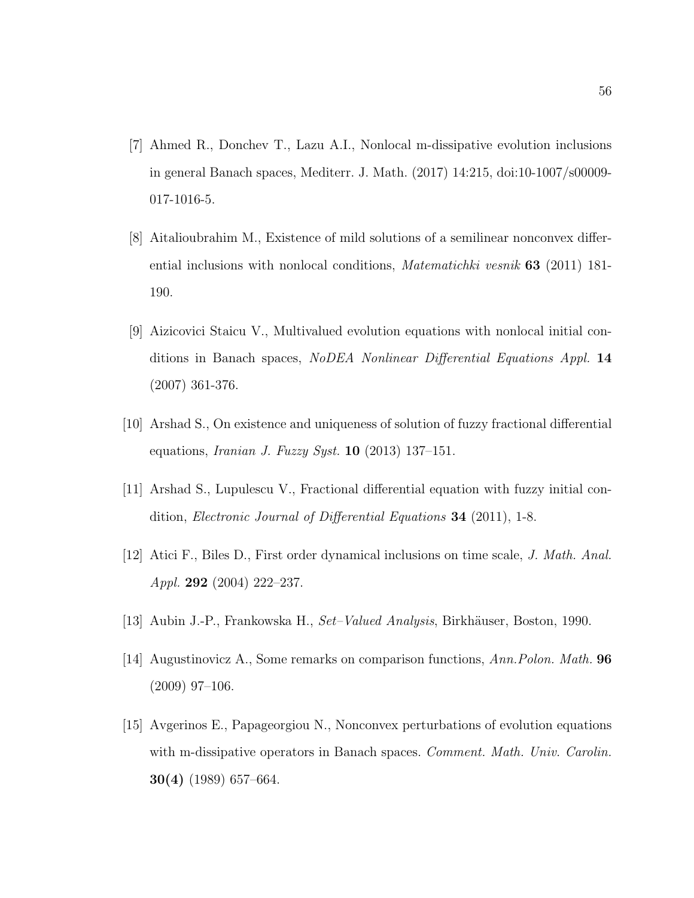[7] Ahmed R., Donchev T., Lazu A.I., Nonlocal m-dissipative evolution inclusions in general Banach spaces, Mediterr. J. Math. (2017) 14:215, doi:10-1007/s00009-017-1016-5.

[8] Aitalioubrahim M., Existence of mild solutions of a semilinear nonconvex differential inclusions with nonlocal conditions, *Matematichki vesnik* **63** (2011) 181-190.

[9] Aizicovici Staicu V., Multivalued evolution equations with nonlocal initial conditions in Banach spaces, *NoDEA Nonlinear Differential Equations Appl.* **14** (2007) 361-376.

[10] Arshad S., On existence and uniqueness of solution of fuzzy fractional differential equations, *Iranian J. Fuzzy Syst.* **10** (2013) 137–151.

[11] Arshad S., Lupulescu V., Fractional differential equation with fuzzy initial condition, *Electronic Journal of Differential Equations* **34** (2011), 1-8.

[12] Atici F., Biles D., First order dynamical inclusions on time scale, *J. Math. Anal. Appl.* **292** (2004) 222–237.

[13] Aubin J.-P., Frankowska H., *Set–Valued Analysis*, Birkhäuser, Boston, 1990.

[14] Augustinovicz A., Some remarks on comparison functions, *Ann.Polon. Math.* **96** (2009) 97–106.

[15] Avgerinos E., Papageorgiou N., Nonconvex perturbations of evolution equations with m-dissipative operators in Banach spaces. *Comment. Math. Univ. Carolin.* **30(4)** (1989) 657–664.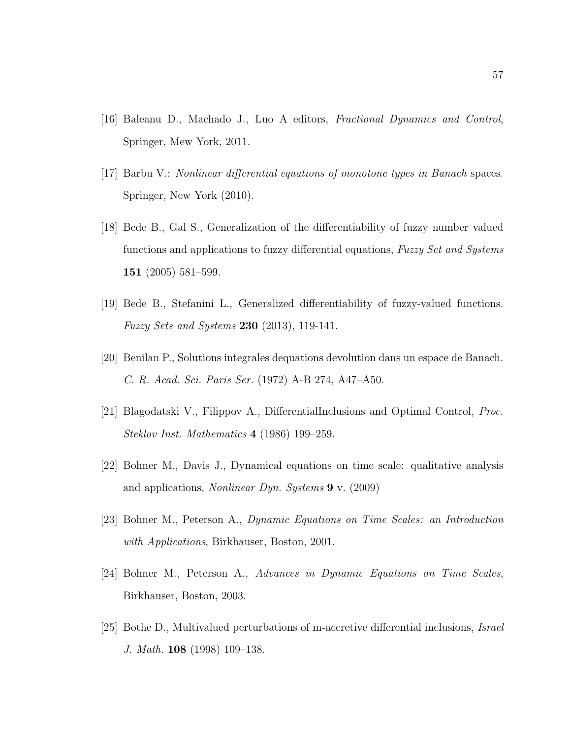[16] Baleanu D., Machado J., Luo A editors, *Fractional Dynamics and Control*, Springer, Mew York, 2011.

[17] Barbu V.: *Nonlinear differential equations of monotone types in Banach* spaces. Springer, New York (2010).

[18] Bede B., Gal S., Generalization of the differentiability of fuzzy number valued functions and applications to fuzzy differential equations, *Fuzzy Set and Systems* **151** (2005) 581–599.

[19] Bede B., Stefanini L., Generalized differentiability of fuzzy-valued functions. *Fuzzy Sets and Systems* **230** (2013), 119-141.

[20] Benilan P., Solutions integrales dequations devolution dans un espace de Banach. *C. R. Acad. Sci. Paris Ser.* (1972) A-B 274, A47–A50.

[21] Blagodatski V., Filippov A., DifferentialInclusions and Optimal Control, *Proc. Steklov Inst. Mathematics* **4** (1986) 199–259.

[22] Bohner M., Davis J., Dynamical equations on time scale: qualitative analysis and applications, *Nonlinear Dyn. Systems* **9** v. (2009)

[23] Bohner M., Peterson A., *Dynamic Equations on Time Scales: an Introduction with Applications*, Birkhauser, Boston, 2001.

[24] Bohner M., Peterson A., *Advances in Dynamic Equations on Time Scales*, Birkhauser, Boston, 2003.

[25] Bothe D., Multivalued perturbations of m-accretive differential inclusions, *Israel J. Math.* **108** (1998) 109–138.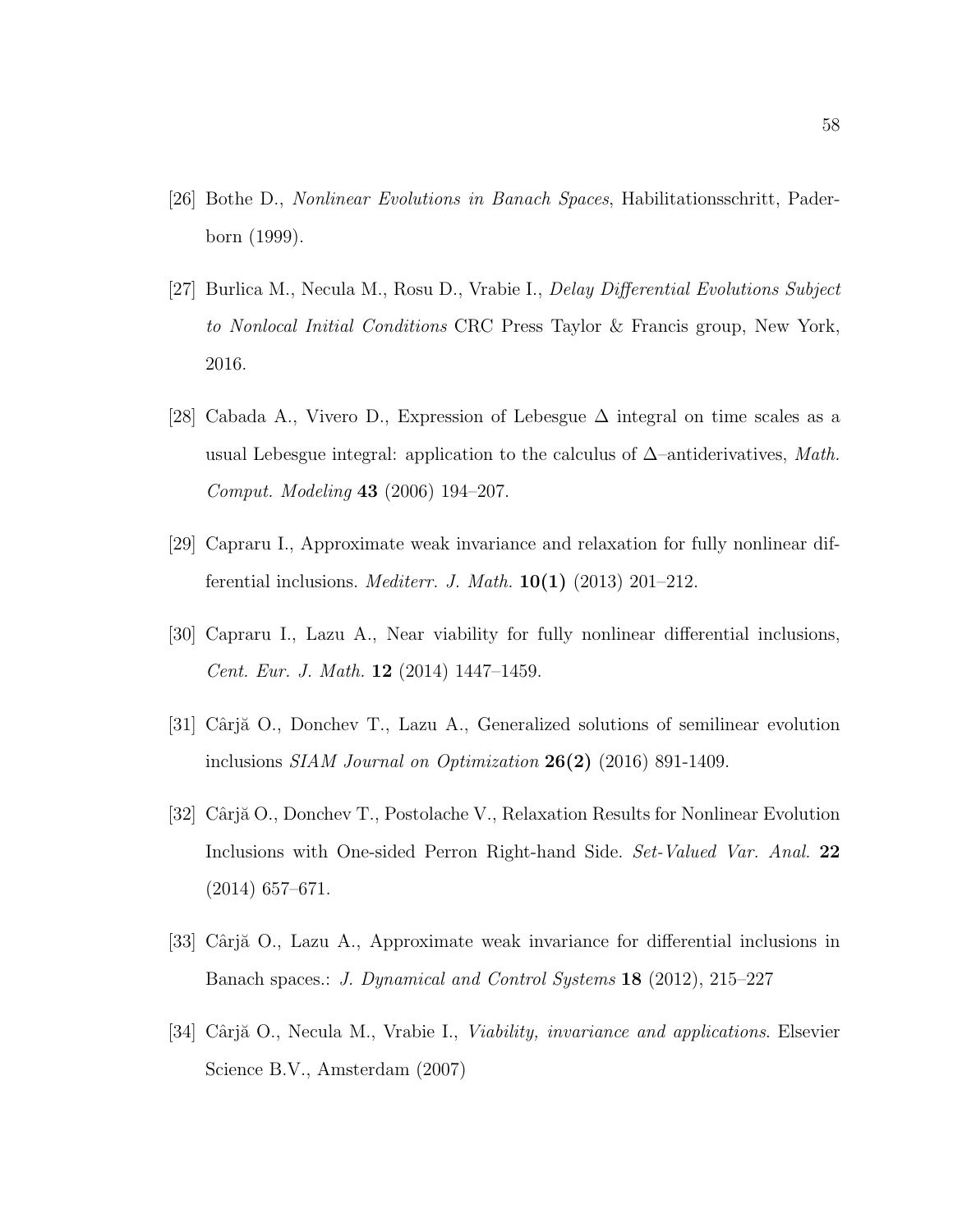[26] Bothe D., *Nonlinear Evolutions in Banach Spaces*, Habilitationsschritt, Paderborn (1999).

[27] Burlica M., Necula M., Rosu D., Vrabie I., *Delay Differential Evolutions Subject to Nonlocal Initial Conditions* CRC Press Taylor & Francis group, New York, 2016.

[28] Cabada A., Vivero D., Expression of Lebesgue $\Delta$ integral on time scales as a usual Lebesgue integral: application to the calculus of $\Delta$–antiderivatives, *Math. Comput. Modeling* **43** (2006) 194–207.

[29] Capraru I., Approximate weak invariance and relaxation for fully nonlinear differential inclusions. *Mediterr. J. Math.* **10(1)** (2013) 201–212.

[30] Capraru I., Lazu A., Near viability for fully nonlinear differential inclusions, *Cent. Eur. J. Math.* **12** (2014) 1447–1459.

[31] Cârjă O., Donchev T., Lazu A., Generalized solutions of semilinear evolution inclusions *SIAM Journal on Optimization* **26(2)** (2016) 891-1409.

[32] Cârjă O., Donchev T., Postolache V., Relaxation Results for Nonlinear Evolution Inclusions with One-sided Perron Right-hand Side. *Set-Valued Var. Anal.* **22** (2014) 657–671.

[33] Cârjă O., Lazu A., Approximate weak invariance for differential inclusions in Banach spaces.: *J. Dynamical and Control Systems* **18** (2012), 215–227

[34] Cârjă O., Necula M., Vrabie I., *Viability, invariance and applications*. Elsevier Science B.V., Amsterdam (2007)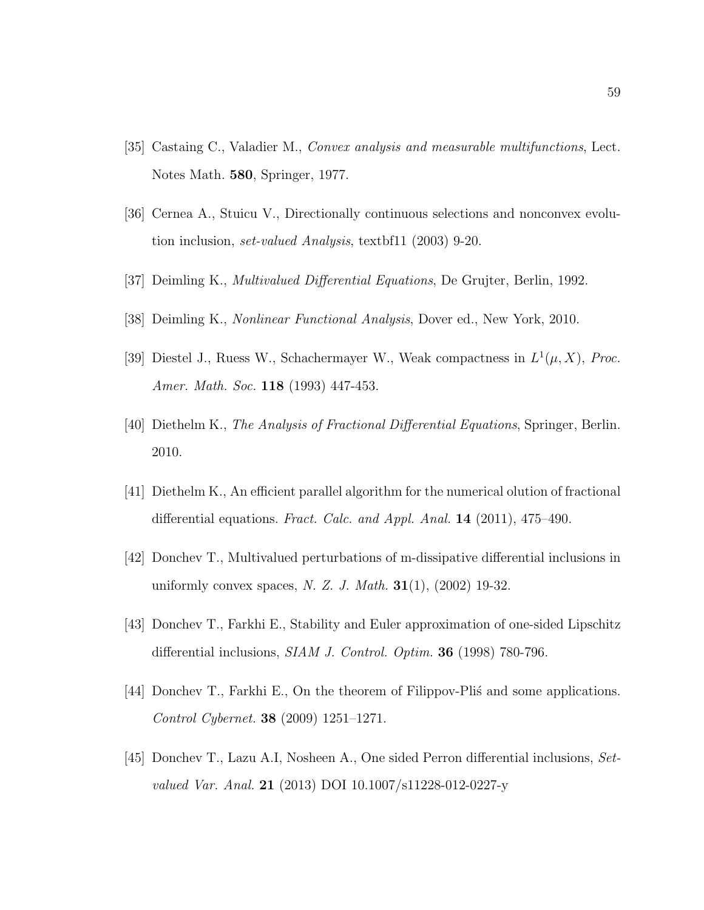[35] Castaing C., Valadier M., *Convex analysis and measurable multifunctions*, Lect. Notes Math. **580**, Springer, 1977.

[36] Cernea A., Stuicu V., Directionally continuous selections and nonconvex evolution inclusion, *set-valued Analysis*, textbf11 (2003) 9-20.

[37] Deimling K., *Multivalued Differential Equations*, De Grujter, Berlin, 1992.

[38] Deimling K., *Nonlinear Functional Analysis*, Dover ed., New York, 2010.

[39] Diestel J., Ruess W., Schachermayer W., Weak compactness in $L^1(\mu, X)$, *Proc. Amer. Math. Soc.* **118** (1993) 447-453.

[40] Diethelm K., *The Analysis of Fractional Differential Equations*, Springer, Berlin. 2010.

[41] Diethelm K., An efficient parallel algorithm for the numerical olution of fractional differential equations. *Fract. Calc. and Appl. Anal.* **14** (2011), 475–490.

[42] Donchev T., Multivalued perturbations of m-dissipative differential inclusions in uniformly convex spaces, *N. Z. J. Math.* **31**(1), (2002) 19-32.

[43] Donchev T., Farkhi E., Stability and Euler approximation of one-sided Lipschitz differential inclusions, *SIAM J. Control. Optim.* **36** (1998) 780-796.

[44] Donchev T., Farkhi E., On the theorem of Filippov-Pliś and some applications. *Control Cybernet.* **38** (2009) 1251–1271.

[45] Donchev T., Lazu A.I, Nosheen A., One sided Perron differential inclusions, *Set-valued Var. Anal.* **21** (2013) DOI 10.1007/s11228-012-0227-y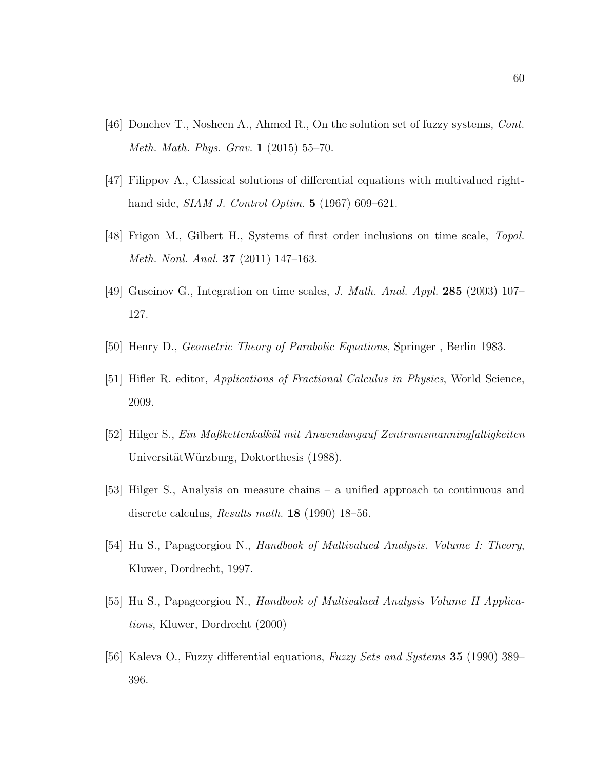[46] Donchev T., Nosheen A., Ahmed R., On the solution set of fuzzy systems, *Cont. Meth. Math. Phys. Grav.* **1** (2015) 55–70.

[47] Filippov A., Classical solutions of differential equations with multivalued right-hand side, *SIAM J. Control Optim.* **5** (1967) 609–621.

[48] Frigon M., Gilbert H., Systems of first order inclusions on time scale, *Topol. Meth. Nonl. Anal.* **37** (2011) 147–163.

[49] Guseinov G., Integration on time scales, *J. Math. Anal. Appl.* **285** (2003) 107–127.

[50] Henry D., *Geometric Theory of Parabolic Equations*, Springer , Berlin 1983.

[51] Hifler R. editor, *Applications of Fractional Calculus in Physics*, World Science, 2009.

[52] Hilger S., *Ein Maßkettenkalkül mit Anwendungauf Zentrumsmanningfaltigkeiten* UniversitätWürzburg, Doktorthesis (1988).

[53] Hilger S., Analysis on measure chains – a unified approach to continuous and discrete calculus, *Results math.* **18** (1990) 18–56.

[54] Hu S., Papageorgiou N., *Handbook of Multivalued Analysis. Volume I: Theory*, Kluwer, Dordrecht, 1997.

[55] Hu S., Papageorgiou N., *Handbook of Multivalued Analysis Volume II Applications*, Kluwer, Dordrecht (2000)

[56] Kaleva O., Fuzzy differential equations, *Fuzzy Sets and Systems* **35** (1990) 389–396.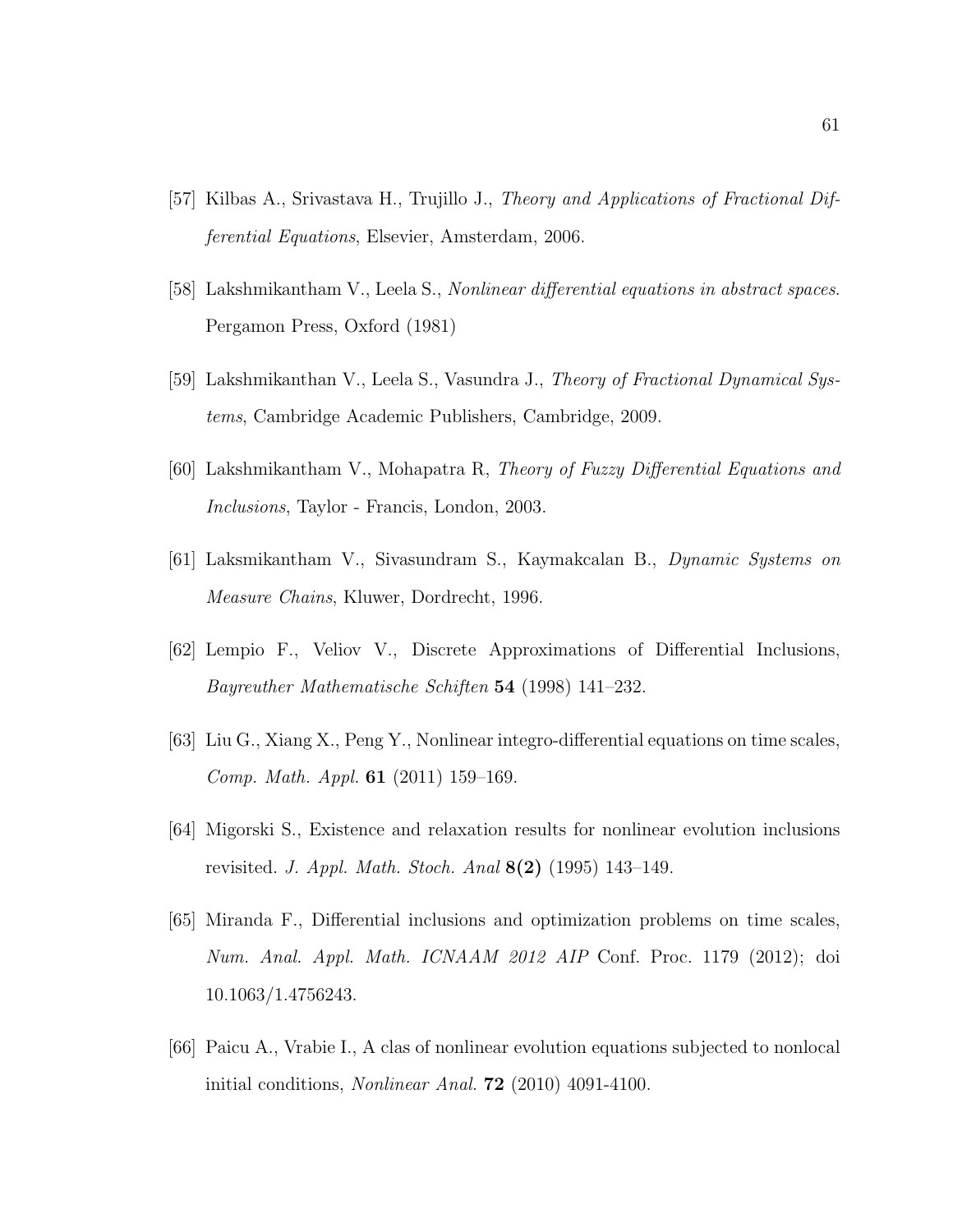[57] Kilbas A., Srivastava H., Trujillo J., *Theory and Applications of Fractional Differential Equations*, Elsevier, Amsterdam, 2006.

[58] Lakshmikantham V., Leela S., *Nonlinear differential equations in abstract spaces*. Pergamon Press, Oxford (1981)

[59] Lakshmikanthan V., Leela S., Vasundra J., *Theory of Fractional Dynamical Systems*, Cambridge Academic Publishers, Cambridge, 2009.

[60] Lakshmikantham V., Mohapatra R, *Theory of Fuzzy Differential Equations and Inclusions*, Taylor - Francis, London, 2003.

[61] Laksmikantham V., Sivasundram S., Kaymakcalan B., *Dynamic Systems on Measure Chains*, Kluwer, Dordrecht, 1996.

[62] Lempio F., Veliov V., Discrete Approximations of Differential Inclusions, *Bayreuther Mathematische Schiften* **54** (1998) 141–232.

[63] Liu G., Xiang X., Peng Y., Nonlinear integro-differential equations on time scales, *Comp. Math. Appl.* **61** (2011) 159–169.

[64] Migorski S., Existence and relaxation results for nonlinear evolution inclusions revisited. *J. Appl. Math. Stoch. Anal* **8(2)** (1995) 143–149.

[65] Miranda F., Differential inclusions and optimization problems on time scales, *Num. Anal. Appl. Math. ICNAAM 2012 AIP* Conf. Proc. 1179 (2012); doi 10.1063/1.4756243.

[66] Paicu A., Vrabie I., A clas of nonlinear evolution equations subjected to nonlocal initial conditions, *Nonlinear Anal.* **72** (2010) 4091-4100.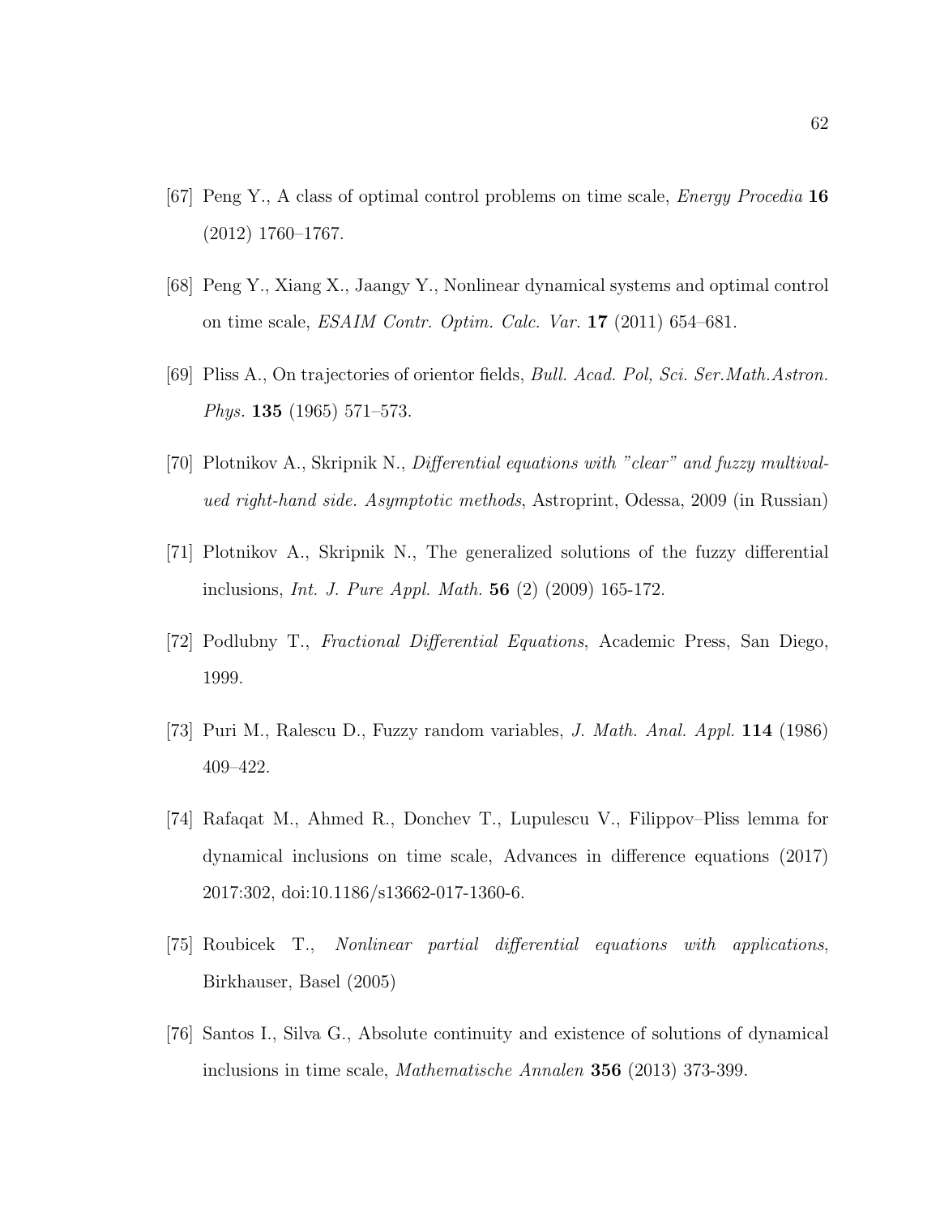[67] Peng Y., A class of optimal control problems on time scale, *Energy Procedia* **16** (2012) 1760–1767.

[68] Peng Y., Xiang X., Jaangy Y., Nonlinear dynamical systems and optimal control on time scale, *ESAIM Contr. Optim. Calc. Var.* **17** (2011) 654–681.

[69] Pliss A., On trajectories of orientor fields, *Bull. Acad. Pol, Sci. Ser.Math.Astron. Phys.* **135** (1965) 571–573.

[70] Plotnikov A., Skripnik N., *Differential equations with "clear" and fuzzy multivalued right-hand side. Asymptotic methods*, Astroprint, Odessa, 2009 (in Russian)

[71] Plotnikov A., Skripnik N., The generalized solutions of the fuzzy differential inclusions, *Int. J. Pure Appl. Math.* **56** (2) (2009) 165-172.

[72] Podlubny T., *Fractional Differential Equations*, Academic Press, San Diego, 1999.

[73] Puri M., Ralescu D., Fuzzy random variables, *J. Math. Anal. Appl.* **114** (1986) 409–422.

[74] Rafaqat M., Ahmed R., Donchev T., Lupulescu V., Filippov–Pliss lemma for dynamical inclusions on time scale, Advances in difference equations (2017) 2017:302, doi:10.1186/s13662-017-1360-6.

[75] Roubicek T., *Nonlinear partial differential equations with applications*, Birkhauser, Basel (2005)

[76] Santos I., Silva G., Absolute continuity and existence of solutions of dynamical inclusions in time scale, *Mathematische Annalen* **356** (2013) 373-399.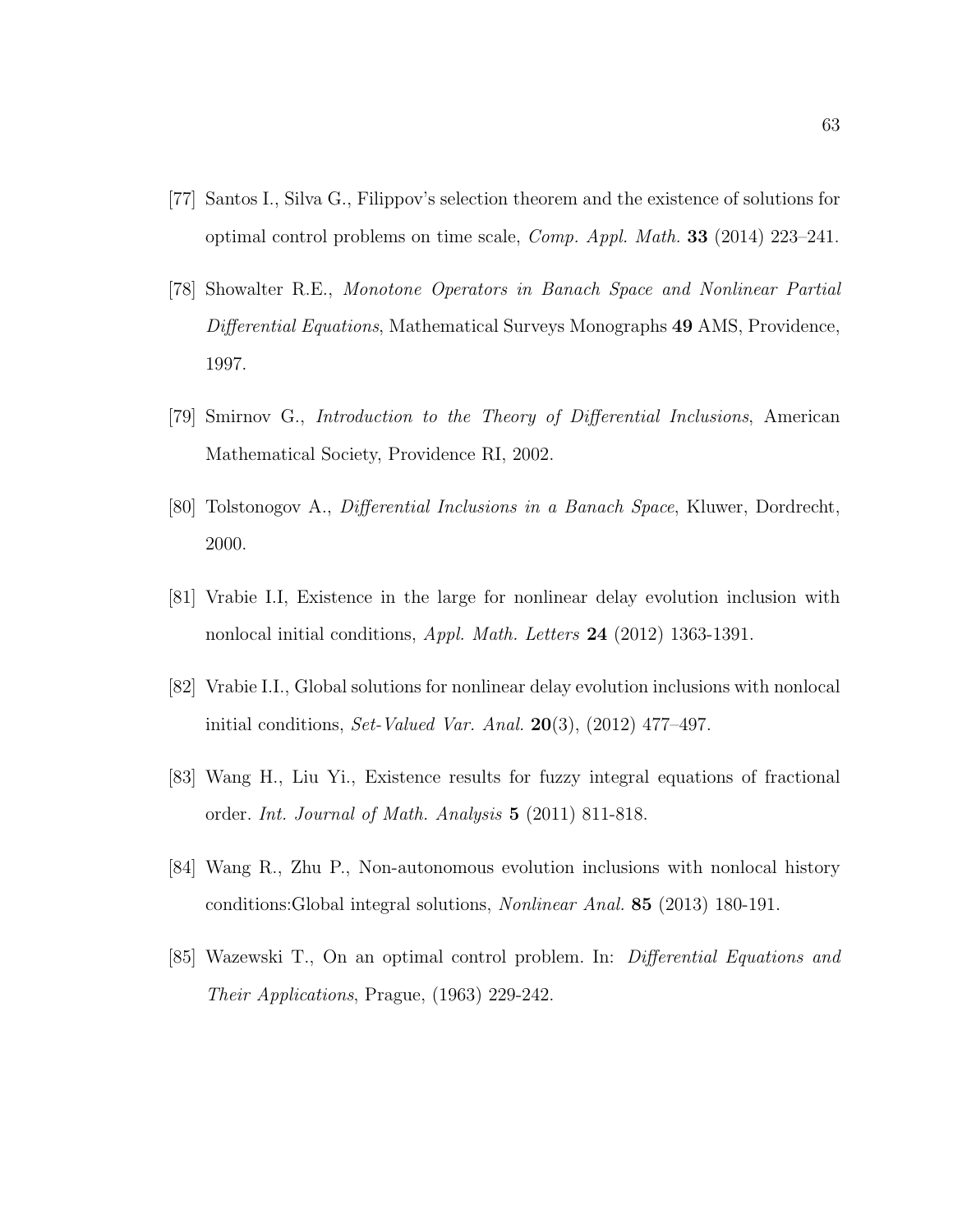[77] Santos I., Silva G., Filippov's selection theorem and the existence of solutions for optimal control problems on time scale, *Comp. Appl. Math.* **33** (2014) 223–241.

[78] Showalter R.E., *Monotone Operators in Banach Space and Nonlinear Partial Differential Equations*, Mathematical Surveys Monographs **49** AMS, Providence, 1997.

[79] Smirnov G., *Introduction to the Theory of Differential Inclusions*, American Mathematical Society, Providence RI, 2002.

[80] Tolstonogov A., *Differential Inclusions in a Banach Space*, Kluwer, Dordrecht, 2000.

[81] Vrabie I.I, Existence in the large for nonlinear delay evolution inclusion with nonlocal initial conditions, *Appl. Math. Letters* **24** (2012) 1363-1391.

[82] Vrabie I.I., Global solutions for nonlinear delay evolution inclusions with nonlocal initial conditions, *Set-Valued Var. Anal.* **20**(3), (2012) 477–497.

[83] Wang H., Liu Yi., Existence results for fuzzy integral equations of fractional order. *Int. Journal of Math. Analysis* **5** (2011) 811-818.

[84] Wang R., Zhu P., Non-autonomous evolution inclusions with nonlocal history conditions:Global integral solutions, *Nonlinear Anal.* **85** (2013) 180-191.

[85] Wazewski T., On an optimal control problem. In: *Differential Equations and Their Applications*, Prague, (1963) 229-242.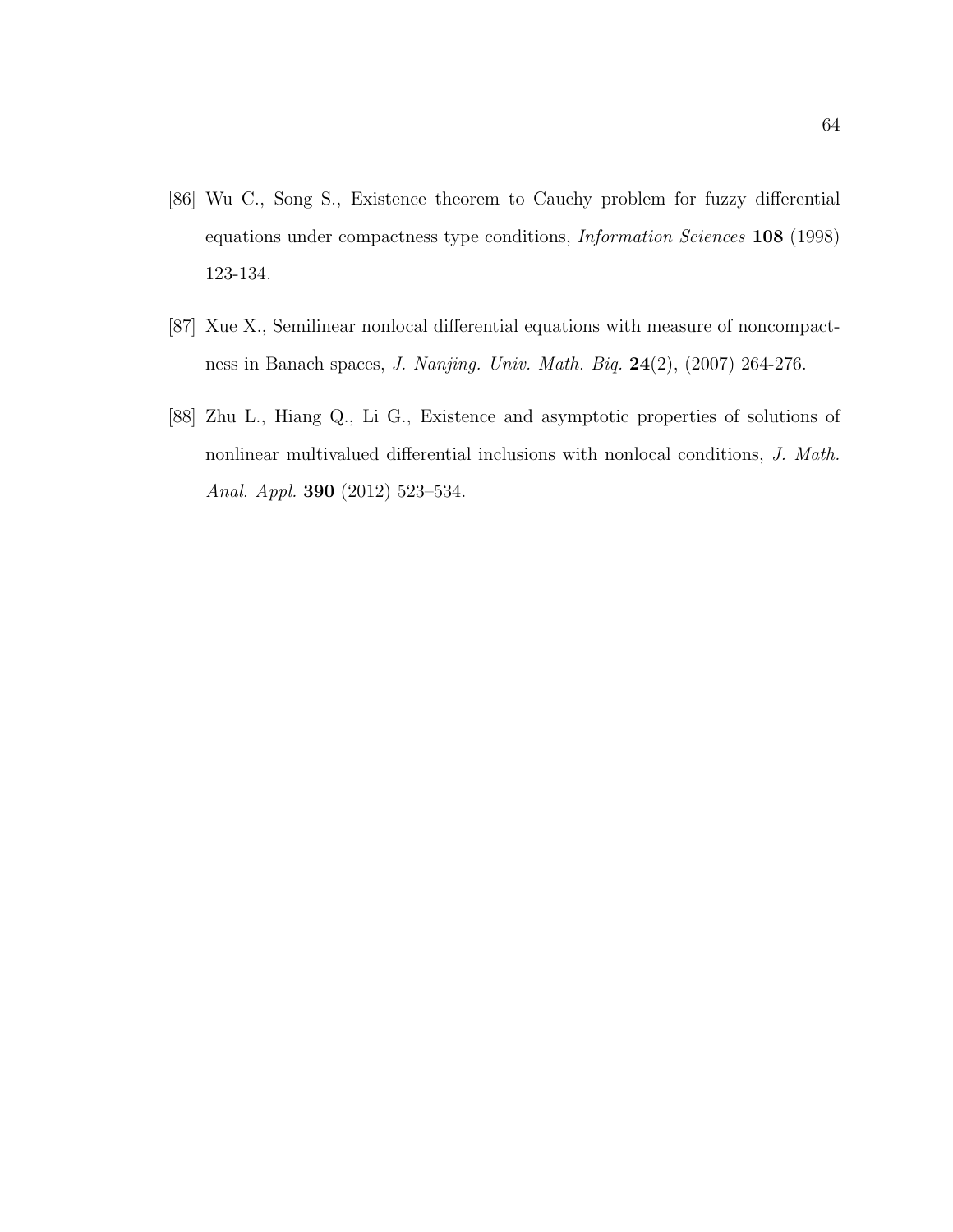[86] Wu C., Song S., Existence theorem to Cauchy problem for fuzzy differential equations under compactness type conditions, *Information Sciences* **108** (1998) 123-134.

[87] Xue X., Semilinear nonlocal differential equations with measure of noncompactness in Banach spaces, *J. Nanjing. Univ. Math. Biq.* **24**(2), (2007) 264-276.

[88] Zhu L., Hiang Q., Li G., Existence and asymptotic properties of solutions of nonlinear multivalued differential inclusions with nonlocal conditions, *J. Math. Anal. Appl.* **390** (2012) 523–534.